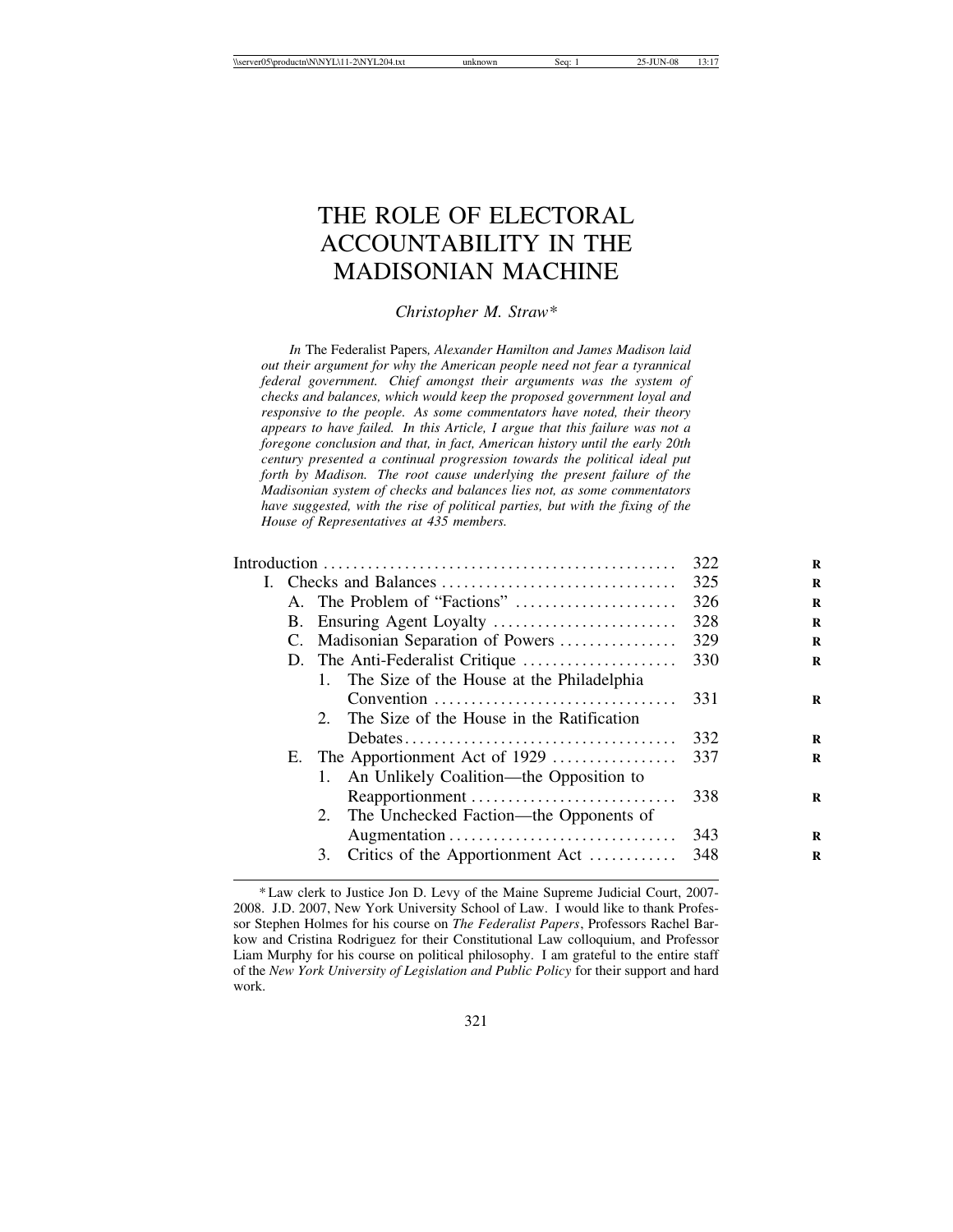# THE ROLE OF ELECTORAL ACCOUNTABILITY IN THE MADISONIAN MACHINE

*Christopher M. Straw**

*In* The Federalist Papers*, Alexander Hamilton and James Madison laid out their argument for why the American people need not fear a tyrannical federal government. Chief amongst their arguments was the system of checks and balances, which would keep the proposed government loyal and responsive to the people. As some commentators have noted, their theory appears to have failed. In this Article, I argue that this failure was not a foregone conclusion and that, in fact, American history until the early 20th century presented a continual progression towards the political ideal put forth by Madison. The root cause underlying the present failure of the Madisonian system of checks and balances lies not, as some commentators have suggested, with the rise of political parties, but with the fixing of the House of Representatives at 435 members.*

| | |
|---|---|
| Introduction | 322 |
| I. Checks and Balances | 325 |
| A. The Problem of "Factions" | 326 |
| B. Ensuring Agent Loyalty | 328 |
| C. Madisonian Separation of Powers | 329 |
| D. The Anti-Federalist Critique | 330 |
| 1. The Size of the House at the Philadelphia Convention | 331 |
| 2. The Size of the House in the Ratification Debates | 332 |
| E. The Apportionment Act of 1929 | 337 |
| 1. An Unlikely Coalition—the Opposition to Reapportionment | 338 |
| 2. The Unchecked Faction—the Opponents of Augmentation | 343 |
| 3. Critics of the Apportionment Act | 348 |

---

\* Law clerk to Justice Jon D. Levy of the Maine Supreme Judicial Court, 2007-2008. J.D. 2007, New York University School of Law. I would like to thank Professor Stephen Holmes for his course on *The Federalist Papers*, Professors Rachel Barkow and Cristina Rodriguez for their Constitutional Law colloquium, and Professor Liam Murphy for his course on political philosophy. I am grateful to the entire staff of the *New York University of Legislation and Public Policy* for their support and hard work.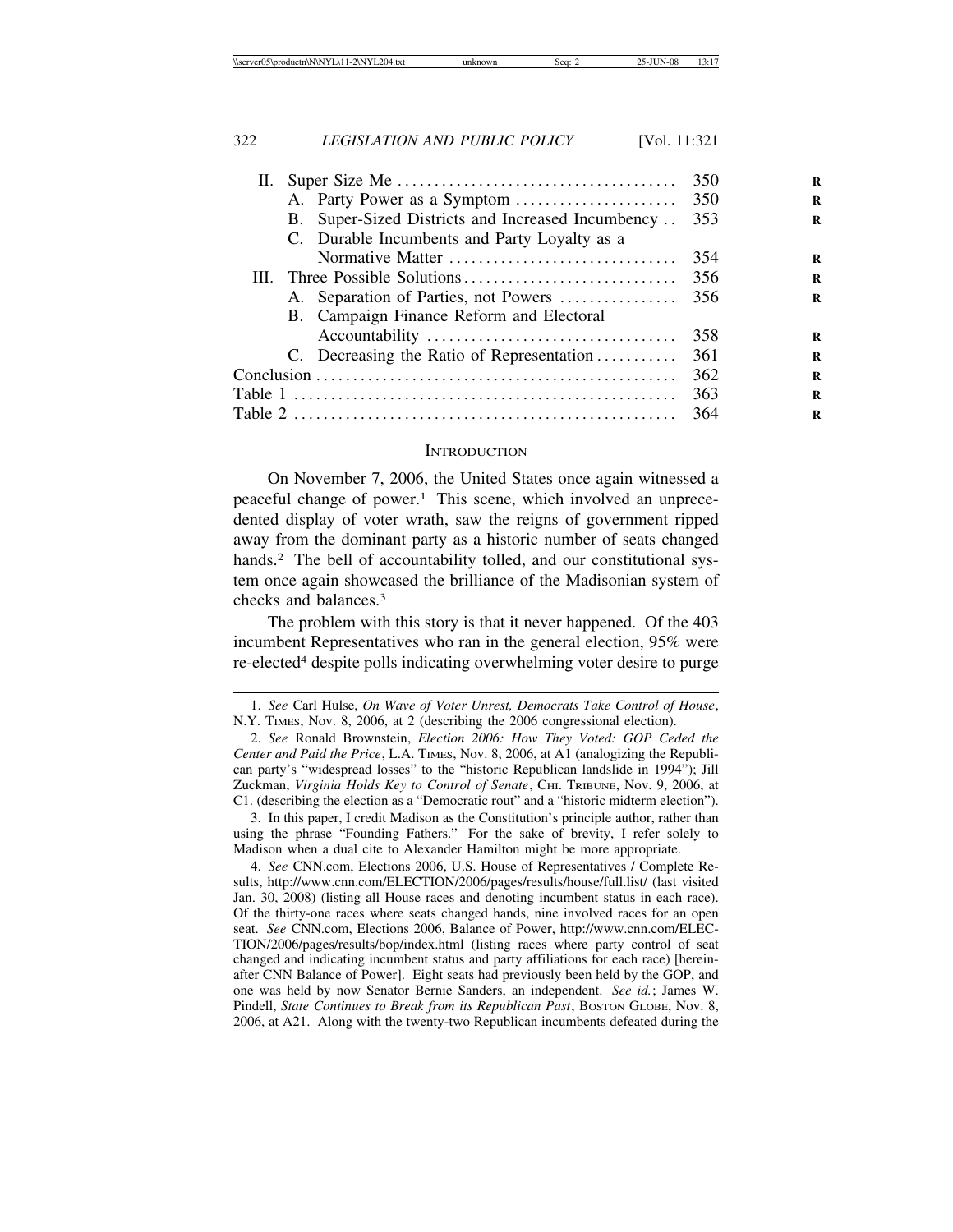| | | |
|---|---|---|
| II. | Super Size Me | 350 |
| | A. Party Power as a Symptom | 350 |
| | B. Super-Sized Districts and Increased Incumbency | 353 |
| | C. Durable Incumbents and Party Loyalty as a Normative Matter | 354 |
| III. | Three Possible Solutions | 356 |
| | A. Separation of Parties, not Powers | 356 |
| | B. Campaign Finance Reform and Electoral Accountability | 358 |
| | C. Decreasing the Ratio of Representation | 361 |
| Conclusion | | 362 |
| Table 1 | | 363 |
| Table 2 | | 364 |

## INTRODUCTION

On November 7, 2006, the United States once again witnessed a peaceful change of power.[1] This scene, which involved an unprecedented display of voter wrath, saw the reigns of government ripped away from the dominant party as a historic number of seats changed hands.[2] The bell of accountability tolled, and our constitutional system once again showcased the brilliance of the Madisonian system of checks and balances.[3]

The problem with this story is that it never happened. Of the 403 incumbent Representatives who ran in the general election, 95% were re-elected[4] despite polls indicating overwhelming voter desire to purge

---

1. *See* Carl Hulse, *On Wave of Voter Unrest, Democrats Take Control of House*, N.Y. TIMES, Nov. 8, 2006, at 2 (describing the 2006 congressional election).

2. *See* Ronald Brownstein, *Election 2006: How They Voted: GOP Ceded the Center and Paid the Price*, L.A. TIMES, Nov. 8, 2006, at A1 (analogizing the Republican party's "widespread losses" to the "historic Republican landslide in 1994"); Jill Zuckman, *Virginia Holds Key to Control of Senate*, CHI. TRIBUNE, Nov. 9, 2006, at C1. (describing the election as a "Democratic rout" and a "historic midterm election").

3. In this paper, I credit Madison as the Constitution's principle author, rather than using the phrase "Founding Fathers." For the sake of brevity, I refer solely to Madison when a dual cite to Alexander Hamilton might be more appropriate.

4. *See* CNN.com, Elections 2006, U.S. House of Representatives / Complete Results, http://www.cnn.com/ELECTION/2006/pages/results/house/full.list/ (last visited Jan. 30, 2008) (listing all House races and denoting incumbent status in each race). Of the thirty-one races where seats changed hands, nine involved races for an open seat. *See* CNN.com, Elections 2006, Balance of Power, http://www.cnn.com/ELECTION/2006/pages/results/bop/index.html (listing races where party control of seat changed and indicating incumbent status and party affiliations for each race) [hereinafter CNN Balance of Power]. Eight seats had previously been held by the GOP, and one was held by now Senator Bernie Sanders, an independent. *See id.*; James W. Pindell, *State Continues to Break from its Republican Past*, BOSTON GLOBE, Nov. 8, 2006, at A21. Along with the twenty-two Republican incumbents defeated during the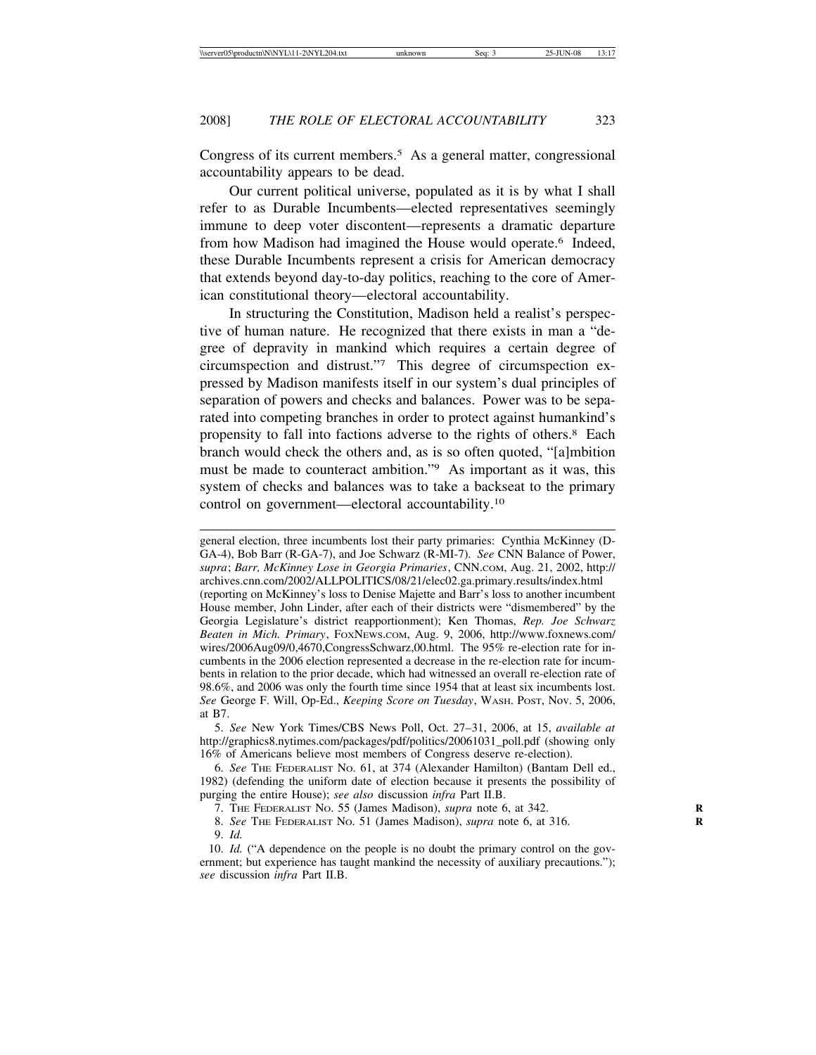Congress of its current members.[5] As a general matter, congressional accountability appears to be dead.

Our current political universe, populated as it is by what I shall refer to as Durable Incumbents—elected representatives seemingly immune to deep voter discontent—represents a dramatic departure from how Madison had imagined the House would operate.[6] Indeed, these Durable Incumbents represent a crisis for American democracy that extends beyond day-to-day politics, reaching to the core of American constitutional theory—electoral accountability.

In structuring the Constitution, Madison held a realist's perspective of human nature. He recognized that there exists in man a "degree of depravity in mankind which requires a certain degree of circumspection and distrust."[7] This degree of circumspection expressed by Madison manifests itself in our system's dual principles of separation of powers and checks and balances. Power was to be separated into competing branches in order to protect against humankind's propensity to fall into factions adverse to the rights of others.[8] Each branch would check the others and, as is so often quoted, "[a]mbition must be made to counteract ambition."[9] As important as it was, this system of checks and balances was to take a backseat to the primary control on government—electoral accountability.[10]

---

general election, three incumbents lost their party primaries: Cynthia McKinney (D-GA-4), Bob Barr (R-GA-7), and Joe Schwarz (R-MI-7). *See* CNN Balance of Power, *supra*; *Barr, McKinney Lose in Georgia Primaries*, CNN.COM, Aug. 21, 2002, http://archives.cnn.com/2002/ALLPOLITICS/08/21/elec02.ga.primary.results/index.html (reporting on McKinney's loss to Denise Majette and Barr's loss to another incumbent House member, John Linder, after each of their districts were "dismembered" by the Georgia Legislature's district reapportionment); Ken Thomas, *Rep. Joe Schwarz Beaten in Mich. Primary*, FOXNEWS.COM, Aug. 9, 2006, http://www.foxnews.com/wires/2006Aug09/0,4670,CongressSchwarz,00.html. The 95% re-election rate for incumbents in the 2006 election represented a decrease in the re-election rate for incumbents in relation to the prior decade, which had witnessed an overall re-election rate of 98.6%, and 2006 was only the fourth time since 1954 that at least six incumbents lost. *See* George F. Will, Op-Ed., *Keeping Score on Tuesday*, WASH. POST, Nov. 5, 2006, at B7.

5. *See* New York Times/CBS News Poll, Oct. 27–31, 2006, at 15, *available at* http://graphics8.nytimes.com/packages/pdf/politics/20061031_poll.pdf (showing only 16% of Americans believe most members of Congress deserve re-election).

6. *See* THE FEDERALIST NO. 61, at 374 (Alexander Hamilton) (Bantam Dell ed., 1982) (defending the uniform date of election because it presents the possibility of purging the entire House); *see also* discussion *infra* Part II.B.

7. THE FEDERALIST NO. 55 (James Madison), *supra* note 6, at 342.

8. *See* THE FEDERALIST NO. 51 (James Madison), *supra* note 6, at 316.

9. *Id.*

10. *Id.* ("A dependence on the people is no doubt the primary control on the government; but experience has taught mankind the necessity of auxiliary precautions."); *see* discussion *infra* Part II.B.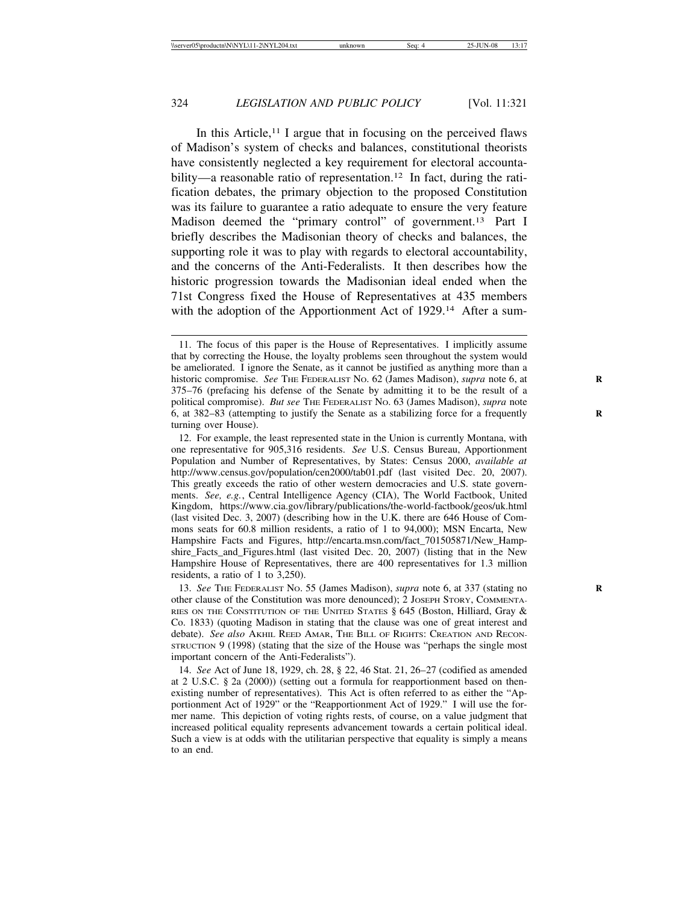In this Article,[11] I argue that in focusing on the perceived flaws of Madison's system of checks and balances, constitutional theorists have consistently neglected a key requirement for electoral accountability—a reasonable ratio of representation.[12] In fact, during the ratification debates, the primary objection to the proposed Constitution was its failure to guarantee a ratio adequate to ensure the very feature Madison deemed the "primary control" of government.[13] Part I briefly describes the Madisonian theory of checks and balances, the supporting role it was to play with regards to electoral accountability, and the concerns of the Anti-Federalists. It then describes how the historic progression towards the Madisonian ideal ended when the 71st Congress fixed the House of Representatives at 435 members with the adoption of the Apportionment Act of 1929.[14] After a sum-

---

11. The focus of this paper is the House of Representatives. I implicitly assume that by correcting the House, the loyalty problems seen throughout the system would be ameliorated. I ignore the Senate, as it cannot be justified as anything more than a historic compromise. *See* THE FEDERALIST NO. 62 (James Madison), *supra* note 6, at 375–76 (prefacing his defense of the Senate by admitting it to be the result of a political compromise). *But see* THE FEDERALIST NO. 63 (James Madison), *supra* note 6, at 382–83 (attempting to justify the Senate as a stabilizing force for a frequently turning over House).

12. For example, the least represented state in the Union is currently Montana, with one representative for 905,316 residents. *See* U.S. Census Bureau, Apportionment Population and Number of Representatives, by States: Census 2000, *available at* http://www.census.gov/population/cen2000/tab01.pdf (last visited Dec. 20, 2007). This greatly exceeds the ratio of other western democracies and U.S. state governments. *See, e.g.*, Central Intelligence Agency (CIA), The World Factbook, United Kingdom, https://www.cia.gov/library/publications/the-world-factbook/geos/uk.html (last visited Dec. 3, 2007) (describing how in the U.K. there are 646 House of Commons seats for 60.8 million residents, a ratio of 1 to 94,000); MSN Encarta, New Hampshire Facts and Figures, http://encarta.msn.com/fact_701505871/New_Hampshire_Facts_and_Figures.html (last visited Dec. 20, 2007) (listing that in the New Hampshire House of Representatives, there are 400 representatives for 1.3 million residents, a ratio of 1 to 3,250).

13. *See* THE FEDERALIST NO. 55 (James Madison), *supra* note 6, at 337 (stating no other clause of the Constitution was more denounced); 2 JOSEPH STORY, COMMENTARIES ON THE CONSTITUTION OF THE UNITED STATES § 645 (Boston, Hilliard, Gray & Co. 1833) (quoting Madison in stating that the clause was one of great interest and debate). *See also* AKHIL REED AMAR, THE BILL OF RIGHTS: CREATION AND RECONSTRUCTION 9 (1998) (stating that the size of the House was "perhaps the single most important concern of the Anti-Federalists").

14. *See* Act of June 18, 1929, ch. 28, § 22, 46 Stat. 21, 26–27 (codified as amended at 2 U.S.C. § 2a (2000)) (setting out a formula for reapportionment based on then-existing number of representatives). This Act is often referred to as either the "Apportionment Act of 1929" or the "Reapportionment Act of 1929." I will use the former name. This depiction of voting rights rests, of course, on a value judgment that increased political equality represents advancement towards a certain political ideal. Such a view is at odds with the utilitarian perspective that equality is simply a means to an end.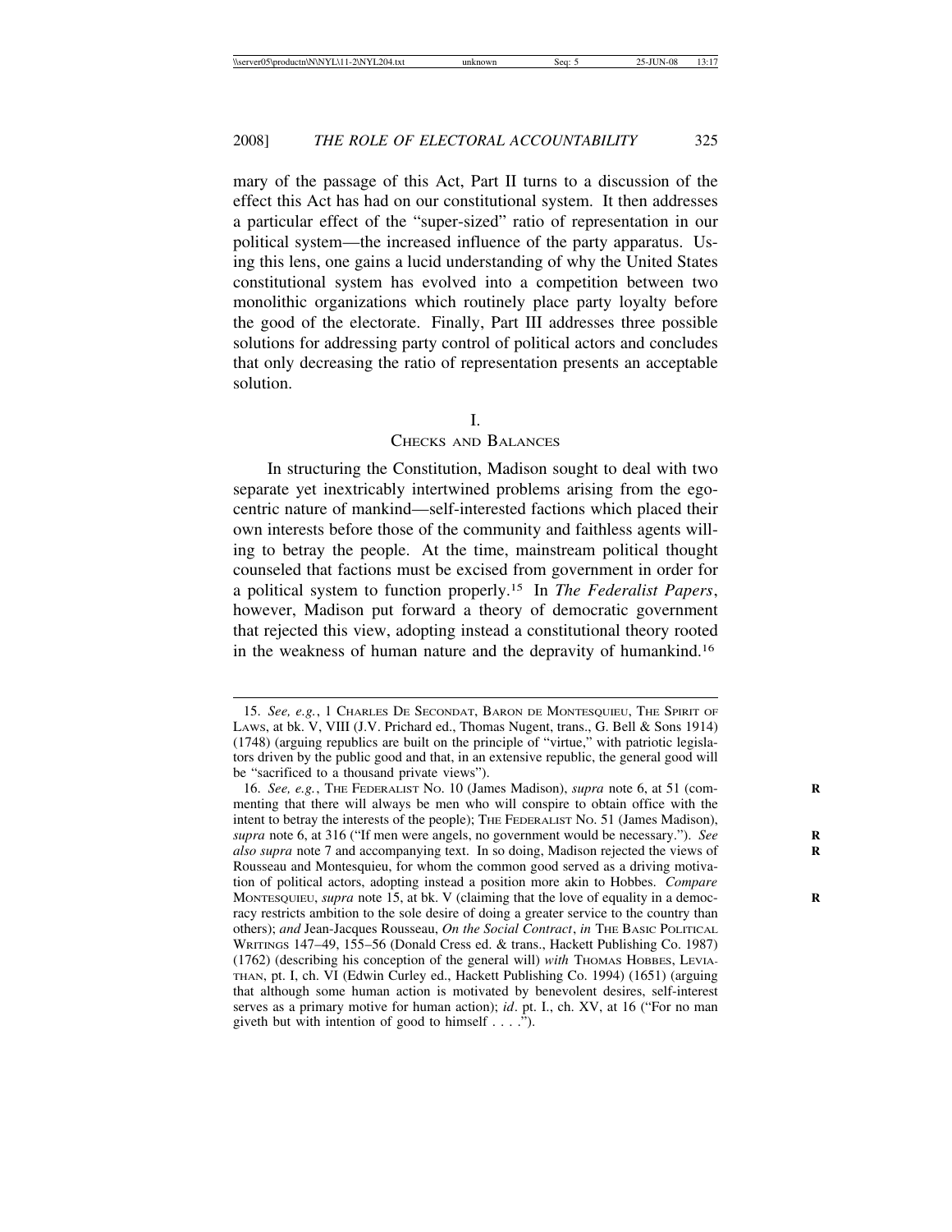mary of the passage of this Act, Part II turns to a discussion of the effect this Act has had on our constitutional system. It then addresses a particular effect of the "super-sized" ratio of representation in our political system—the increased influence of the party apparatus. Using this lens, one gains a lucid understanding of why the United States constitutional system has evolved into a competition between two monolithic organizations which routinely place party loyalty before the good of the electorate. Finally, Part III addresses three possible solutions for addressing party control of political actors and concludes that only decreasing the ratio of representation presents an acceptable solution.

## I.
## CHECKS AND BALANCES

In structuring the Constitution, Madison sought to deal with two separate yet inextricably intertwined problems arising from the egocentric nature of mankind—self-interested factions which placed their own interests before those of the community and faithless agents willing to betray the people. At the time, mainstream political thought counseled that factions must be excised from government in order for a political system to function properly.[15] In *The Federalist Papers*, however, Madison put forward a theory of democratic government that rejected this view, adopting instead a constitutional theory rooted in the weakness of human nature and the depravity of humankind.[16]

---

15. *See, e.g.*, 1 CHARLES DE SECONDAT, BARON DE MONTESQUIEU, THE SPIRIT OF LAWS, at bk. V, VIII (J.V. Prichard ed., Thomas Nugent, trans., G. Bell & Sons 1914) (1748) (arguing republics are built on the principle of "virtue," with patriotic legislators driven by the public good and that, in an extensive republic, the general good will be "sacrificed to a thousand private views").

16. *See, e.g.*, THE FEDERALIST NO. 10 (James Madison), *supra* note 6, at 51 (commenting that there will always be men who will conspire to obtain office with the intent to betray the interests of the people); THE FEDERALIST NO. 51 (James Madison), *supra* note 6, at 316 ("If men were angels, no government would be necessary."). *See also supra* note 7 and accompanying text. In so doing, Madison rejected the views of Rousseau and Montesquieu, for whom the common good served as a driving motivation of political actors, adopting instead a position more akin to Hobbes. *Compare* MONTESQUIEU, *supra* note 15, at bk. V (claiming that the love of equality in a democracy restricts ambition to the sole desire of doing a greater service to the country than others); *and* Jean-Jacques Rousseau, *On the Social Contract*, *in* THE BASIC POLITICAL WRITINGS 147–49, 155–56 (Donald Cress ed. & trans., Hackett Publishing Co. 1987) (1762) (describing his conception of the general will) *with* THOMAS HOBBES, LEVIATHAN, pt. I, ch. VI (Edwin Curley ed., Hackett Publishing Co. 1994) (1651) (arguing that although some human action is motivated by benevolent desires, self-interest serves as a primary motive for human action); *id*. pt. I., ch. XV, at 16 ("For no man giveth but with intention of good to himself . . . .").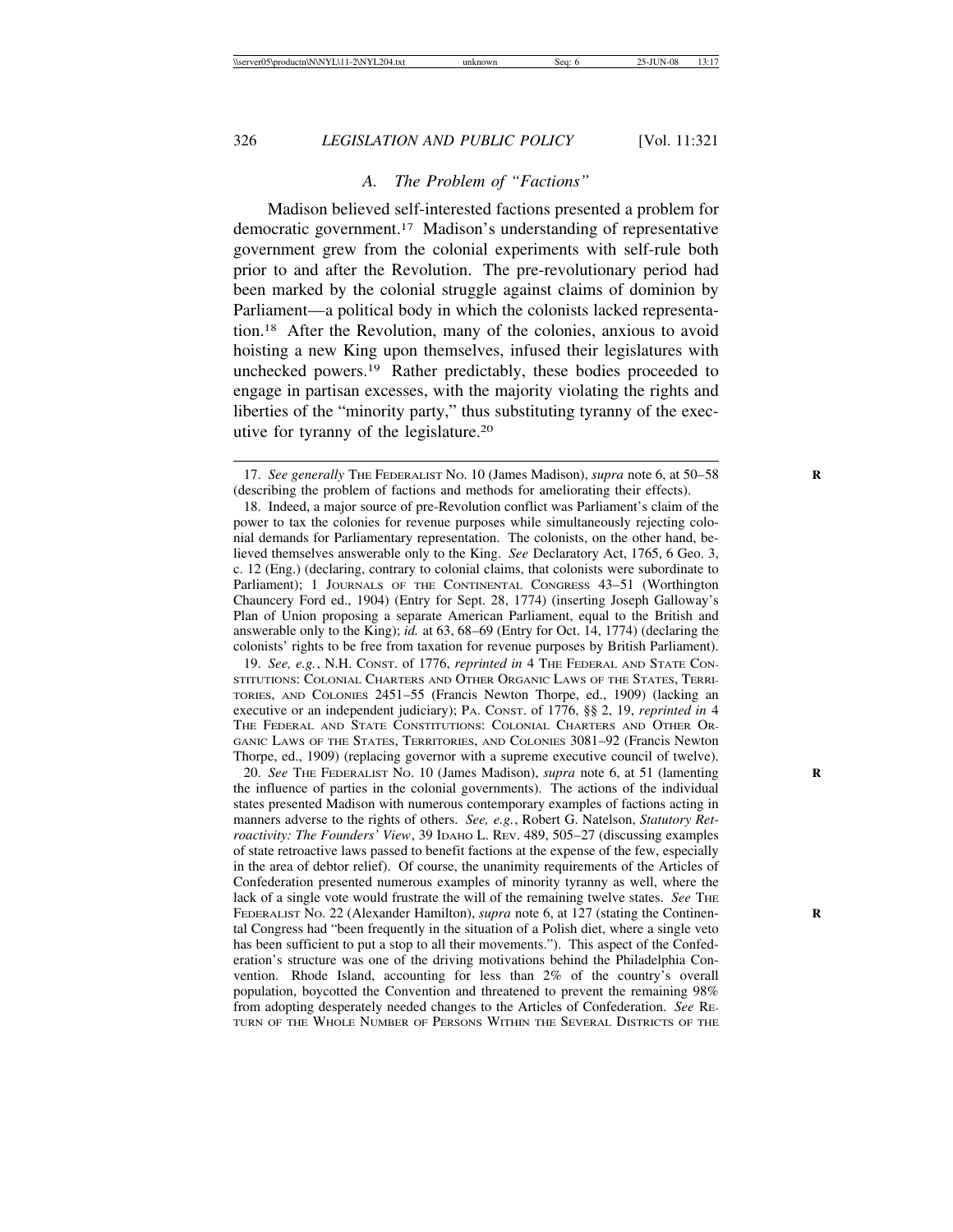### A. The Problem of "Factions"

Madison believed self-interested factions presented a problem for democratic government.[17] Madison's understanding of representative government grew from the colonial experiments with self-rule both prior to and after the Revolution. The pre-revolutionary period had been marked by the colonial struggle against claims of dominion by Parliament—a political body in which the colonists lacked representation.[18] After the Revolution, many of the colonies, anxious to avoid hoisting a new King upon themselves, infused their legislatures with unchecked powers.[19] Rather predictably, these bodies proceeded to engage in partisan excesses, with the majority violating the rights and liberties of the "minority party," thus substituting tyranny of the executive for tyranny of the legislature.[20]

---

17. *See generally* THE FEDERALIST NO. 10 (James Madison), *supra* note 6, at 50–58 (describing the problem of factions and methods for ameliorating their effects).

18. Indeed, a major source of pre-Revolution conflict was Parliament's claim of the power to tax the colonies for revenue purposes while simultaneously rejecting colonial demands for Parliamentary representation. The colonists, on the other hand, believed themselves answerable only to the King. *See* Declaratory Act, 1765, 6 Geo. 3, c. 12 (Eng.) (declaring, contrary to colonial claims, that colonists were subordinate to Parliament); 1 JOURNALS OF THE CONTINENTAL CONGRESS 43–51 (Worthington Chauncery Ford ed., 1904) (Entry for Sept. 28, 1774) (inserting Joseph Galloway's Plan of Union proposing a separate American Parliament, equal to the British and answerable only to the King); *id.* at 63, 68–69 (Entry for Oct. 14, 1774) (declaring the colonists' rights to be free from taxation for revenue purposes by British Parliament).

19. *See, e.g.*, N.H. CONST. of 1776, *reprinted in* 4 THE FEDERAL AND STATE CONSTITUTIONS: COLONIAL CHARTERS AND OTHER ORGANIC LAWS OF THE STATES, TERRITORIES, AND COLONIES 2451–55 (Francis Newton Thorpe, ed., 1909) (lacking an executive or an independent judiciary); PA. CONST. of 1776, §§ 2, 19, *reprinted in* 4 THE FEDERAL AND STATE CONSTITUTIONS: COLONIAL CHARTERS AND OTHER ORGANIC LAWS OF THE STATES, TERRITORIES, AND COLONIES 3081–92 (Francis Newton Thorpe, ed., 1909) (replacing governor with a supreme executive council of twelve).

20. *See* THE FEDERALIST NO. 10 (James Madison), *supra* note 6, at 51 (lamenting the influence of parties in the colonial governments). The actions of the individual states presented Madison with numerous contemporary examples of factions acting in manners adverse to the rights of others. *See, e.g.*, Robert G. Natelson, *Statutory Retroactivity: The Founders' View*, 39 IDAHO L. REV. 489, 505–27 (discussing examples of state retroactive laws passed to benefit factions at the expense of the few, especially in the area of debtor relief). Of course, the unanimity requirements of the Articles of Confederation presented numerous examples of minority tyranny as well, where the lack of a single vote would frustrate the will of the remaining twelve states. *See* THE FEDERALIST NO. 22 (Alexander Hamilton), *supra* note 6, at 127 (stating the Continental Congress had "been frequently in the situation of a Polish diet, where a single veto has been sufficient to put a stop to all their movements."). This aspect of the Confederation's structure was one of the driving motivations behind the Philadelphia Convention. Rhode Island, accounting for less than 2% of the country's overall population, boycotted the Convention and threatened to prevent the remaining 98% from adopting desperately needed changes to the Articles of Confederation. *See* RETURN OF THE WHOLE NUMBER OF PERSONS WITHIN THE SEVERAL DISTRICTS OF THE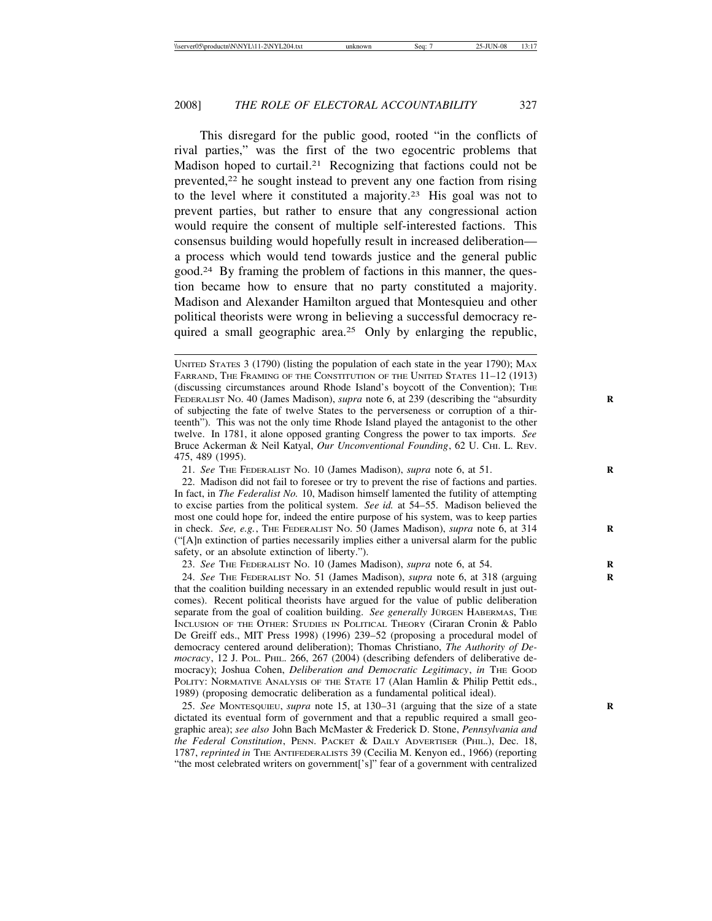This disregard for the public good, rooted "in the conflicts of rival parties," was the first of the two egocentric problems that Madison hoped to curtail.[21] Recognizing that factions could not be prevented,[22] he sought instead to prevent any one faction from rising to the level where it constituted a majority.[23] His goal was not to prevent parties, but rather to ensure that any congressional action would require the consent of multiple self-interested factions. This consensus building would hopefully result in increased deliberation—a process which would tend towards justice and the general public good.[24] By framing the problem of factions in this manner, the question became how to ensure that no party constituted a majority. Madison and Alexander Hamilton argued that Montesquieu and other political theorists were wrong in believing a successful democracy required a small geographic area.[25] Only by enlarging the republic,

---

UNITED STATES 3 (1790) (listing the population of each state in the year 1790); MAX FARRAND, THE FRAMING OF THE CONSTITUTION OF THE UNITED STATES 11–12 (1913) (discussing circumstances around Rhode Island's boycott of the Convention); THE FEDERALIST NO. 40 (James Madison), *supra* note 6, at 239 (describing the "absurdity of subjecting the fate of twelve States to the perverseness or corruption of a thirteenth"). This was not the only time Rhode Island played the antagonist to the other twelve. In 1781, it alone opposed granting Congress the power to tax imports. *See* Bruce Ackerman & Neil Katyal, *Our Unconventional Founding*, 62 U. CHI. L. REV. 475, 489 (1995).

21. *See* THE FEDERALIST NO. 10 (James Madison), *supra* note 6, at 51.

22. Madison did not fail to foresee or try to prevent the rise of factions and parties. In fact, in *The Federalist No.* 10, Madison himself lamented the futility of attempting to excise parties from the political system. *See id.* at 54–55. Madison believed the most one could hope for, indeed the entire purpose of his system, was to keep parties in check. *See, e.g.*, THE FEDERALIST NO. 50 (James Madison), *supra* note 6, at 314 ("[A]n extinction of parties necessarily implies either a universal alarm for the public safety, or an absolute extinction of liberty.").

23. *See* THE FEDERALIST NO. 10 (James Madison), *supra* note 6, at 54.

24. *See* THE FEDERALIST NO. 51 (James Madison), *supra* note 6, at 318 (arguing that the coalition building necessary in an extended republic would result in just outcomes). Recent political theorists have argued for the value of public deliberation separate from the goal of coalition building. *See generally* JÜRGEN HABERMAS, THE INCLUSION OF THE OTHER: STUDIES IN POLITICAL THEORY (Ciraran Cronin & Pablo De Greiff eds., MIT Press 1998) (1996) 239–52 (proposing a procedural model of democracy centered around deliberation); Thomas Christiano, *The Authority of Democracy*, 12 J. POL. PHIL. 266, 267 (2004) (describing defenders of deliberative democracy); Joshua Cohen, *Deliberation and Democratic Legitimacy*, *in* THE GOOD POLITY: NORMATIVE ANALYSIS OF THE STATE 17 (Alan Hamlin & Philip Pettit eds., 1989) (proposing democratic deliberation as a fundamental political ideal).

25. *See* MONTESQUIEU, *supra* note 15, at 130–31 (arguing that the size of a state dictated its eventual form of government and that a republic required a small geographic area); *see also* John Bach McMaster & Frederick D. Stone, *Pennsylvania and the Federal Constitution*, PENN. PACKET & DAILY ADVERTISER (PHIL.), Dec. 18, 1787, *reprinted in* THE ANTIFEDERALISTS 39 (Cecilia M. Kenyon ed., 1966) (reporting "the most celebrated writers on government['s]" fear of a government with centralized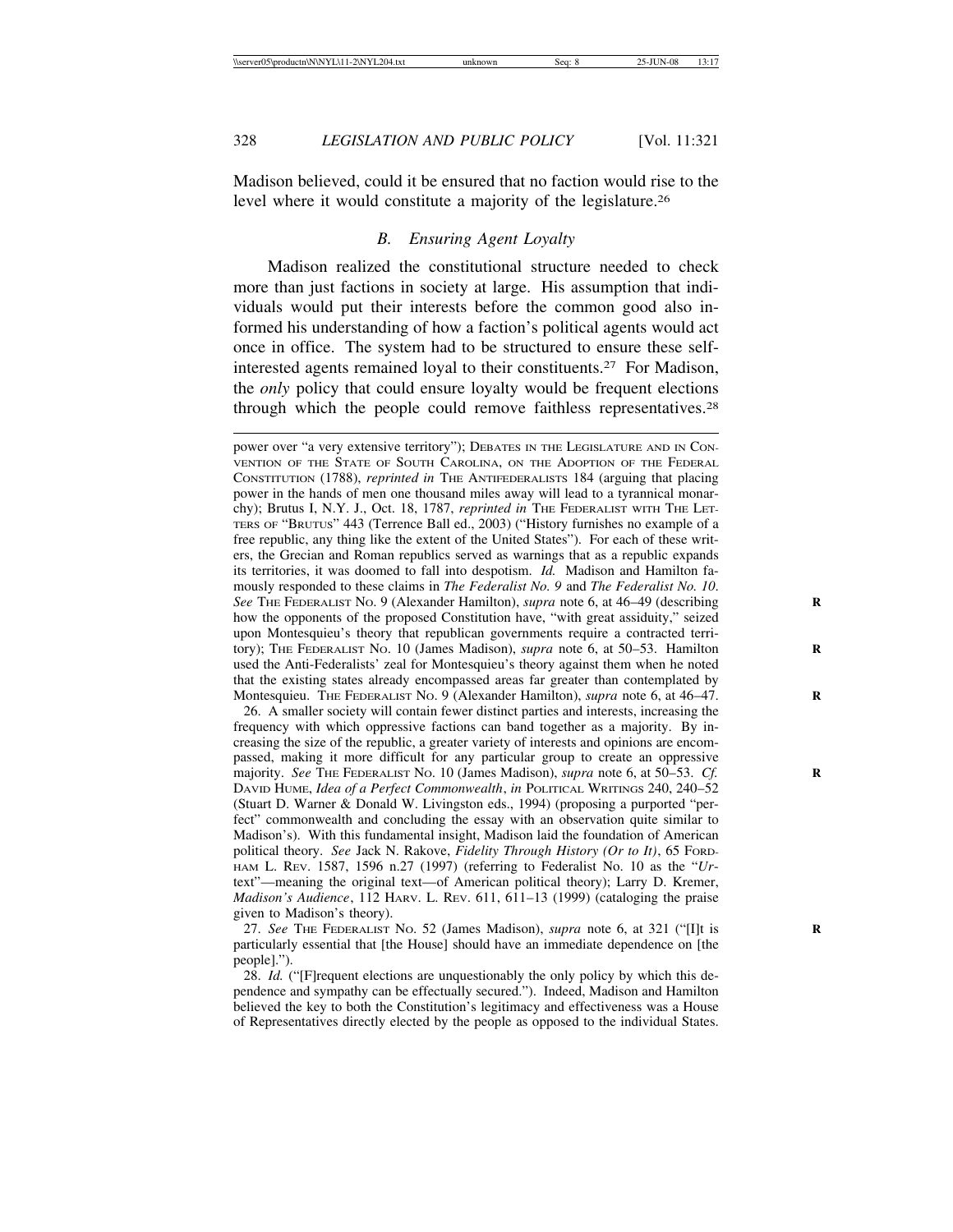Madison believed, could it be ensured that no faction would rise to the level where it would constitute a majority of the legislature.[26]

### *B. Ensuring Agent Loyalty*

Madison realized the constitutional structure needed to check more than just factions in society at large. His assumption that individuals would put their interests before the common good also informed his understanding of how a faction's political agents would act once in office. The system had to be structured to ensure these self-interested agents remained loyal to their constituents.[27] For Madison, the *only* policy that could ensure loyalty would be frequent elections through which the people could remove faithless representatives.[28]

---

power over "a very extensive territory"); DEBATES IN THE LEGISLATURE AND IN CONVENTION OF THE STATE OF SOUTH CAROLINA, ON THE ADOPTION OF THE FEDERAL CONSTITUTION (1788), *reprinted in* THE ANTIFEDERALISTS 184 (arguing that placing power in the hands of men one thousand miles away will lead to a tyrannical monarchy); Brutus I, N.Y. J., Oct. 18, 1787, *reprinted in* THE FEDERALIST WITH THE LETTERS OF "BRUTUS" 443 (Terrence Ball ed., 2003) ("History furnishes no example of a free republic, any thing like the extent of the United States"). For each of these writers, the Grecian and Roman republics served as warnings that as a republic expands its territories, it was doomed to fall into despotism. *Id.* Madison and Hamilton famously responded to these claims in *The Federalist No. 9* and *The Federalist No. 10*. *See* THE FEDERALIST NO. 9 (Alexander Hamilton), *supra* note 6, at 46–49 (describing how the opponents of the proposed Constitution have, "with great assiduity," seized upon Montesquieu's theory that republican governments require a contracted territory); THE FEDERALIST NO. 10 (James Madison), *supra* note 6, at 50–53. Hamilton used the Anti-Federalists' zeal for Montesquieu's theory against them when he noted that the existing states already encompassed areas far greater than contemplated by Montesquieu. THE FEDERALIST NO. 9 (Alexander Hamilton), *supra* note 6, at 46–47.

26. A smaller society will contain fewer distinct parties and interests, increasing the frequency with which oppressive factions can band together as a majority. By increasing the size of the republic, a greater variety of interests and opinions are encompassed, making it more difficult for any particular group to create an oppressive majority. *See* THE FEDERALIST NO. 10 (James Madison), *supra* note 6, at 50–53. *Cf.* DAVID HUME, *Idea of a Perfect Commonwealth*, *in* POLITICAL WRITINGS 240, 240–52 (Stuart D. Warner & Donald W. Livingston eds., 1994) (proposing a purported "perfect" commonwealth and concluding the essay with an observation quite similar to Madison's). With this fundamental insight, Madison laid the foundation of American political theory. *See* Jack N. Rakove, *Fidelity Through History (Or to It)*, 65 FORDHAM L. REV. 1587, 1596 n.27 (1997) (referring to Federalist No. 10 as the "*Ur*-text"—meaning the original text—of American political theory); Larry D. Kremer, *Madison's Audience*, 112 HARV. L. REV. 611, 611–13 (1999) (cataloging the praise given to Madison's theory).

27. *See* THE FEDERALIST NO. 52 (James Madison), *supra* note 6, at 321 ("[I]t is particularly essential that [the House] should have an immediate dependence on [the people].").

28. *Id.* ("[F]requent elections are unquestionably the only policy by which this dependence and sympathy can be effectually secured."). Indeed, Madison and Hamilton believed the key to both the Constitution's legitimacy and effectiveness was a House of Representatives directly elected by the people as opposed to the individual States.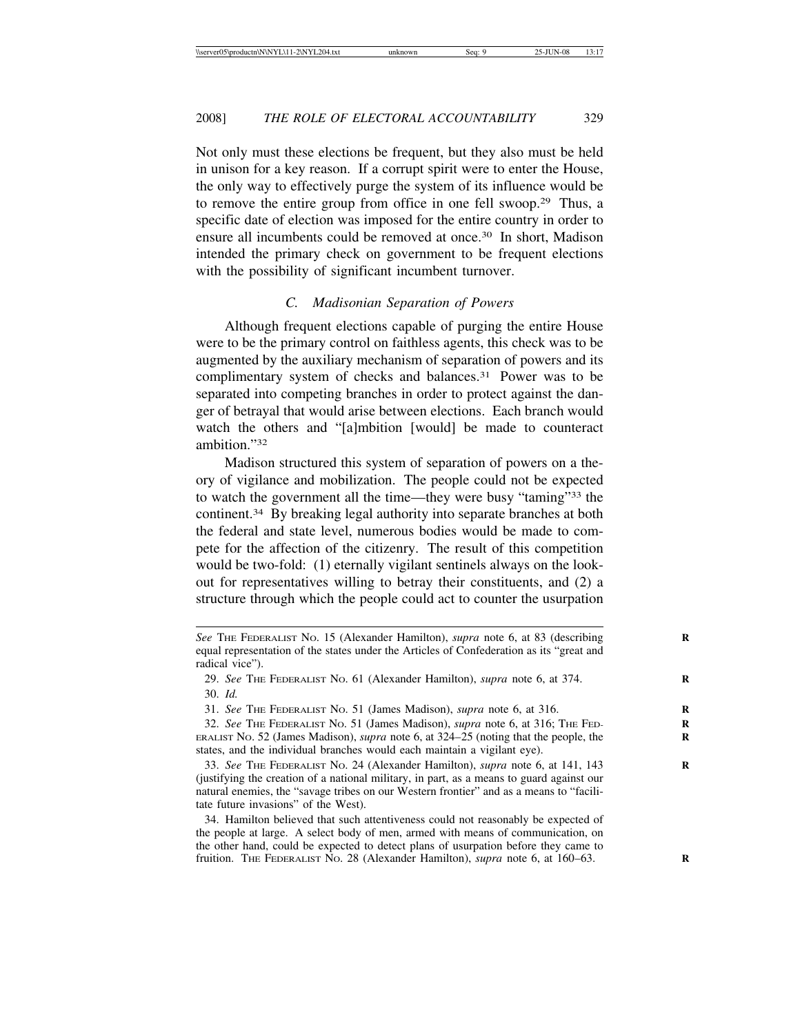Not only must these elections be frequent, but they also must be held in unison for a key reason. If a corrupt spirit were to enter the House, the only way to effectively purge the system of its influence would be to remove the entire group from office in one fell swoop.[29] Thus, a specific date of election was imposed for the entire country in order to ensure all incumbents could be removed at once.[30] In short, Madison intended the primary check on government to be frequent elections with the possibility of significant incumbent turnover.

### *C. Madisonian Separation of Powers*

Although frequent elections capable of purging the entire House were to be the primary control on faithless agents, this check was to be augmented by the auxiliary mechanism of separation of powers and its complimentary system of checks and balances.[31] Power was to be separated into competing branches in order to protect against the danger of betrayal that would arise between elections. Each branch would watch the others and "[a]mbition [would] be made to counteract ambition."[32]

Madison structured this system of separation of powers on a theory of vigilance and mobilization. The people could not be expected to watch the government all the time—they were busy "taming"[33] the continent.[34] By breaking legal authority into separate branches at both the federal and state level, numerous bodies would be made to compete for the affection of the citizenry. The result of this competition would be two-fold: (1) eternally vigilant sentinels always on the lookout for representatives willing to betray their constituents, and (2) a structure through which the people could act to counter the usurpation

---

*See* THE FEDERALIST NO. 15 (Alexander Hamilton), *supra* note 6, at 83 (describing equal representation of the states under the Articles of Confederation as its "great and radical vice").

29. *See* THE FEDERALIST NO. 61 (Alexander Hamilton), *supra* note 6, at 374.

30. *Id.*

31. *See* THE FEDERALIST NO. 51 (James Madison), *supra* note 6, at 316.

32. *See* THE FEDERALIST NO. 51 (James Madison), *supra* note 6, at 316; THE FEDERALIST NO. 52 (James Madison), *supra* note 6, at 324–25 (noting that the people, the states, and the individual branches would each maintain a vigilant eye).

33. *See* THE FEDERALIST NO. 24 (Alexander Hamilton), *supra* note 6, at 141, 143 (justifying the creation of a national military, in part, as a means to guard against our natural enemies, the "savage tribes on our Western frontier" and as a means to "facilitate future invasions" of the West).

34. Hamilton believed that such attentiveness could not reasonably be expected of the people at large. A select body of men, armed with means of communication, on the other hand, could be expected to detect plans of usurpation before they came to fruition. THE FEDERALIST NO. 28 (Alexander Hamilton), *supra* note 6, at 160–63.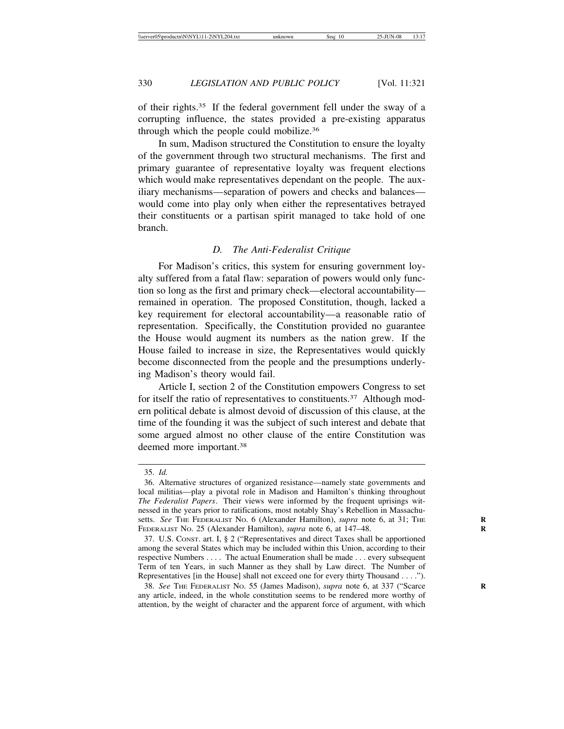of their rights.[35] If the federal government fell under the sway of a corrupting influence, the states provided a pre-existing apparatus through which the people could mobilize.[36]

In sum, Madison structured the Constitution to ensure the loyalty of the government through two structural mechanisms. The first and primary guarantee of representative loyalty was frequent elections which would make representatives dependant on the people. The auxiliary mechanisms—separation of powers and checks and balances—would come into play only when either the representatives betrayed their constituents or a partisan spirit managed to take hold of one branch.

### *D. The Anti-Federalist Critique*

For Madison's critics, this system for ensuring government loyalty suffered from a fatal flaw: separation of powers would only function so long as the first and primary check—electoral accountability—remained in operation. The proposed Constitution, though, lacked a key requirement for electoral accountability—a reasonable ratio of representation. Specifically, the Constitution provided no guarantee the House would augment its numbers as the nation grew. If the House failed to increase in size, the Representatives would quickly become disconnected from the people and the presumptions underlying Madison's theory would fail.

Article I, section 2 of the Constitution empowers Congress to set for itself the ratio of representatives to constituents.[37] Although modern political debate is almost devoid of discussion of this clause, at the time of the founding it was the subject of such interest and debate that some argued almost no other clause of the entire Constitution was deemed more important.[38]

---

35. *Id.*

36. Alternative structures of organized resistance—namely state governments and local militias—play a pivotal role in Madison and Hamilton's thinking throughout *The Federalist Papers*. Their views were informed by the frequent uprisings witnessed in the years prior to ratifications, most notably Shay's Rebellion in Massachusetts. *See* THE FEDERALIST NO. 6 (Alexander Hamilton), *supra* note 6, at 31; THE FEDERALIST NO. 25 (Alexander Hamilton), *supra* note 6, at 147–48.

37. U.S. CONST. art. I, § 2 ("Representatives and direct Taxes shall be apportioned among the several States which may be included within this Union, according to their respective Numbers . . . . The actual Enumeration shall be made . . . every subsequent Term of ten Years, in such Manner as they shall by Law direct. The Number of Representatives [in the House] shall not exceed one for every thirty Thousand . . . .").

38. *See* THE FEDERALIST NO. 55 (James Madison), *supra* note 6, at 337 ("Scarce any article, indeed, in the whole constitution seems to be rendered more worthy of attention, by the weight of character and the apparent force of argument, with which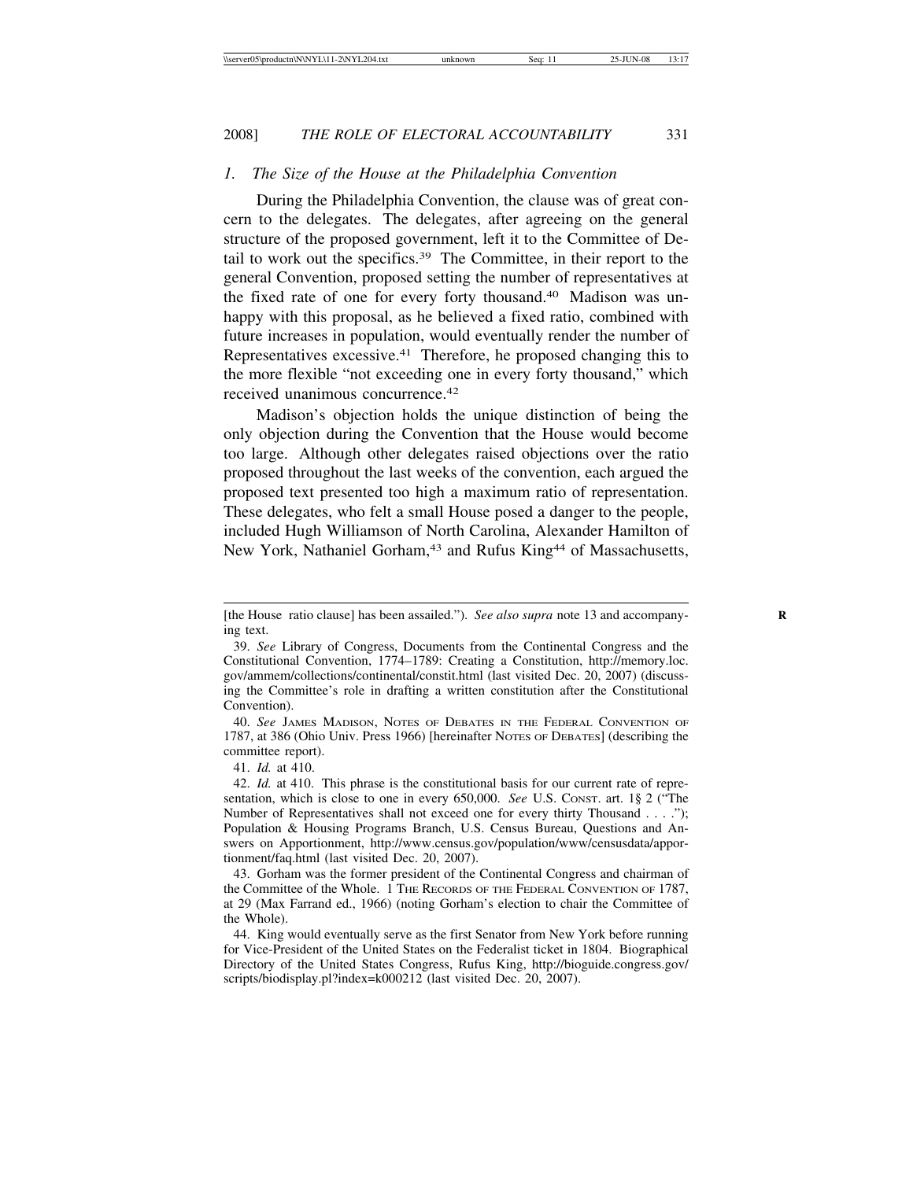### *1. The Size of the House at the Philadelphia Convention*

During the Philadelphia Convention, the clause was of great concern to the delegates. The delegates, after agreeing on the general structure of the proposed government, left it to the Committee of Detail to work out the specifics.[39] The Committee, in their report to the general Convention, proposed setting the number of representatives at the fixed rate of one for every forty thousand.[40] Madison was unhappy with this proposal, as he believed a fixed ratio, combined with future increases in population, would eventually render the number of Representatives excessive.[41] Therefore, he proposed changing this to the more flexible "not exceeding one in every forty thousand," which received unanimous concurrence.[42]

Madison's objection holds the unique distinction of being the only objection during the Convention that the House would become too large. Although other delegates raised objections over the ratio proposed throughout the last weeks of the convention, each argued the proposed text presented too high a maximum ratio of representation. These delegates, who felt a small House posed a danger to the people, included Hugh Williamson of North Carolina, Alexander Hamilton of New York, Nathaniel Gorham,[43] and Rufus King[44] of Massachusetts,

---

[the House ratio clause] has been assailed."). *See also supra* note 13 and accompanying text.

39. *See* Library of Congress, Documents from the Continental Congress and the Constitutional Convention, 1774–1789: Creating a Constitution, http://memory.loc.gov/ammem/collections/continental/constit.html (last visited Dec. 20, 2007) (discussing the Committee's role in drafting a written constitution after the Constitutional Convention).

40. *See* JAMES MADISON, NOTES OF DEBATES IN THE FEDERAL CONVENTION OF 1787, at 386 (Ohio Univ. Press 1966) [hereinafter NOTES OF DEBATES] (describing the committee report).

41. *Id.* at 410.

42. *Id.* at 410. This phrase is the constitutional basis for our current rate of representation, which is close to one in every 650,000. *See* U.S. CONST. art. 1§ 2 ("The Number of Representatives shall not exceed one for every thirty Thousand . . . ."); Population & Housing Programs Branch, U.S. Census Bureau, Questions and Answers on Apportionment, http://www.census.gov/population/www/censusdata/apportionment/faq.html (last visited Dec. 20, 2007).

43. Gorham was the former president of the Continental Congress and chairman of the Committee of the Whole. 1 THE RECORDS OF THE FEDERAL CONVENTION OF 1787, at 29 (Max Farrand ed., 1966) (noting Gorham's election to chair the Committee of the Whole).

44. King would eventually serve as the first Senator from New York before running for Vice-President of the United States on the Federalist ticket in 1804. Biographical Directory of the United States Congress, Rufus King, http://bioguide.congress.gov/scripts/biodisplay.pl?index=k000212 (last visited Dec. 20, 2007).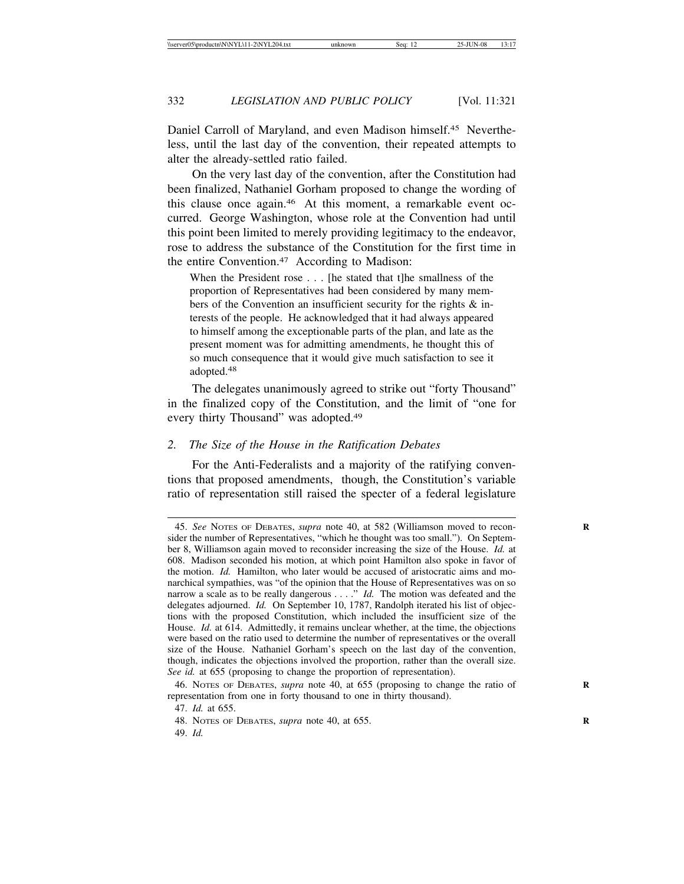Daniel Carroll of Maryland, and even Madison himself.[45] Nevertheless, until the last day of the convention, their repeated attempts to alter the already-settled ratio failed.

On the very last day of the convention, after the Constitution had been finalized, Nathaniel Gorham proposed to change the wording of this clause once again.[46] At this moment, a remarkable event occurred. George Washington, whose role at the Convention had until this point been limited to merely providing legitimacy to the endeavor, rose to address the substance of the Constitution for the first time in the entire Convention.[47] According to Madison:

> When the President rose . . . [he stated that t]he smallness of the proportion of Representatives had been considered by many members of the Convention an insufficient security for the rights & interests of the people. He acknowledged that it had always appeared to himself among the exceptionable parts of the plan, and late as the present moment was for admitting amendments, he thought this of so much consequence that it would give much satisfaction to see it adopted.[48]

The delegates unanimously agreed to strike out "forty Thousand" in the finalized copy of the Constitution, and the limit of "one for every thirty Thousand" was adopted.[49]

### *2. The Size of the House in the Ratification Debates*

For the Anti-Federalists and a majority of the ratifying conventions that proposed amendments, though, the Constitution's variable ratio of representation still raised the specter of a federal legislature

---

45. *See* NOTES OF DEBATES, *supra* note 40, at 582 (Williamson moved to reconsider the number of Representatives, "which he thought was too small."). On September 8, Williamson again moved to reconsider increasing the size of the House. *Id.* at 608. Madison seconded his motion, at which point Hamilton also spoke in favor of the motion. *Id.* Hamilton, who later would be accused of aristocratic aims and monarchical sympathies, was "of the opinion that the House of Representatives was on so narrow a scale as to be really dangerous . . . ." *Id.* The motion was defeated and the delegates adjourned. *Id.* On September 10, 1787, Randolph iterated his list of objections with the proposed Constitution, which included the insufficient size of the House. *Id.* at 614. Admittedly, it remains unclear whether, at the time, the objections were based on the ratio used to determine the number of representatives or the overall size of the House. Nathaniel Gorham's speech on the last day of the convention, though, indicates the objections involved the proportion, rather than the overall size. *See id.* at 655 (proposing to change the proportion of representation).

46. NOTES OF DEBATES, *supra* note 40, at 655 (proposing to change the ratio of representation from one in forty thousand to one in thirty thousand).

47. *Id.* at 655.

48. NOTES OF DEBATES, *supra* note 40, at 655.

49. *Id.*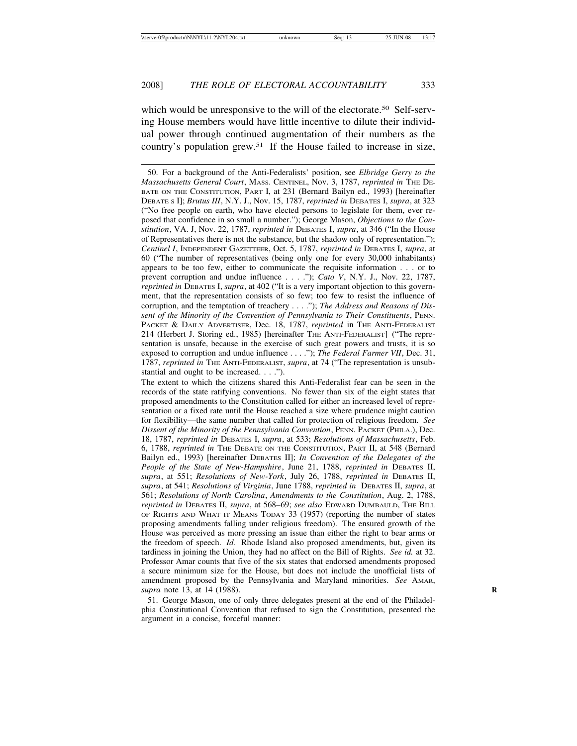which would be unresponsive to the will of the electorate.[50] Self-serving House members would have little incentive to dilute their individual power through continued augmentation of their numbers as the country's population grew.[51] If the House failed to increase in size,

---

50. For a background of the Anti-Federalists' position, see *Elbridge Gerry to the Massachusetts General Court*, MASS. CENTINEL, Nov. 3, 1787, *reprinted in* THE DEBATE ON THE CONSTITUTION, PART I, at 231 (Bernard Bailyn ed., 1993) [hereinafter DEBATE S I]; *Brutus III*, N.Y. J., Nov. 15, 1787, *reprinted in* DEBATES I, *supra*, at 323 ("No free people on earth, who have elected persons to legislate for them, ever reposed that confidence in so small a number."); George Mason, *Objections to the Constitution*, VA. J, Nov. 22, 1787, *reprinted in* DEBATES I, *supra*, at 346 ("In the House of Representatives there is not the substance, but the shadow only of representation."); *Centinel I*, INDEPENDENT GAZETTEER, Oct. 5, 1787, *reprinted in* DEBATES I, *supra*, at 60 ("The number of representatives (being only one for every 30,000 inhabitants) appears to be too few, either to communicate the requisite information . . . or to prevent corruption and undue influence . . . ."); *Cato V*, N.Y. J., Nov. 22, 1787, *reprinted in* DEBATES I, *supra*, at 402 ("It is a very important objection to this government, that the representation consists of so few; too few to resist the influence of corruption, and the temptation of treachery . . . ."); *The Address and Reasons of Dissent of the Minority of the Convention of Pennsylvania to Their Constituents*, PENN. PACKET & DAILY ADVERTISER, Dec. 18, 1787, *reprinted* in THE ANTI-FEDERALIST 214 (Herbert J. Storing ed., 1985) [hereinafter THE ANTI-FEDERALIST] ("The representation is unsafe, because in the exercise of such great powers and trusts, it is so exposed to corruption and undue influence . . . ."); *The Federal Farmer VII*, Dec. 31, 1787, *reprinted in* THE ANTI-FEDERALIST, *supra*, at 74 ("The representation is unsubstantial and ought to be increased. . . .").

The extent to which the citizens shared this Anti-Federalist fear can be seen in the records of the state ratifying conventions. No fewer than six of the eight states that proposed amendments to the Constitution called for either an increased level of representation or a fixed rate until the House reached a size where prudence might caution for flexibility—the same number that called for protection of religious freedom. *See Dissent of the Minority of the Pennsylvania Convention*, PENN. PACKET (PHILA.), Dec. 18, 1787, *reprinted in* DEBATES I, *supra*, at 533; *Resolutions of Massachusetts*, Feb. 6, 1788, *reprinted in* THE DEBATE ON THE CONSTITUTION, PART II, at 548 (Bernard Bailyn ed., 1993) [hereinafter DEBATES II]; *In Convention of the Delegates of the People of the State of New-Hampshire*, June 21, 1788, *reprinted in* DEBATES II, *supra*, at 551; *Resolutions of New-York*, July 26, 1788, *reprinted in* DEBATES II, *supra*, at 541; *Resolutions of Virginia*, June 1788, *reprinted in* DEBATES II, *supra*, at 561; *Resolutions of North Carolina*, *Amendments to the Constitution*, Aug. 2, 1788, *reprinted in* DEBATES II, *supra*, at 568–69; *see also* EDWARD DUMBAULD, THE BILL OF RIGHTS AND WHAT IT MEANS TODAY 33 (1957) (reporting the number of states proposing amendments falling under religious freedom). The ensured growth of the House was perceived as more pressing an issue than either the right to bear arms or the freedom of speech. *Id.* Rhode Island also proposed amendments, but, given its tardiness in joining the Union, they had no affect on the Bill of Rights. *See id.* at 32. Professor Amar counts that five of the six states that endorsed amendments proposed a secure minimum size for the House, but does not include the unofficial lists of amendment proposed by the Pennsylvania and Maryland minorities. *See* AMAR, *supra* note 13, at 14 (1988).

51. George Mason, one of only three delegates present at the end of the Philadelphia Constitutional Convention that refused to sign the Constitution, presented the argument in a concise, forceful manner: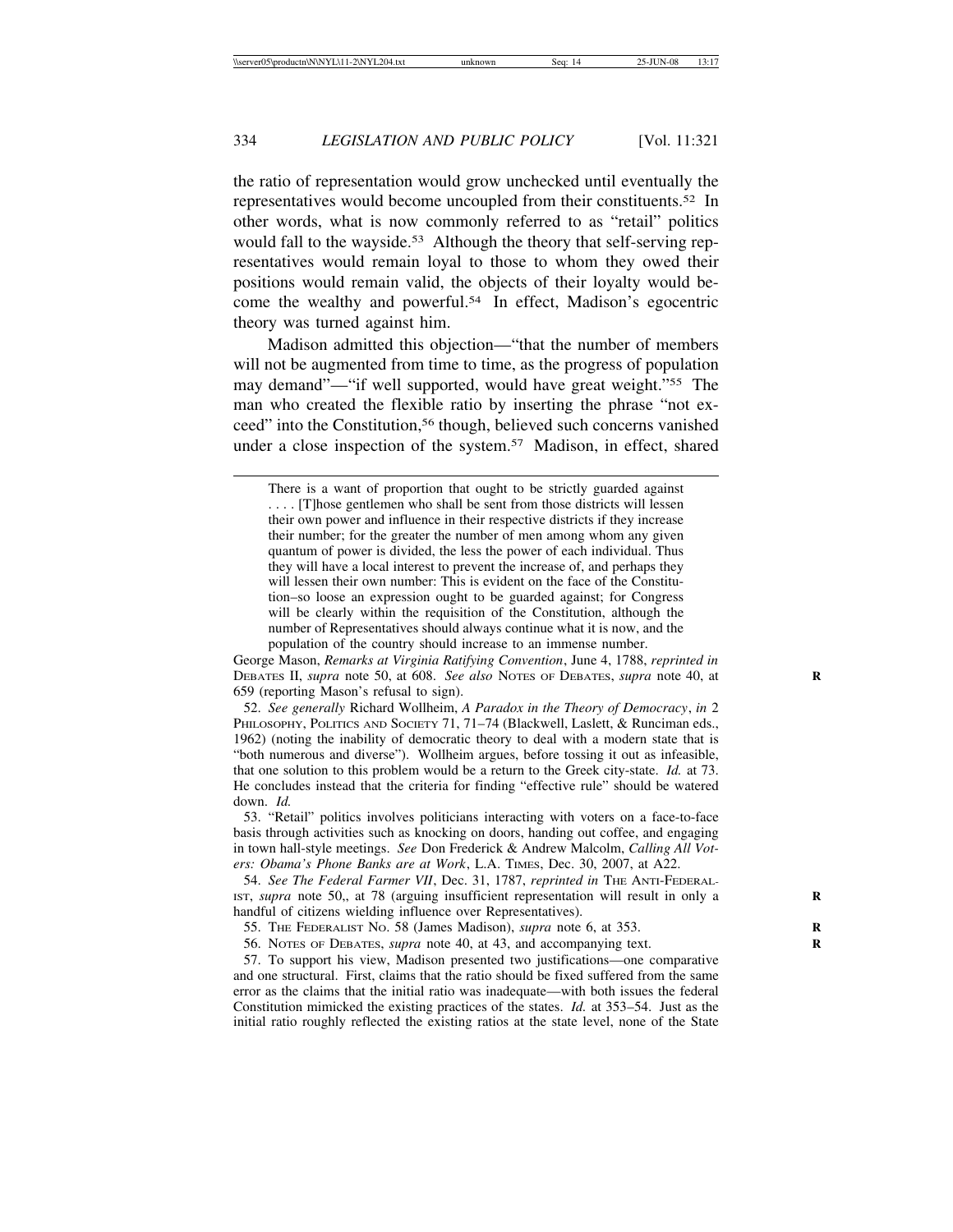the ratio of representation would grow unchecked until eventually the representatives would become uncoupled from their constituents.[52] In other words, what is now commonly referred to as "retail" politics would fall to the wayside.[53] Although the theory that self-serving representatives would remain loyal to those to whom they owed their positions would remain valid, the objects of their loyalty would become the wealthy and powerful.[54] In effect, Madison's egocentric theory was turned against him.

Madison admitted this objection—"that the number of members will not be augmented from time to time, as the progress of population may demand"—"if well supported, would have great weight."[55] The man who created the flexible ratio by inserting the phrase "not exceed" into the Constitution,[56] though, believed such concerns vanished under a close inspection of the system.[57] Madison, in effect, shared

> There is a want of proportion that ought to be strictly guarded against . . . . [T]hose gentlemen who shall be sent from those districts will lessen their own power and influence in their respective districts if they increase their number; for the greater the number of men among whom any given quantum of power is divided, the less the power of each individual. Thus they will have a local interest to prevent the increase of, and perhaps they will lessen their own number: This is evident on the face of the Constitution–so loose an expression ought to be guarded against; for Congress will be clearly within the requisition of the Constitution, although the number of Representatives should always continue what it is now, and the population of the country should increase to an immense number.

George Mason, *Remarks at Virginia Ratifying Convention*, June 4, 1788, *reprinted in* DEBATES II, *supra* note 50, at 608. *See also* NOTES OF DEBATES, *supra* note 40, at 659 (reporting Mason's refusal to sign).

52. *See generally* Richard Wollheim, *A Paradox in the Theory of Democracy*, *in* 2 PHILOSOPHY, POLITICS AND SOCIETY 71, 71–74 (Blackwell, Laslett, & Runciman eds., 1962) (noting the inability of democratic theory to deal with a modern state that is "both numerous and diverse"). Wollheim argues, before tossing it out as infeasible, that one solution to this problem would be a return to the Greek city-state. *Id.* at 73. He concludes instead that the criteria for finding "effective rule" should be watered down. *Id.*

53. "Retail" politics involves politicians interacting with voters on a face-to-face basis through activities such as knocking on doors, handing out coffee, and engaging in town hall-style meetings. *See* Don Frederick & Andrew Malcolm, *Calling All Voters: Obama's Phone Banks are at Work*, L.A. TIMES, Dec. 30, 2007, at A22.

54. *See The Federal Farmer VII*, Dec. 31, 1787, *reprinted in* THE ANTI-FEDERALIST, *supra* note 50,, at 78 (arguing insufficient representation will result in only a handful of citizens wielding influence over Representatives).

55. THE FEDERALIST NO. 58 (James Madison), *supra* note 6, at 353.

56. NOTES OF DEBATES, *supra* note 40, at 43, and accompanying text.

57. To support his view, Madison presented two justifications—one comparative and one structural. First, claims that the ratio should be fixed suffered from the same error as the claims that the initial ratio was inadequate—with both issues the federal Constitution mimicked the existing practices of the states. *Id.* at 353–54. Just as the initial ratio roughly reflected the existing ratios at the state level, none of the State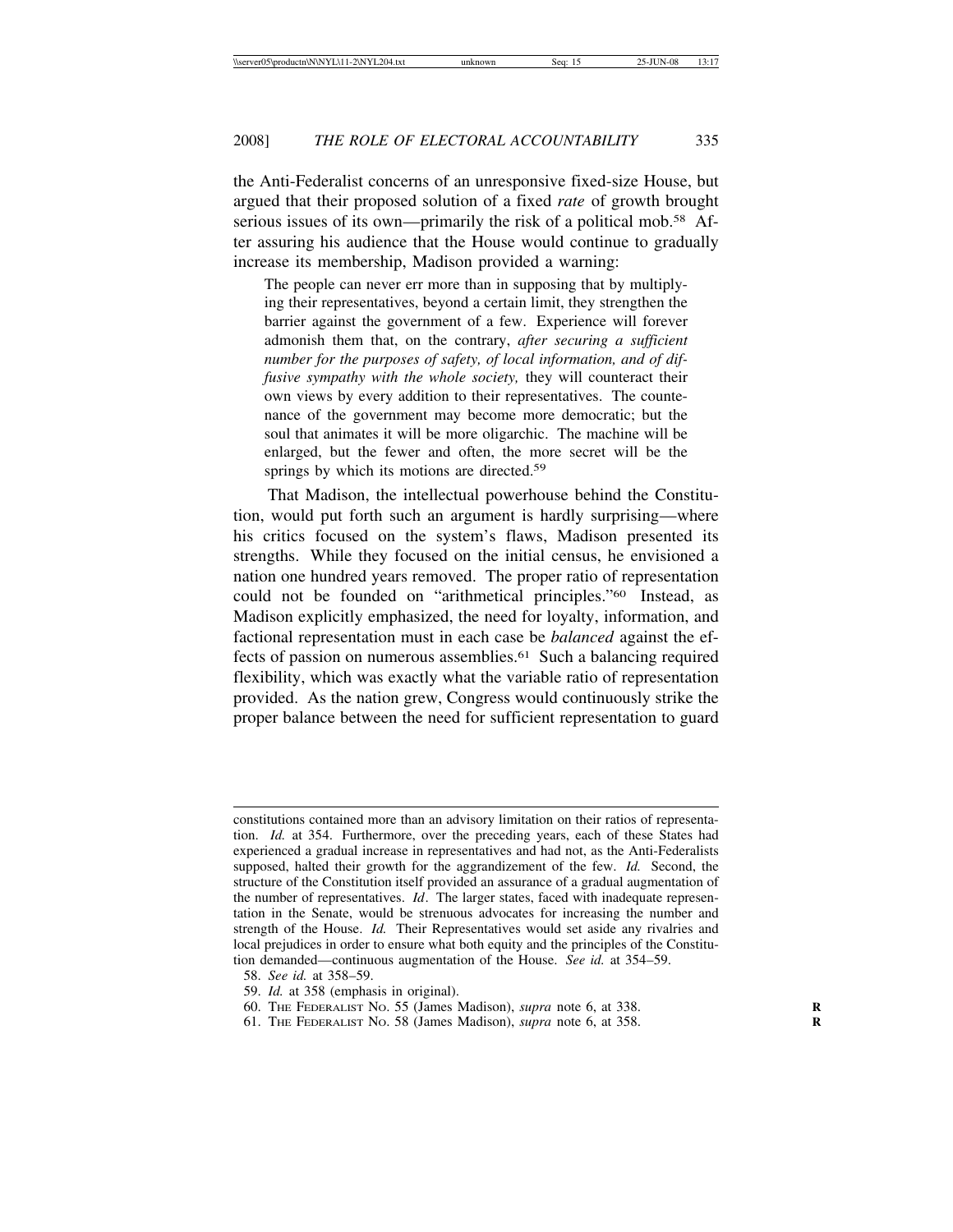the Anti-Federalist concerns of an unresponsive fixed-size House, but argued that their proposed solution of a fixed *rate* of growth brought serious issues of its own—primarily the risk of a political mob.[58] After assuring his audience that the House would continue to gradually increase its membership, Madison provided a warning:

> The people can never err more than in supposing that by multiplying their representatives, beyond a certain limit, they strengthen the barrier against the government of a few. Experience will forever admonish them that, on the contrary, *after securing a sufficient number for the purposes of safety, of local information, and of diffusive sympathy with the whole society,* they will counteract their own views by every addition to their representatives. The countenance of the government may become more democratic; but the soul that animates it will be more oligarchic. The machine will be enlarged, but the fewer and often, the more secret will be the springs by which its motions are directed.[59]

That Madison, the intellectual powerhouse behind the Constitution, would put forth such an argument is hardly surprising—where his critics focused on the system's flaws, Madison presented its strengths. While they focused on the initial census, he envisioned a nation one hundred years removed. The proper ratio of representation could not be founded on "arithmetical principles."[60] Instead, as Madison explicitly emphasized, the need for loyalty, information, and factional representation must in each case be *balanced* against the effects of passion on numerous assemblies.[61] Such a balancing required flexibility, which was exactly what the variable ratio of representation provided. As the nation grew, Congress would continuously strike the proper balance between the need for sufficient representation to guard

---

constitutions contained more than an advisory limitation on their ratios of representation. *Id.* at 354. Furthermore, over the preceding years, each of these States had experienced a gradual increase in representatives and had not, as the Anti-Federalists supposed, halted their growth for the aggrandizement of the few. *Id.* Second, the structure of the Constitution itself provided an assurance of a gradual augmentation of the number of representatives. *Id*. The larger states, faced with inadequate representation in the Senate, would be strenuous advocates for increasing the number and strength of the House. *Id.* Their Representatives would set aside any rivalries and local prejudices in order to ensure what both equity and the principles of the Constitution demanded—continuous augmentation of the House. *See id.* at 354–59.

58. *See id.* at 358–59.

59. *Id.* at 358 (emphasis in original).

60. THE FEDERALIST NO. 55 (James Madison), *supra* note 6, at 338.

61. THE FEDERALIST NO. 58 (James Madison), *supra* note 6, at 358.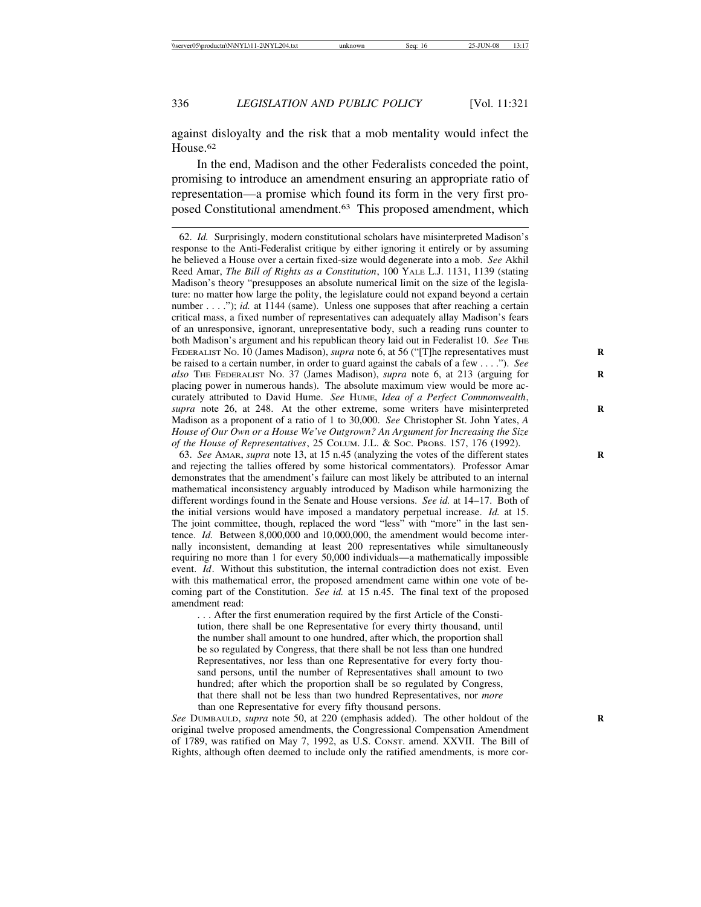against disloyalty and the risk that a mob mentality would infect the House.[62]

In the end, Madison and the other Federalists conceded the point, promising to introduce an amendment ensuring an appropriate ratio of representation—a promise which found its form in the very first proposed Constitutional amendment.[63] This proposed amendment, which

---

62. *Id.* Surprisingly, modern constitutional scholars have misinterpreted Madison's response to the Anti-Federalist critique by either ignoring it entirely or by assuming he believed a House over a certain fixed-size would degenerate into a mob. *See* Akhil Reed Amar, *The Bill of Rights as a Constitution*, 100 YALE L.J. 1131, 1139 (stating Madison's theory "presupposes an absolute numerical limit on the size of the legislature: no matter how large the polity, the legislature could not expand beyond a certain number . . . ."); *id.* at 1144 (same). Unless one supposes that after reaching a certain critical mass, a fixed number of representatives can adequately allay Madison's fears of an unresponsive, ignorant, unrepresentative body, such a reading runs counter to both Madison's argument and his republican theory laid out in Federalist 10. *See* THE FEDERALIST NO. 10 (James Madison), *supra* note 6, at 56 ("[T]he representatives must be raised to a certain number, in order to guard against the cabals of a few . . . ."). *See also* THE FEDERALIST NO. 37 (James Madison), *supra* note 6, at 213 (arguing for placing power in numerous hands). The absolute maximum view would be more accurately attributed to David Hume. *See* HUME, *Idea of a Perfect Commonwealth*, *supra* note 26, at 248. At the other extreme, some writers have misinterpreted Madison as a proponent of a ratio of 1 to 30,000. *See* Christopher St. John Yates, *A House of Our Own or a House We've Outgrown? An Argument for Increasing the Size of the House of Representatives*, 25 COLUM. J.L. & SOC. PROBS. 157, 176 (1992).

63. *See* AMAR, *supra* note 13, at 15 n.45 (analyzing the votes of the different states and rejecting the tallies offered by some historical commentators). Professor Amar demonstrates that the amendment's failure can most likely be attributed to an internal mathematical inconsistency arguably introduced by Madison while harmonizing the different wordings found in the Senate and House versions. *See id.* at 14–17. Both of the initial versions would have imposed a mandatory perpetual increase. *Id.* at 15. The joint committee, though, replaced the word "less" with "more" in the last sentence. *Id.* Between 8,000,000 and 10,000,000, the amendment would become internally inconsistent, demanding at least 200 representatives while simultaneously requiring no more than 1 for every 50,000 individuals—a mathematically impossible event. *Id*. Without this substitution, the internal contradiction does not exist. Even with this mathematical error, the proposed amendment came within one vote of becoming part of the Constitution. *See id.* at 15 n.45. The final text of the proposed amendment read:

> . . . After the first enumeration required by the first Article of the Constitution, there shall be one Representative for every thirty thousand, until the number shall amount to one hundred, after which, the proportion shall be so regulated by Congress, that there shall be not less than one hundred Representatives, nor less than one Representative for every forty thousand persons, until the number of Representatives shall amount to two hundred; after which the proportion shall be so regulated by Congress, that there shall not be less than two hundred Representatives, nor *more* than one Representative for every fifty thousand persons.

*See* DUMBAULD, *supra* note 50, at 220 (emphasis added). The other holdout of the original twelve proposed amendments, the Congressional Compensation Amendment of 1789, was ratified on May 7, 1992, as U.S. CONST. amend. XXVII. The Bill of Rights, although often deemed to include only the ratified amendments, is more cor-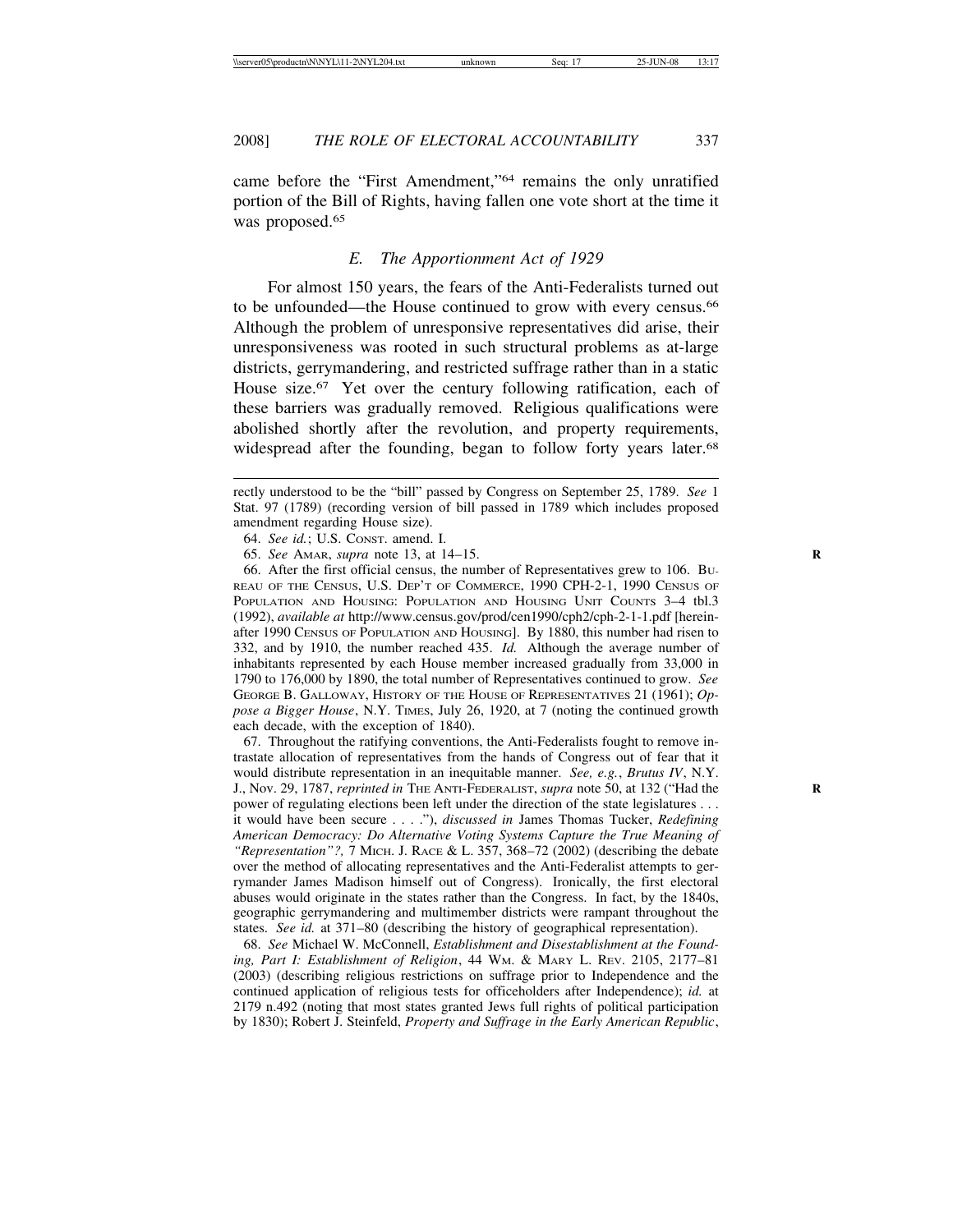came before the "First Amendment,"[64] remains the only unratified portion of the Bill of Rights, having fallen one vote short at the time it was proposed.[65]

### *E. The Apportionment Act of 1929*

For almost 150 years, the fears of the Anti-Federalists turned out to be unfounded—the House continued to grow with every census.[66] Although the problem of unresponsive representatives did arise, their unresponsiveness was rooted in such structural problems as at-large districts, gerrymandering, and restricted suffrage rather than in a static House size.[67] Yet over the century following ratification, each of these barriers was gradually removed. Religious qualifications were abolished shortly after the revolution, and property requirements, widespread after the founding, began to follow forty years later.[68]

---

rectly understood to be the "bill" passed by Congress on September 25, 1789. *See* 1 Stat. 97 (1789) (recording version of bill passed in 1789 which includes proposed amendment regarding House size).

64. *See id.*; U.S. CONST. amend. I.

65. *See* AMAR, *supra* note 13, at 14–15.

66. After the first official census, the number of Representatives grew to 106. BUREAU OF THE CENSUS, U.S. DEP'T OF COMMERCE, 1990 CPH-2-1, 1990 CENSUS OF POPULATION AND HOUSING: POPULATION AND HOUSING UNIT COUNTS 3–4 tbl.3 (1992), *available at* http://www.census.gov/prod/cen1990/cph2/cph-2-1-1.pdf [hereinafter 1990 CENSUS OF POPULATION AND HOUSING]. By 1880, this number had risen to 332, and by 1910, the number reached 435. *Id.* Although the average number of inhabitants represented by each House member increased gradually from 33,000 in 1790 to 176,000 by 1890, the total number of Representatives continued to grow. *See* GEORGE B. GALLOWAY, HISTORY OF THE HOUSE OF REPRESENTATIVES 21 (1961); *Oppose a Bigger House*, N.Y. TIMES, July 26, 1920, at 7 (noting the continued growth each decade, with the exception of 1840).

67. Throughout the ratifying conventions, the Anti-Federalists fought to remove intrastate allocation of representatives from the hands of Congress out of fear that it would distribute representation in an inequitable manner. *See, e.g.*, *Brutus IV*, N.Y. J., Nov. 29, 1787, *reprinted in* THE ANTI-FEDERALIST, *supra* note 50, at 132 ("Had the power of regulating elections been left under the direction of the state legislatures . . . it would have been secure . . . ."), *discussed in* James Thomas Tucker, *Redefining American Democracy: Do Alternative Voting Systems Capture the True Meaning of "Representation"?,* 7 MICH. J. RACE & L. 357, 368–72 (2002) (describing the debate over the method of allocating representatives and the Anti-Federalist attempts to gerrymander James Madison himself out of Congress). Ironically, the first electoral abuses would originate in the states rather than the Congress. In fact, by the 1840s, geographic gerrymandering and multimember districts were rampant throughout the states. *See id.* at 371–80 (describing the history of geographical representation).

68. *See* Michael W. McConnell, *Establishment and Disestablishment at the Founding, Part I: Establishment of Religion*, 44 WM. & MARY L. REV. 2105, 2177–81 (2003) (describing religious restrictions on suffrage prior to Independence and the continued application of religious tests for officeholders after Independence); *id.* at 2179 n.492 (noting that most states granted Jews full rights of political participation by 1830); Robert J. Steinfeld, *Property and Suffrage in the Early American Republic*,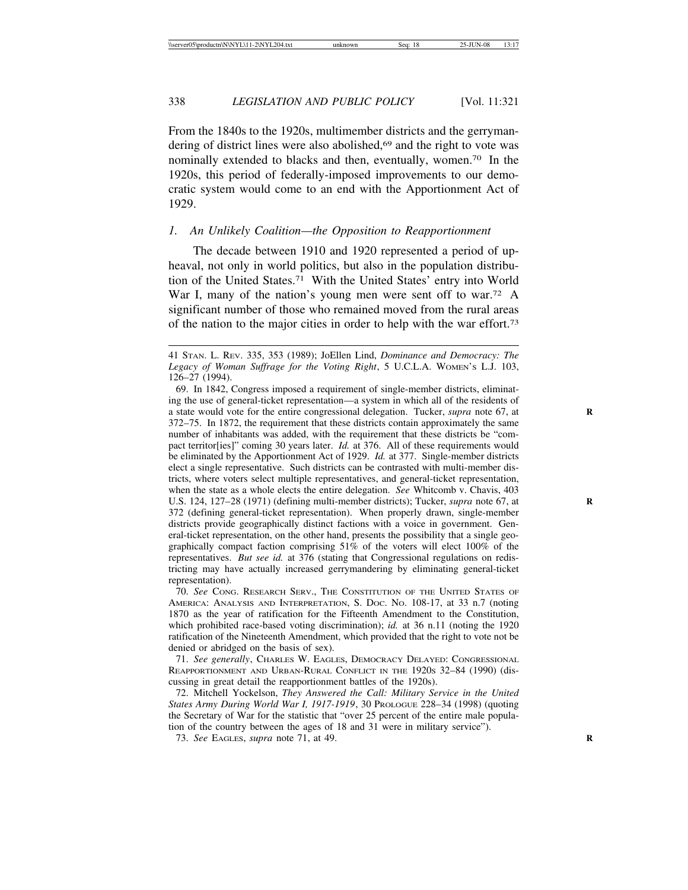From the 1840s to the 1920s, multimember districts and the gerrymandering of district lines were also abolished,[69] and the right to vote was nominally extended to blacks and then, eventually, women.[70] In the 1920s, this period of federally-imposed improvements to our democratic system would come to an end with the Apportionment Act of 1929.

### *1. An Unlikely Coalition—the Opposition to Reapportionment*

The decade between 1910 and 1920 represented a period of upheaval, not only in world politics, but also in the population distribution of the United States.[71] With the United States' entry into World War I, many of the nation's young men were sent off to war.[72] A significant number of those who remained moved from the rural areas of the nation to the major cities in order to help with the war effort.[73]

---

41 STAN. L. REV. 335, 353 (1989); JoEllen Lind, *Dominance and Democracy: The Legacy of Woman Suffrage for the Voting Right*, 5 U.C.L.A. WOMEN'S L.J. 103, 126–27 (1994).

69. In 1842, Congress imposed a requirement of single-member districts, eliminating the use of general-ticket representation—a system in which all of the residents of a state would vote for the entire congressional delegation. Tucker, *supra* note 67, at 372–75. In 1872, the requirement that these districts contain approximately the same number of inhabitants was added, with the requirement that these districts be "compact territor[ies]" coming 30 years later. *Id.* at 376. All of these requirements would be eliminated by the Apportionment Act of 1929. *Id.* at 377. Single-member districts elect a single representative. Such districts can be contrasted with multi-member districts, where voters select multiple representatives, and general-ticket representation, when the state as a whole elects the entire delegation. *See* Whitcomb v. Chavis, 403 U.S. 124, 127–28 (1971) (defining multi-member districts); Tucker, *supra* note 67, at 372 (defining general-ticket representation). When properly drawn, single-member districts provide geographically distinct factions with a voice in government. General-ticket representation, on the other hand, presents the possibility that a single geographically compact faction comprising 51% of the voters will elect 100% of the representatives. *But see id.* at 376 (stating that Congressional regulations on redistricting may have actually increased gerrymandering by eliminating general-ticket representation).

70. *See* CONG. RESEARCH SERV., THE CONSTITUTION OF THE UNITED STATES OF AMERICA: ANALYSIS AND INTERPRETATION, S. DOC. NO. 108-17, at 33 n.7 (noting 1870 as the year of ratification for the Fifteenth Amendment to the Constitution, which prohibited race-based voting discrimination); *id.* at 36 n.11 (noting the 1920 ratification of the Nineteenth Amendment, which provided that the right to vote not be denied or abridged on the basis of sex).

71. *See generally*, CHARLES W. EAGLES, DEMOCRACY DELAYED: CONGRESSIONAL REAPPORTIONMENT AND URBAN-RURAL CONFLICT IN THE 1920S 32–84 (1990) (discussing in great detail the reapportionment battles of the 1920s).

72. Mitchell Yockelson, *They Answered the Call: Military Service in the United States Army During World War I, 1917-1919*, 30 PROLOGUE 228–34 (1998) (quoting the Secretary of War for the statistic that "over 25 percent of the entire male population of the country between the ages of 18 and 31 were in military service").

73. *See* EAGLES, *supra* note 71, at 49.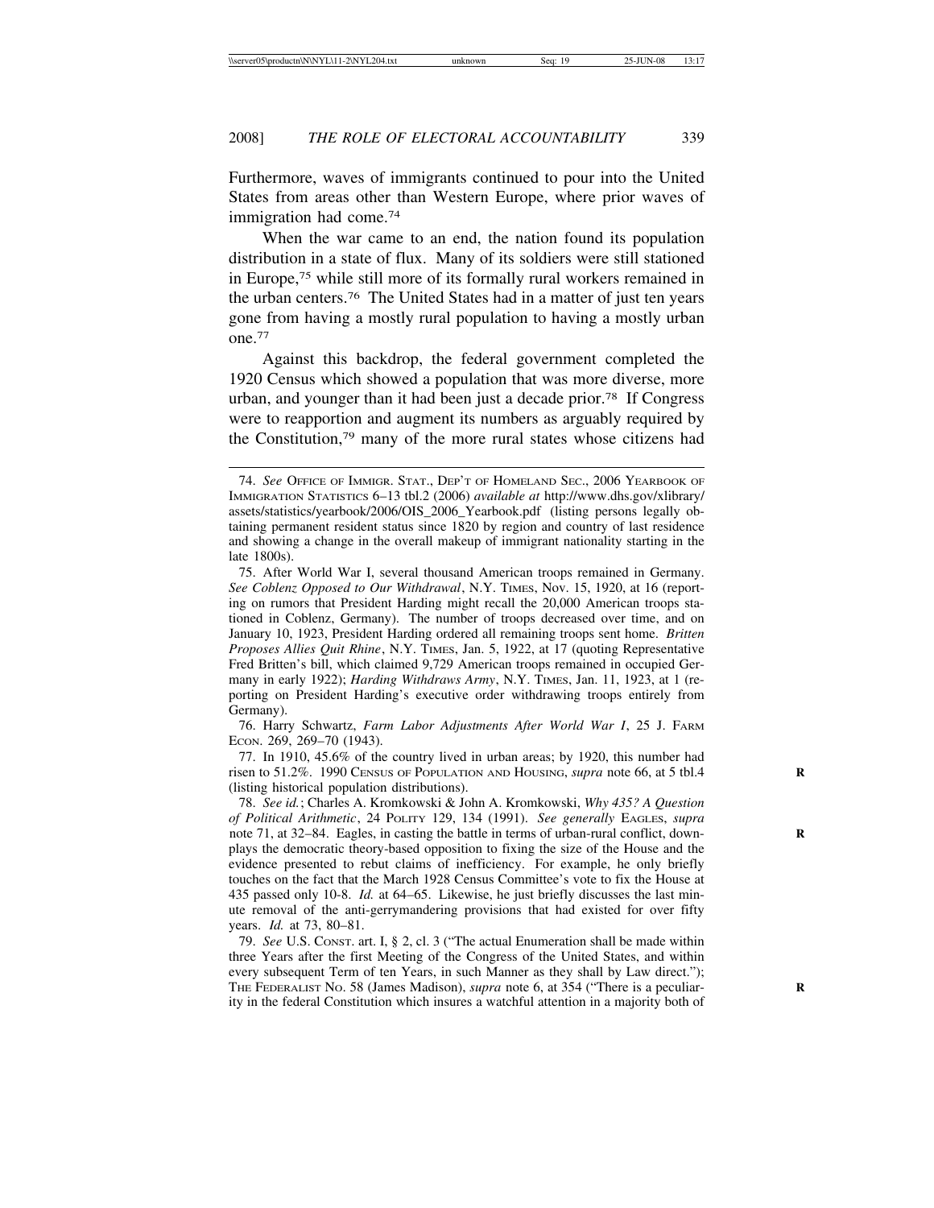Furthermore, waves of immigrants continued to pour into the United States from areas other than Western Europe, where prior waves of immigration had come.[74]

When the war came to an end, the nation found its population distribution in a state of flux. Many of its soldiers were still stationed in Europe,[75] while still more of its formally rural workers remained in the urban centers.[76] The United States had in a matter of just ten years gone from having a mostly rural population to having a mostly urban one.[77]

Against this backdrop, the federal government completed the 1920 Census which showed a population that was more diverse, more urban, and younger than it had been just a decade prior.[78] If Congress were to reapportion and augment its numbers as arguably required by the Constitution,[79] many of the more rural states whose citizens had

---

74. *See* OFFICE OF IMMIGR. STAT., DEP'T OF HOMELAND SEC., 2006 YEARBOOK OF IMMIGRATION STATISTICS 6–13 tbl.2 (2006) *available at* http://www.dhs.gov/xlibrary/assets/statistics/yearbook/2006/OIS_2006_Yearbook.pdf (listing persons legally obtaining permanent resident status since 1820 by region and country of last residence and showing a change in the overall makeup of immigrant nationality starting in the late 1800s).

75. After World War I, several thousand American troops remained in Germany. *See Coblenz Opposed to Our Withdrawal*, N.Y. TIMES, Nov. 15, 1920, at 16 (reporting on rumors that President Harding might recall the 20,000 American troops stationed in Coblenz, Germany). The number of troops decreased over time, and on January 10, 1923, President Harding ordered all remaining troops sent home. *Britten Proposes Allies Quit Rhine*, N.Y. TIMES, Jan. 5, 1922, at 17 (quoting Representative Fred Britten's bill, which claimed 9,729 American troops remained in occupied Germany in early 1922); *Harding Withdraws Army*, N.Y. TIMES, Jan. 11, 1923, at 1 (reporting on President Harding's executive order withdrawing troops entirely from Germany).

76. Harry Schwartz, *Farm Labor Adjustments After World War I*, 25 J. FARM ECON. 269, 269–70 (1943).

77. In 1910, 45.6% of the country lived in urban areas; by 1920, this number had risen to 51.2%. 1990 CENSUS OF POPULATION AND HOUSING, *supra* note 66, at 5 tbl.4 (listing historical population distributions).

78. *See id.*; Charles A. Kromkowski & John A. Kromkowski, *Why 435? A Question of Political Arithmetic*, 24 POLITY 129, 134 (1991). *See generally* EAGLES, *supra* note 71, at 32–84. Eagles, in casting the battle in terms of urban-rural conflict, downplays the democratic theory-based opposition to fixing the size of the House and the evidence presented to rebut claims of inefficiency. For example, he only briefly touches on the fact that the March 1928 Census Committee's vote to fix the House at 435 passed only 10-8. *Id.* at 64–65. Likewise, he just briefly discusses the last minute removal of the anti-gerrymandering provisions that had existed for over fifty years. *Id.* at 73, 80–81.

79. *See* U.S. CONST. art. I, § 2, cl. 3 ("The actual Enumeration shall be made within three Years after the first Meeting of the Congress of the United States, and within every subsequent Term of ten Years, in such Manner as they shall by Law direct."); THE FEDERALIST NO. 58 (James Madison), *supra* note 6, at 354 ("There is a peculiarity in the federal Constitution which insures a watchful attention in a majority both of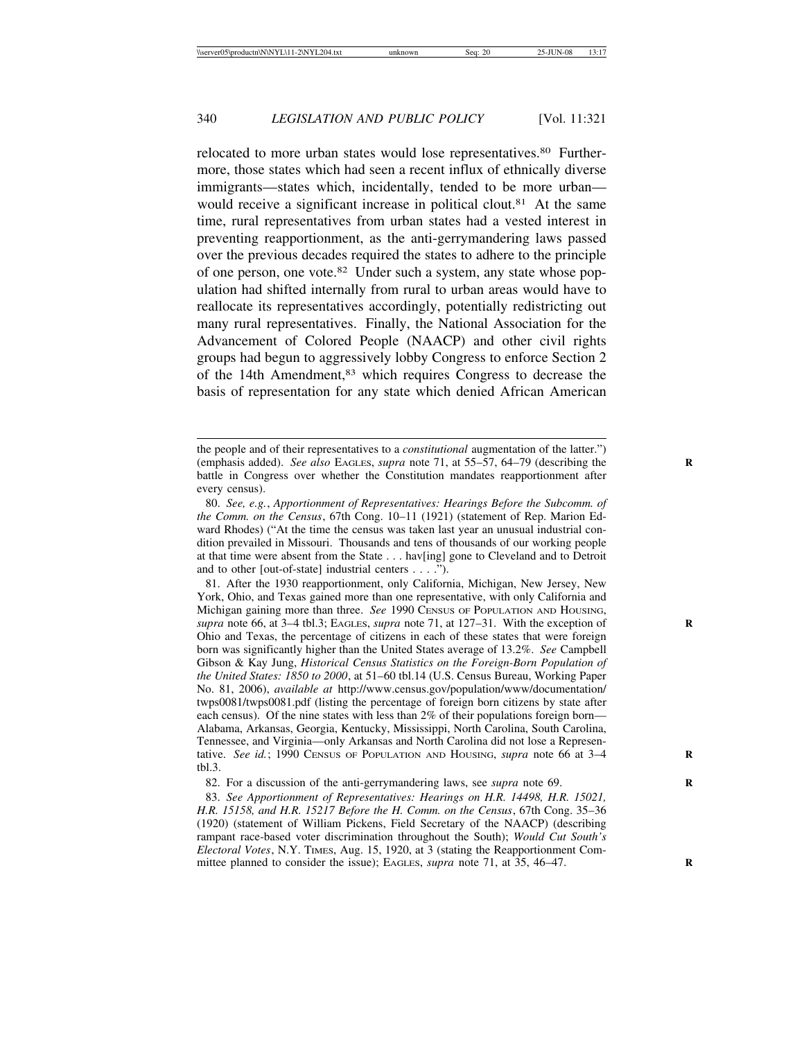relocated to more urban states would lose representatives.[80] Furthermore, those states which had seen a recent influx of ethnically diverse immigrants—states which, incidentally, tended to be more urban—would receive a significant increase in political clout.[81] At the same time, rural representatives from urban states had a vested interest in preventing reapportionment, as the anti-gerrymandering laws passed over the previous decades required the states to adhere to the principle of one person, one vote.[82] Under such a system, any state whose population had shifted internally from rural to urban areas would have to reallocate its representatives accordingly, potentially redistricting out many rural representatives. Finally, the National Association for the Advancement of Colored People (NAACP) and other civil rights groups had begun to aggressively lobby Congress to enforce Section 2 of the 14th Amendment,[83] which requires Congress to decrease the basis of representation for any state which denied African American

---

the people and of their representatives to a *constitutional* augmentation of the latter.") (emphasis added). *See also* EAGLES, *supra* note 71, at 55–57, 64–79 (describing the battle in Congress over whether the Constitution mandates reapportionment after every census).

80. *See, e.g.*, *Apportionment of Representatives: Hearings Before the Subcomm. of the Comm. on the Census*, 67th Cong. 10–11 (1921) (statement of Rep. Marion Edward Rhodes) ("At the time the census was taken last year an unusual industrial condition prevailed in Missouri. Thousands and tens of thousands of our working people at that time were absent from the State . . . hav[ing] gone to Cleveland and to Detroit and to other [out-of-state] industrial centers . . . .").

81. After the 1930 reapportionment, only California, Michigan, New Jersey, New York, Ohio, and Texas gained more than one representative, with only California and Michigan gaining more than three. *See* 1990 CENSUS OF POPULATION AND HOUSING, *supra* note 66, at 3–4 tbl.3; EAGLES, *supra* note 71, at 127–31. With the exception of Ohio and Texas, the percentage of citizens in each of these states that were foreign born was significantly higher than the United States average of 13.2%. *See* Campbell Gibson & Kay Jung, *Historical Census Statistics on the Foreign-Born Population of the United States: 1850 to 2000*, at 51–60 tbl.14 (U.S. Census Bureau, Working Paper No. 81, 2006), *available at* http://www.census.gov/population/www/documentation/twps0081/twps0081.pdf (listing the percentage of foreign born citizens by state after each census). Of the nine states with less than 2% of their populations foreign born—Alabama, Arkansas, Georgia, Kentucky, Mississippi, North Carolina, South Carolina, Tennessee, and Virginia—only Arkansas and North Carolina did not lose a Representative. *See id.*; 1990 CENSUS OF POPULATION AND HOUSING, *supra* note 66 at 3–4 tbl.3.

82. For a discussion of the anti-gerrymandering laws, see *supra* note 69.

83. *See Apportionment of Representatives: Hearings on H.R. 14498, H.R. 15021, H.R. 15158, and H.R. 15217 Before the H. Comm. on the Census*, 67th Cong. 35–36 (1920) (statement of William Pickens, Field Secretary of the NAACP) (describing rampant race-based voter discrimination throughout the South); *Would Cut South's Electoral Votes*, N.Y. TIMES, Aug. 15, 1920, at 3 (stating the Reapportionment Committee planned to consider the issue); EAGLES, *supra* note 71, at 35, 46–47.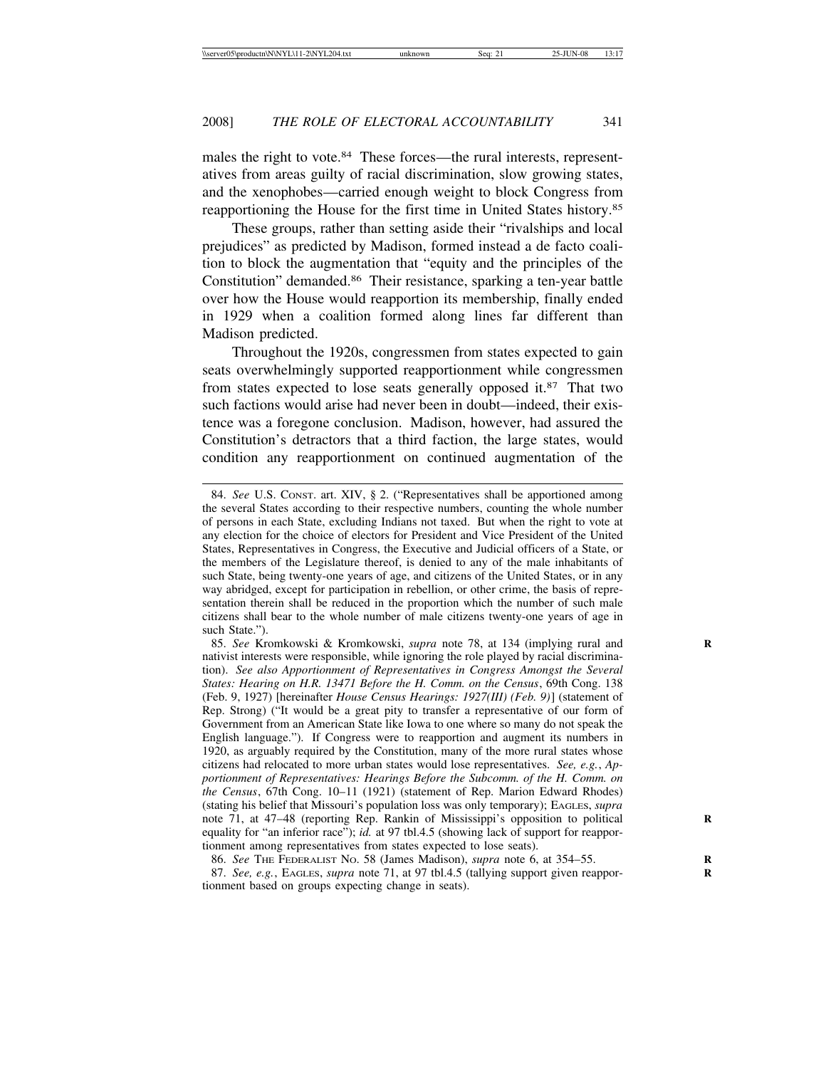males the right to vote.[84] These forces—the rural interests, representatives from areas guilty of racial discrimination, slow growing states, and the xenophobes—carried enough weight to block Congress from reapportioning the House for the first time in United States history.[85]

These groups, rather than setting aside their "rivalships and local prejudices" as predicted by Madison, formed instead a de facto coalition to block the augmentation that "equity and the principles of the Constitution" demanded.[86] Their resistance, sparking a ten-year battle over how the House would reapportion its membership, finally ended in 1929 when a coalition formed along lines far different than Madison predicted.

Throughout the 1920s, congressmen from states expected to gain seats overwhelmingly supported reapportionment while congressmen from states expected to lose seats generally opposed it.[87] That two such factions would arise had never been in doubt—indeed, their existence was a foregone conclusion. Madison, however, had assured the Constitution's detractors that a third faction, the large states, would condition any reapportionment on continued augmentation of the

---

84. *See* U.S. CONST. art. XIV, § 2. ("Representatives shall be apportioned among the several States according to their respective numbers, counting the whole number of persons in each State, excluding Indians not taxed. But when the right to vote at any election for the choice of electors for President and Vice President of the United States, Representatives in Congress, the Executive and Judicial officers of a State, or the members of the Legislature thereof, is denied to any of the male inhabitants of such State, being twenty-one years of age, and citizens of the United States, or in any way abridged, except for participation in rebellion, or other crime, the basis of representation therein shall be reduced in the proportion which the number of such male citizens shall bear to the whole number of male citizens twenty-one years of age in such State.").

85. *See* Kromkowski & Kromkowski, *supra* note 78, at 134 (implying rural and nativist interests were responsible, while ignoring the role played by racial discrimination). *See also Apportionment of Representatives in Congress Amongst the Several States: Hearing on H.R. 13471 Before the H. Comm. on the Census*, 69th Cong. 138 (Feb. 9, 1927) [hereinafter *House Census Hearings: 1927(III) (Feb. 9)*] (statement of Rep. Strong) ("It would be a great pity to transfer a representative of our form of Government from an American State like Iowa to one where so many do not speak the English language."). If Congress were to reapportion and augment its numbers in 1920, as arguably required by the Constitution, many of the more rural states whose citizens had relocated to more urban states would lose representatives. *See, e.g.*, *Apportionment of Representatives: Hearings Before the Subcomm. of the H. Comm. on the Census*, 67th Cong. 10–11 (1921) (statement of Rep. Marion Edward Rhodes) (stating his belief that Missouri's population loss was only temporary); EAGLES, *supra* note 71, at 47–48 (reporting Rep. Rankin of Mississippi's opposition to political equality for "an inferior race"); *id.* at 97 tbl.4.5 (showing lack of support for reapportionment among representatives from states expected to lose seats).

86. *See* THE FEDERALIST NO. 58 (James Madison), *supra* note 6, at 354–55.

87. *See, e.g.*, EAGLES, *supra* note 71, at 97 tbl.4.5 (tallying support given reapportionment based on groups expecting change in seats).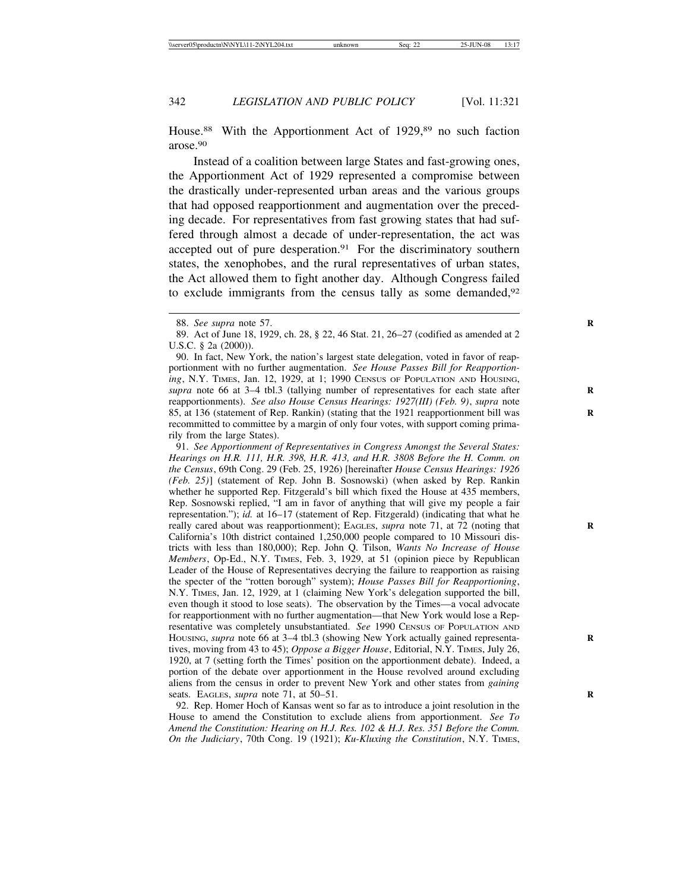House.[88] With the Apportionment Act of 1929,[89] no such faction arose.[90]

Instead of a coalition between large States and fast-growing ones, the Apportionment Act of 1929 represented a compromise between the drastically under-represented urban areas and the various groups that had opposed reapportionment and augmentation over the preceding decade. For representatives from fast growing states that had suffered through almost a decade of under-representation, the act was accepted out of pure desperation.[91] For the discriminatory southern states, the xenophobes, and the rural representatives of urban states, the Act allowed them to fight another day. Although Congress failed to exclude immigrants from the census tally as some demanded,[92]

---

88. *See supra* note 57.

89. Act of June 18, 1929, ch. 28, § 22, 46 Stat. 21, 26–27 (codified as amended at 2 U.S.C. § 2a (2000)).

90. In fact, New York, the nation's largest state delegation, voted in favor of reapportionment with no further augmentation. *See House Passes Bill for Reapportioning*, N.Y. TIMES, Jan. 12, 1929, at 1; 1990 CENSUS OF POPULATION AND HOUSING, *supra* note 66 at 3–4 tbl.3 (tallying number of representatives for each state after reapportionments). *See also House Census Hearings: 1927(III) (Feb. 9)*, *supra* note 85, at 136 (statement of Rep. Rankin) (stating that the 1921 reapportionment bill was recommitted to committee by a margin of only four votes, with support coming primarily from the large States).

91. *See Apportionment of Representatives in Congress Amongst the Several States: Hearings on H.R. 111, H.R. 398, H.R. 413, and H.R. 3808 Before the H. Comm. on the Census*, 69th Cong. 29 (Feb. 25, 1926) [hereinafter *House Census Hearings: 1926 (Feb. 25)*] (statement of Rep. John B. Sosnowski) (when asked by Rep. Rankin whether he supported Rep. Fitzgerald's bill which fixed the House at 435 members, Rep. Sosnowski replied, "I am in favor of anything that will give my people a fair representation."); *id.* at 16–17 (statement of Rep. Fitzgerald) (indicating that what he really cared about was reapportionment); EAGLES, *supra* note 71, at 72 (noting that California's 10th district contained 1,250,000 people compared to 10 Missouri districts with less than 180,000); Rep. John Q. Tilson, *Wants No Increase of House Members*, Op-Ed., N.Y. TIMES, Feb. 3, 1929, at 51 (opinion piece by Republican Leader of the House of Representatives decrying the failure to reapportion as raising the specter of the "rotten borough" system); *House Passes Bill for Reapportioning*, N.Y. TIMES, Jan. 12, 1929, at 1 (claiming New York's delegation supported the bill, even though it stood to lose seats). The observation by the Times—a vocal advocate for reapportionment with no further augmentation—that New York would lose a Representative was completely unsubstantiated. *See* 1990 CENSUS OF POPULATION AND HOUSING, *supra* note 66 at 3–4 tbl.3 (showing New York actually gained representatives, moving from 43 to 45); *Oppose a Bigger House*, Editorial, N.Y. TIMES, July 26, 1920, at 7 (setting forth the Times' position on the apportionment debate). Indeed, a portion of the debate over apportionment in the House revolved around excluding aliens from the census in order to prevent New York and other states from *gaining* seats. EAGLES, *supra* note 71, at 50–51.

92. Rep. Homer Hoch of Kansas went so far as to introduce a joint resolution in the House to amend the Constitution to exclude aliens from apportionment. *See To Amend the Constitution: Hearing on H.J. Res. 102 & H.J. Res. 351 Before the Comm. On the Judiciary*, 70th Cong. 19 (1921); *Ku-Kluxing the Constitution*, N.Y. TIMES,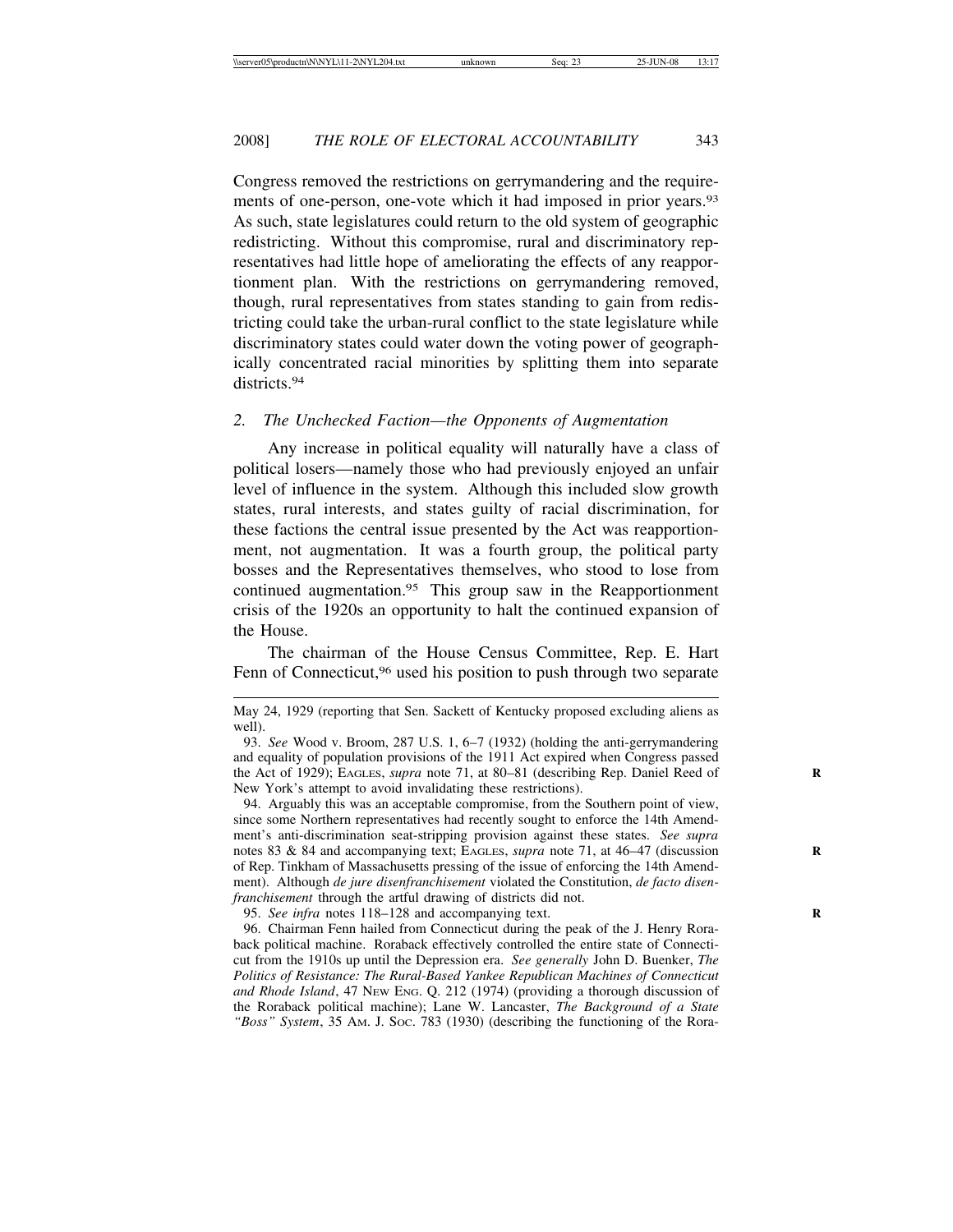Congress removed the restrictions on gerrymandering and the requirements of one-person, one-vote which it had imposed in prior years.[93] As such, state legislatures could return to the old system of geographic redistricting. Without this compromise, rural and discriminatory representatives had little hope of ameliorating the effects of any reapportionment plan. With the restrictions on gerrymandering removed, though, rural representatives from states standing to gain from redistricting could take the urban-rural conflict to the state legislature while discriminatory states could water down the voting power of geographically concentrated racial minorities by splitting them into separate districts.[94]

### 2. *The Unchecked Faction—the Opponents of Augmentation*

Any increase in political equality will naturally have a class of political losers—namely those who had previously enjoyed an unfair level of influence in the system. Although this included slow growth states, rural interests, and states guilty of racial discrimination, for these factions the central issue presented by the Act was reapportionment, not augmentation. It was a fourth group, the political party bosses and the Representatives themselves, who stood to lose from continued augmentation.[95] This group saw in the Reapportionment crisis of the 1920s an opportunity to halt the continued expansion of the House.

The chairman of the House Census Committee, Rep. E. Hart Fenn of Connecticut,[96] used his position to push through two separate

---

May 24, 1929 (reporting that Sen. Sackett of Kentucky proposed excluding aliens as well).

93. *See* Wood v. Broom, 287 U.S. 1, 6–7 (1932) (holding the anti-gerrymandering and equality of population provisions of the 1911 Act expired when Congress passed the Act of 1929); EAGLES, *supra* note 71, at 80–81 (describing Rep. Daniel Reed of New York's attempt to avoid invalidating these restrictions).

94. Arguably this was an acceptable compromise, from the Southern point of view, since some Northern representatives had recently sought to enforce the 14th Amendment's anti-discrimination seat-stripping provision against these states. *See supra* notes 83 & 84 and accompanying text; EAGLES, *supra* note 71, at 46–47 (discussion of Rep. Tinkham of Massachusetts pressing of the issue of enforcing the 14th Amendment). Although *de jure disenfranchisement* violated the Constitution, *de facto disenfranchisement* through the artful drawing of districts did not.

95. *See infra* notes 118–128 and accompanying text.

96. Chairman Fenn hailed from Connecticut during the peak of the J. Henry Roraback political machine. Roraback effectively controlled the entire state of Connecticut from the 1910s up until the Depression era. *See generally* John D. Buenker, *The Politics of Resistance: The Rural-Based Yankee Republican Machines of Connecticut and Rhode Island*, 47 NEW ENG. Q. 212 (1974) (providing a thorough discussion of the Roraback political machine); Lane W. Lancaster, *The Background of a State "Boss" System*, 35 AM. J. SOC. 783 (1930) (describing the functioning of the Rora-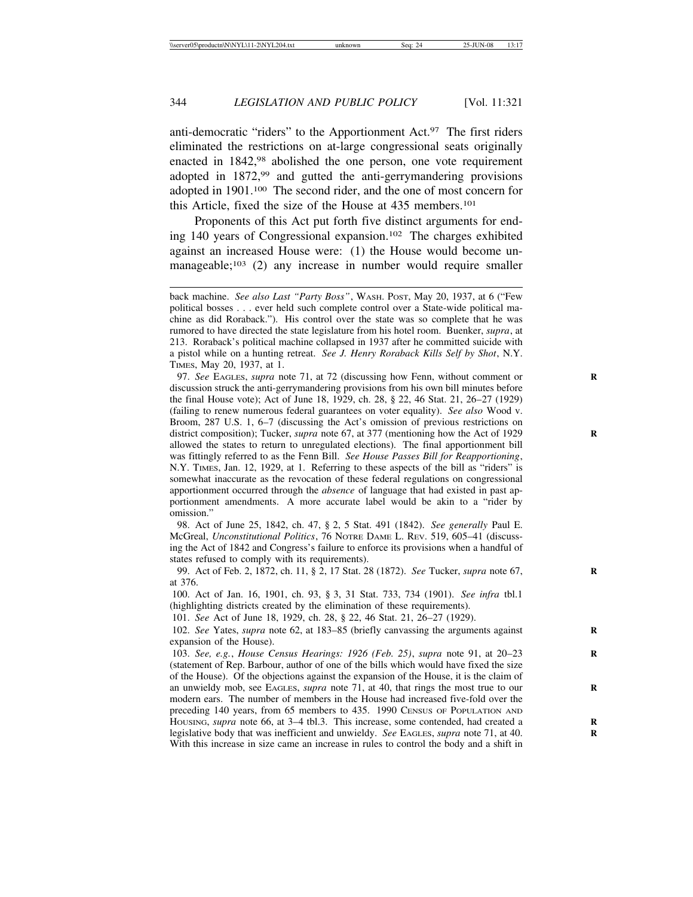anti-democratic "riders" to the Apportionment Act.[97] The first riders eliminated the restrictions on at-large congressional seats originally enacted in 1842,[98] abolished the one person, one vote requirement adopted in 1872,[99] and gutted the anti-gerrymandering provisions adopted in 1901.[100] The second rider, and the one of most concern for this Article, fixed the size of the House at 435 members.[101]

Proponents of this Act put forth five distinct arguments for ending 140 years of Congressional expansion.[102] The charges exhibited against an increased House were: (1) the House would become unmanageable;[103] (2) any increase in number would require smaller

---

back machine. *See also Last "Party Boss"*, WASH. POST, May 20, 1937, at 6 ("Few political bosses . . . ever held such complete control over a State-wide political machine as did Roraback."). His control over the state was so complete that he was rumored to have directed the state legislature from his hotel room. Buenker, *supra*, at 213. Roraback's political machine collapsed in 1937 after he committed suicide with a pistol while on a hunting retreat. *See J. Henry Roraback Kills Self by Shot*, N.Y. TIMES, May 20, 1937, at 1.

97. *See* EAGLES, *supra* note 71, at 72 (discussing how Fenn, without comment or discussion struck the anti-gerrymandering provisions from his own bill minutes before the final House vote); Act of June 18, 1929, ch. 28, § 22, 46 Stat. 21, 26–27 (1929) (failing to renew numerous federal guarantees on voter equality). *See also* Wood v. Broom, 287 U.S. 1, 6–7 (discussing the Act's omission of previous restrictions on district composition); Tucker, *supra* note 67, at 377 (mentioning how the Act of 1929 allowed the states to return to unregulated elections). The final apportionment bill was fittingly referred to as the Fenn Bill. *See House Passes Bill for Reapportioning*, N.Y. TIMES, Jan. 12, 1929, at 1. Referring to these aspects of the bill as "riders" is somewhat inaccurate as the revocation of these federal regulations on congressional apportionment occurred through the *absence* of language that had existed in past apportionment amendments. A more accurate label would be akin to a "rider by omission."

98. Act of June 25, 1842, ch. 47, § 2, 5 Stat. 491 (1842). *See generally* Paul E. McGreal, *Unconstitutional Politics*, 76 NOTRE DAME L. REV. 519, 605–41 (discussing the Act of 1842 and Congress's failure to enforce its provisions when a handful of states refused to comply with its requirements).

99. Act of Feb. 2, 1872, ch. 11, § 2, 17 Stat. 28 (1872). *See* Tucker, *supra* note 67, at 376.

100. Act of Jan. 16, 1901, ch. 93, § 3, 31 Stat. 733, 734 (1901). *See infra* tbl.1 (highlighting districts created by the elimination of these requirements).

101. *See* Act of June 18, 1929, ch. 28, § 22, 46 Stat. 21, 26–27 (1929).

102. *See* Yates, *supra* note 62, at 183–85 (briefly canvassing the arguments against expansion of the House).

103. *See, e.g.*, *House Census Hearings: 1926 (Feb. 25)*, *supra* note 91, at 20–23 (statement of Rep. Barbour, author of one of the bills which would have fixed the size of the House). Of the objections against the expansion of the House, it is the claim of an unwieldy mob, see EAGLES, *supra* note 71, at 40, that rings the most true to our modern ears. The number of members in the House had increased five-fold over the preceding 140 years, from 65 members to 435. 1990 CENSUS OF POPULATION AND HOUSING, *supra* note 66, at 3–4 tbl.3. This increase, some contended, had created a legislative body that was inefficient and unwieldy. *See* EAGLES, *supra* note 71, at 40. With this increase in size came an increase in rules to control the body and a shift in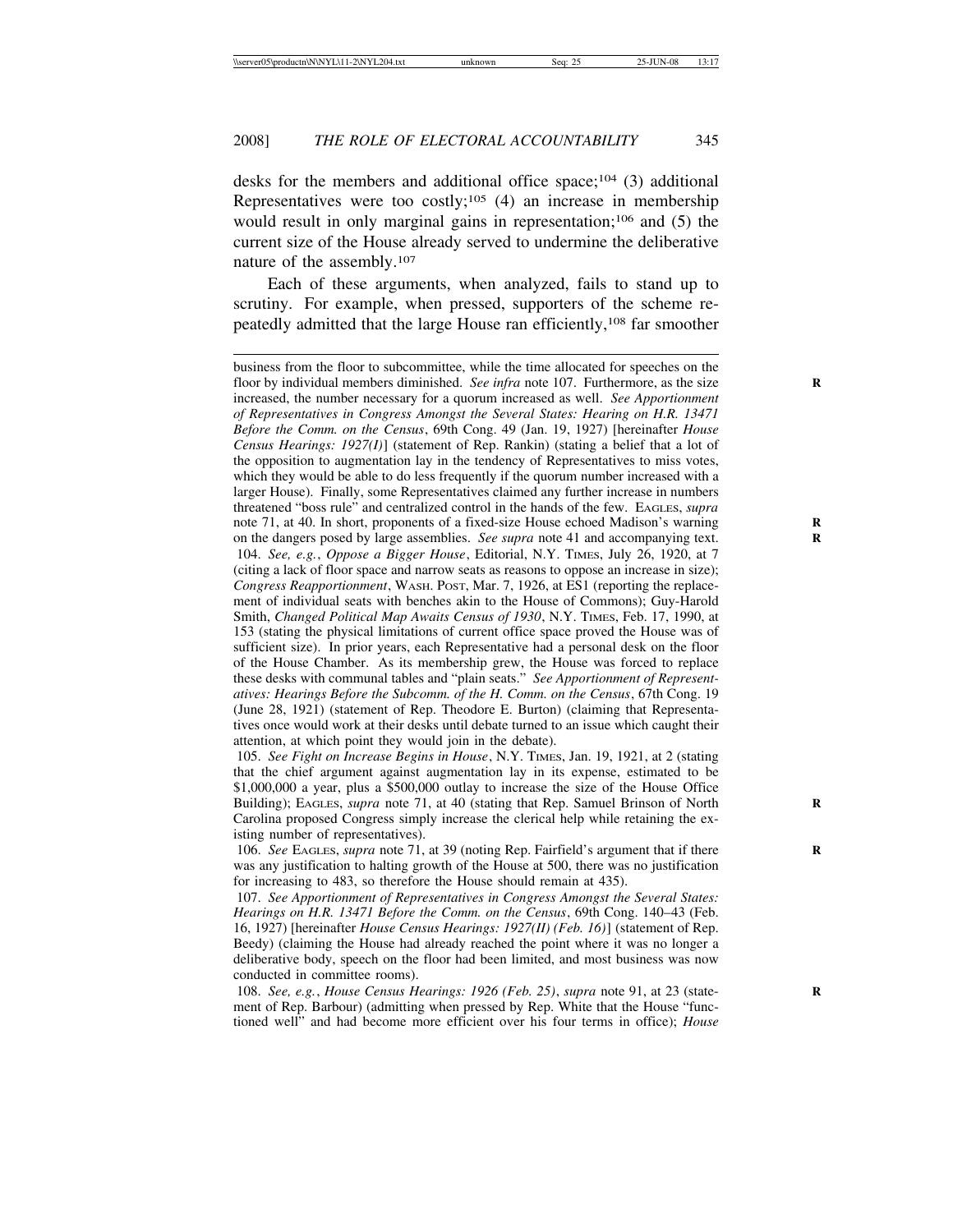desks for the members and additional office space;[104] (3) additional Representatives were too costly;[105] (4) an increase in membership would result in only marginal gains in representation;[106] and (5) the current size of the House already served to undermine the deliberative nature of the assembly.[107]

Each of these arguments, when analyzed, fails to stand up to scrutiny. For example, when pressed, supporters of the scheme repeatedly admitted that the large House ran efficiently,[108] far smoother

---

business from the floor to subcommittee, while the time allocated for speeches on the floor by individual members diminished. *See infra* note 107. Furthermore, as the size increased, the number necessary for a quorum increased as well. *See Apportionment of Representatives in Congress Amongst the Several States: Hearing on H.R. 13471 Before the Comm. on the Census*, 69th Cong. 49 (Jan. 19, 1927) [hereinafter *House Census Hearings: 1927(I)*] (statement of Rep. Rankin) (stating a belief that a lot of the opposition to augmentation lay in the tendency of Representatives to miss votes, which they would be able to do less frequently if the quorum number increased with a larger House). Finally, some Representatives claimed any further increase in numbers threatened "boss rule" and centralized control in the hands of the few. EAGLES, *supra* note 71, at 40. In short, proponents of a fixed-size House echoed Madison's warning on the dangers posed by large assemblies. *See supra* note 41 and accompanying text.

104. *See, e.g.*, *Oppose a Bigger House*, Editorial, N.Y. TIMES, July 26, 1920, at 7 (citing a lack of floor space and narrow seats as reasons to oppose an increase in size); *Congress Reapportionment*, WASH. POST, Mar. 7, 1926, at ES1 (reporting the replacement of individual seats with benches akin to the House of Commons); Guy-Harold Smith, *Changed Political Map Awaits Census of 1930*, N.Y. TIMES, Feb. 17, 1990, at 153 (stating the physical limitations of current office space proved the House was of sufficient size). In prior years, each Representative had a personal desk on the floor of the House Chamber. As its membership grew, the House was forced to replace these desks with communal tables and "plain seats." *See Apportionment of Representatives: Hearings Before the Subcomm. of the H. Comm. on the Census*, 67th Cong. 19 (June 28, 1921) (statement of Rep. Theodore E. Burton) (claiming that Representatives once would work at their desks until debate turned to an issue which caught their attention, at which point they would join in the debate).

105. *See Fight on Increase Begins in House*, N.Y. TIMES, Jan. 19, 1921, at 2 (stating that the chief argument against augmentation lay in its expense, estimated to be $1,000,000 a year, plus a $500,000 outlay to increase the size of the House Office Building); EAGLES, *supra* note 71, at 40 (stating that Rep. Samuel Brinson of North Carolina proposed Congress simply increase the clerical help while retaining the existing number of representatives).

106. *See* EAGLES, *supra* note 71, at 39 (noting Rep. Fairfield's argument that if there was any justification to halting growth of the House at 500, there was no justification for increasing to 483, so therefore the House should remain at 435).

107. *See Apportionment of Representatives in Congress Amongst the Several States: Hearings on H.R. 13471 Before the Comm. on the Census*, 69th Cong. 140–43 (Feb. 16, 1927) [hereinafter *House Census Hearings: 1927(II) (Feb. 16)*] (statement of Rep. Beedy) (claiming the House had already reached the point where it was no longer a deliberative body, speech on the floor had been limited, and most business was now conducted in committee rooms).

108. *See, e.g.*, *House Census Hearings: 1926 (Feb. 25)*, *supra* note 91, at 23 (statement of Rep. Barbour) (admitting when pressed by Rep. White that the House "functioned well" and had become more efficient over his four terms in office); *House*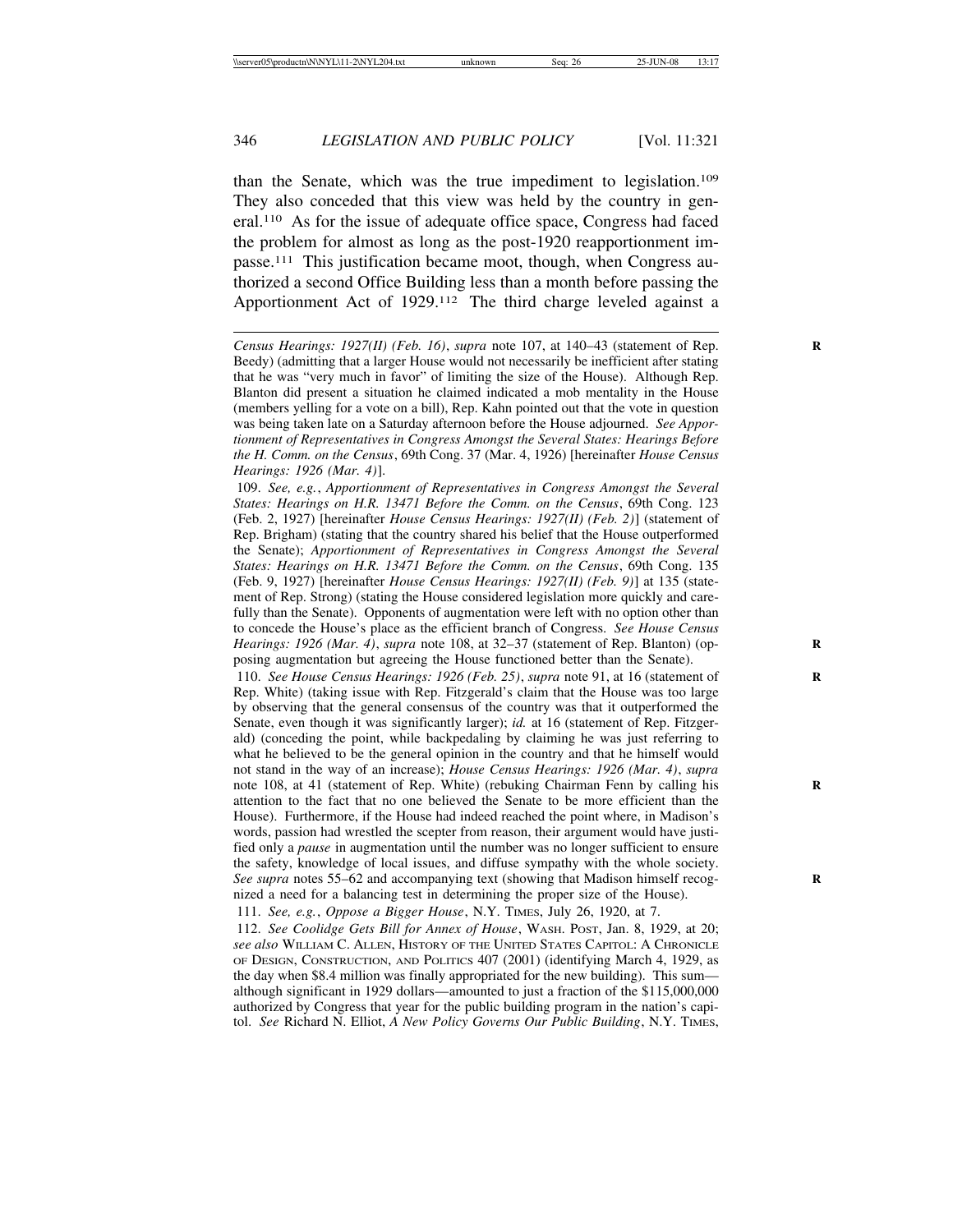than the Senate, which was the true impediment to legislation.[109] They also conceded that this view was held by the country in general.[110] As for the issue of adequate office space, Congress had faced the problem for almost as long as the post-1920 reapportionment impasse.[111] This justification became moot, though, when Congress authorized a second Office Building less than a month before passing the Apportionment Act of 1929.[112] The third charge leveled against a

---

*Census Hearings: 1927(II) (Feb. 16)*, *supra* note 107, at 140–43 (statement of Rep. Beedy) (admitting that a larger House would not necessarily be inefficient after stating that he was "very much in favor" of limiting the size of the House). Although Rep. Blanton did present a situation he claimed indicated a mob mentality in the House (members yelling for a vote on a bill), Rep. Kahn pointed out that the vote in question was being taken late on a Saturday afternoon before the House adjourned. *See Apportionment of Representatives in Congress Amongst the Several States: Hearings Before the H. Comm. on the Census*, 69th Cong. 37 (Mar. 4, 1926) [hereinafter *House Census Hearings: 1926 (Mar. 4)*].

109. *See, e.g.*, *Apportionment of Representatives in Congress Amongst the Several States: Hearings on H.R. 13471 Before the Comm. on the Census*, 69th Cong. 123 (Feb. 2, 1927) [hereinafter *House Census Hearings: 1927(II) (Feb. 2)*] (statement of Rep. Brigham) (stating that the country shared his belief that the House outperformed the Senate); *Apportionment of Representatives in Congress Amongst the Several States: Hearings on H.R. 13471 Before the Comm. on the Census*, 69th Cong. 135 (Feb. 9, 1927) [hereinafter *House Census Hearings: 1927(II) (Feb. 9)*] at 135 (statement of Rep. Strong) (stating the House considered legislation more quickly and carefully than the Senate). Opponents of augmentation were left with no option other than to concede the House's place as the efficient branch of Congress. *See House Census Hearings: 1926 (Mar. 4)*, *supra* note 108, at 32–37 (statement of Rep. Blanton) (opposing augmentation but agreeing the House functioned better than the Senate).

110. *See House Census Hearings: 1926 (Feb. 25)*, *supra* note 91, at 16 (statement of Rep. White) (taking issue with Rep. Fitzgerald's claim that the House was too large by observing that the general consensus of the country was that it outperformed the Senate, even though it was significantly larger); *id.* at 16 (statement of Rep. Fitzgerald) (conceding the point, while backpedaling by claiming he was just referring to what he believed to be the general opinion in the country and that he himself would not stand in the way of an increase); *House Census Hearings: 1926 (Mar. 4)*, *supra* note 108, at 41 (statement of Rep. White) (rebuking Chairman Fenn by calling his attention to the fact that no one believed the Senate to be more efficient than the House). Furthermore, if the House had indeed reached the point where, in Madison's words, passion had wrestled the scepter from reason, their argument would have justified only a *pause* in augmentation until the number was no longer sufficient to ensure the safety, knowledge of local issues, and diffuse sympathy with the whole society. *See supra* notes 55–62 and accompanying text (showing that Madison himself recognized a need for a balancing test in determining the proper size of the House).

111. *See, e.g.*, *Oppose a Bigger House*, N.Y. TIMES, July 26, 1920, at 7.

112. *See Coolidge Gets Bill for Annex of House*, WASH. POST, Jan. 8, 1929, at 20; *see also* WILLIAM C. ALLEN, HISTORY OF THE UNITED STATES CAPITOL: A CHRONICLE OF DESIGN, CONSTRUCTION, AND POLITICS 407 (2001) (identifying March 4, 1929, as the day when $8.4 million was finally appropriated for the new building). This sum—although significant in 1929 dollars—amounted to just a fraction of the $115,000,000 authorized by Congress that year for the public building program in the nation's capitol. *See* Richard N. Elliot, *A New Policy Governs Our Public Building*, N.Y. TIMES,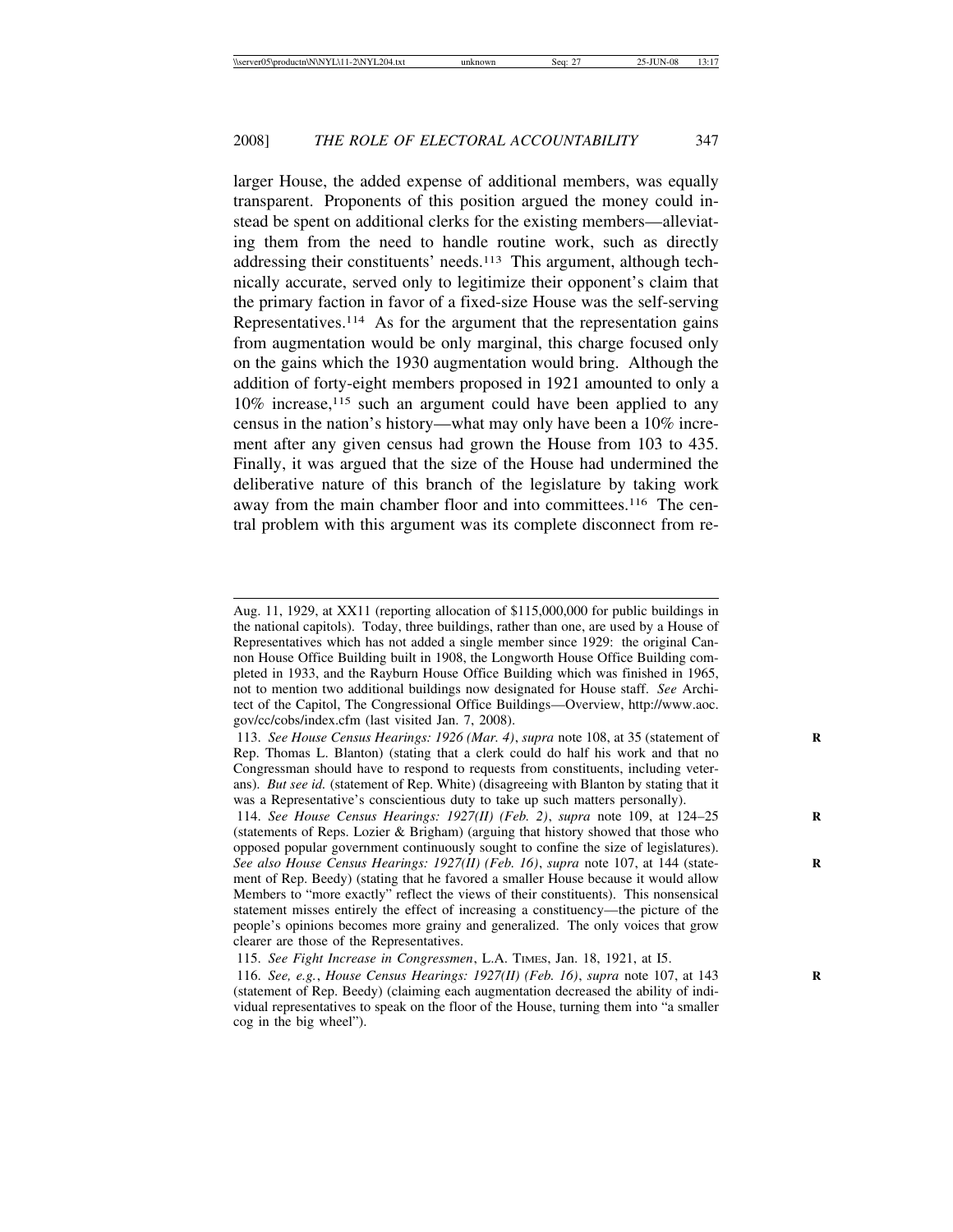larger House, the added expense of additional members, was equally transparent. Proponents of this position argued the money could instead be spent on additional clerks for the existing members—alleviating them from the need to handle routine work, such as directly addressing their constituents' needs.[113] This argument, although technically accurate, served only to legitimize their opponent's claim that the primary faction in favor of a fixed-size House was the self-serving Representatives.[114] As for the argument that the representation gains from augmentation would be only marginal, this charge focused only on the gains which the 1930 augmentation would bring. Although the addition of forty-eight members proposed in 1921 amounted to only a 10% increase,[115] such an argument could have been applied to any census in the nation's history—what may only have been a 10% increment after any given census had grown the House from 103 to 435. Finally, it was argued that the size of the House had undermined the deliberative nature of this branch of the legislature by taking work away from the main chamber floor and into committees.[116] The central problem with this argument was its complete disconnect from re-

---

Aug. 11, 1929, at XX11 (reporting allocation of $115,000,000 for public buildings in the national capitols). Today, three buildings, rather than one, are used by a House of Representatives which has not added a single member since 1929: the original Cannon House Office Building built in 1908, the Longworth House Office Building completed in 1933, and the Rayburn House Office Building which was finished in 1965, not to mention two additional buildings now designated for House staff. *See* Architect of the Capitol, The Congressional Office Buildings—Overview, http://www.aoc.gov/cc/cobs/index.cfm (last visited Jan. 7, 2008).

113. *See House Census Hearings: 1926 (Mar. 4)*, *supra* note 108, at 35 (statement of Rep. Thomas L. Blanton) (stating that a clerk could do half his work and that no Congressman should have to respond to requests from constituents, including veterans). *But see id.* (statement of Rep. White) (disagreeing with Blanton by stating that it was a Representative's conscientious duty to take up such matters personally).

114. *See House Census Hearings: 1927(II) (Feb. 2)*, *supra* note 109, at 124–25 (statements of Reps. Lozier & Brigham) (arguing that history showed that those who opposed popular government continuously sought to confine the size of legislatures). *See also House Census Hearings: 1927(II) (Feb. 16)*, *supra* note 107, at 144 (statement of Rep. Beedy) (stating that he favored a smaller House because it would allow Members to "more exactly" reflect the views of their constituents). This nonsensical statement misses entirely the effect of increasing a constituency—the picture of the people's opinions becomes more grainy and generalized. The only voices that grow clearer are those of the Representatives.

115. *See Fight Increase in Congressmen*, L.A. TIMES, Jan. 18, 1921, at I5.

116. *See, e.g.*, *House Census Hearings: 1927(II) (Feb. 16)*, *supra* note 107, at 143 (statement of Rep. Beedy) (claiming each augmentation decreased the ability of individual representatives to speak on the floor of the House, turning them into "a smaller cog in the big wheel").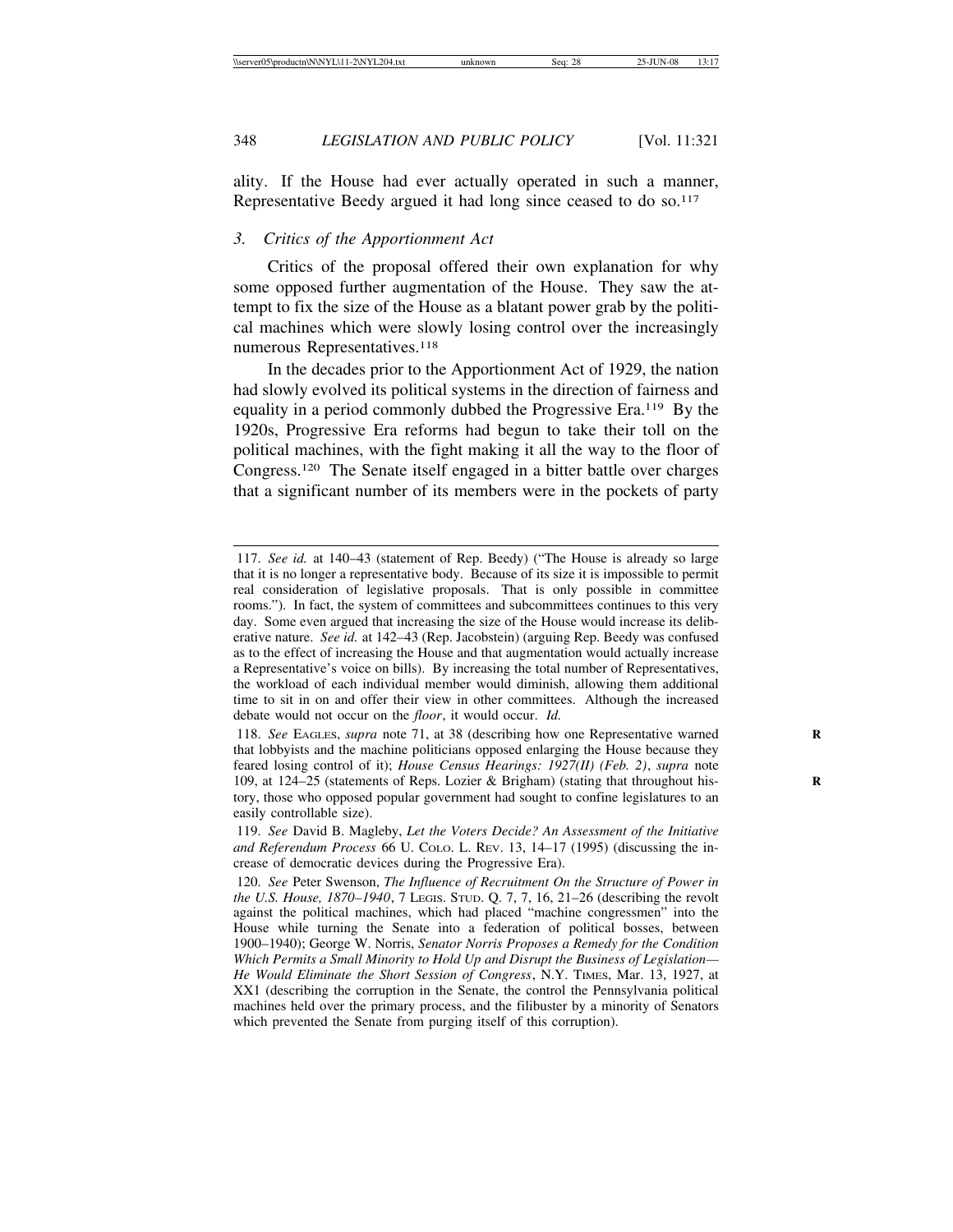ality. If the House had ever actually operated in such a manner, Representative Beedy argued it had long since ceased to do so.[117]

### 3. *Critics of the Apportionment Act*

Critics of the proposal offered their own explanation for why some opposed further augmentation of the House. They saw the attempt to fix the size of the House as a blatant power grab by the political machines which were slowly losing control over the increasingly numerous Representatives.[118]

In the decades prior to the Apportionment Act of 1929, the nation had slowly evolved its political systems in the direction of fairness and equality in a period commonly dubbed the Progressive Era.[119] By the 1920s, Progressive Era reforms had begun to take their toll on the political machines, with the fight making it all the way to the floor of Congress.[120] The Senate itself engaged in a bitter battle over charges that a significant number of its members were in the pockets of party

---

117. *See id.* at 140–43 (statement of Rep. Beedy) ("The House is already so large that it is no longer a representative body. Because of its size it is impossible to permit real consideration of legislative proposals. That is only possible in committee rooms."). In fact, the system of committees and subcommittees continues to this very day. Some even argued that increasing the size of the House would increase its deliberative nature. *See id.* at 142–43 (Rep. Jacobstein) (arguing Rep. Beedy was confused as to the effect of increasing the House and that augmentation would actually increase a Representative's voice on bills). By increasing the total number of Representatives, the workload of each individual member would diminish, allowing them additional time to sit in on and offer their view in other committees. Although the increased debate would not occur on the *floor*, it would occur. *Id.*

118. *See* EAGLES, *supra* note 71, at 38 (describing how one Representative warned that lobbyists and the machine politicians opposed enlarging the House because they feared losing control of it); *House Census Hearings: 1927(II) (Feb. 2)*, *supra* note 109, at 124–25 (statements of Reps. Lozier & Brigham) (stating that throughout history, those who opposed popular government had sought to confine legislatures to an easily controllable size).

119. *See* David B. Magleby, *Let the Voters Decide? An Assessment of the Initiative and Referendum Process* 66 U. COLO. L. REV. 13, 14–17 (1995) (discussing the increase of democratic devices during the Progressive Era).

120. *See* Peter Swenson, *The Influence of Recruitment On the Structure of Power in the U.S. House, 1870–1940*, 7 LEGIS. STUD. Q. 7, 7, 16, 21–26 (describing the revolt against the political machines, which had placed "machine congressmen" into the House while turning the Senate into a federation of political bosses, between 1900–1940); George W. Norris, *Senator Norris Proposes a Remedy for the Condition Which Permits a Small Minority to Hold Up and Disrupt the Business of Legislation—He Would Eliminate the Short Session of Congress*, N.Y. TIMES, Mar. 13, 1927, at XX1 (describing the corruption in the Senate, the control the Pennsylvania political machines held over the primary process, and the filibuster by a minority of Senators which prevented the Senate from purging itself of this corruption).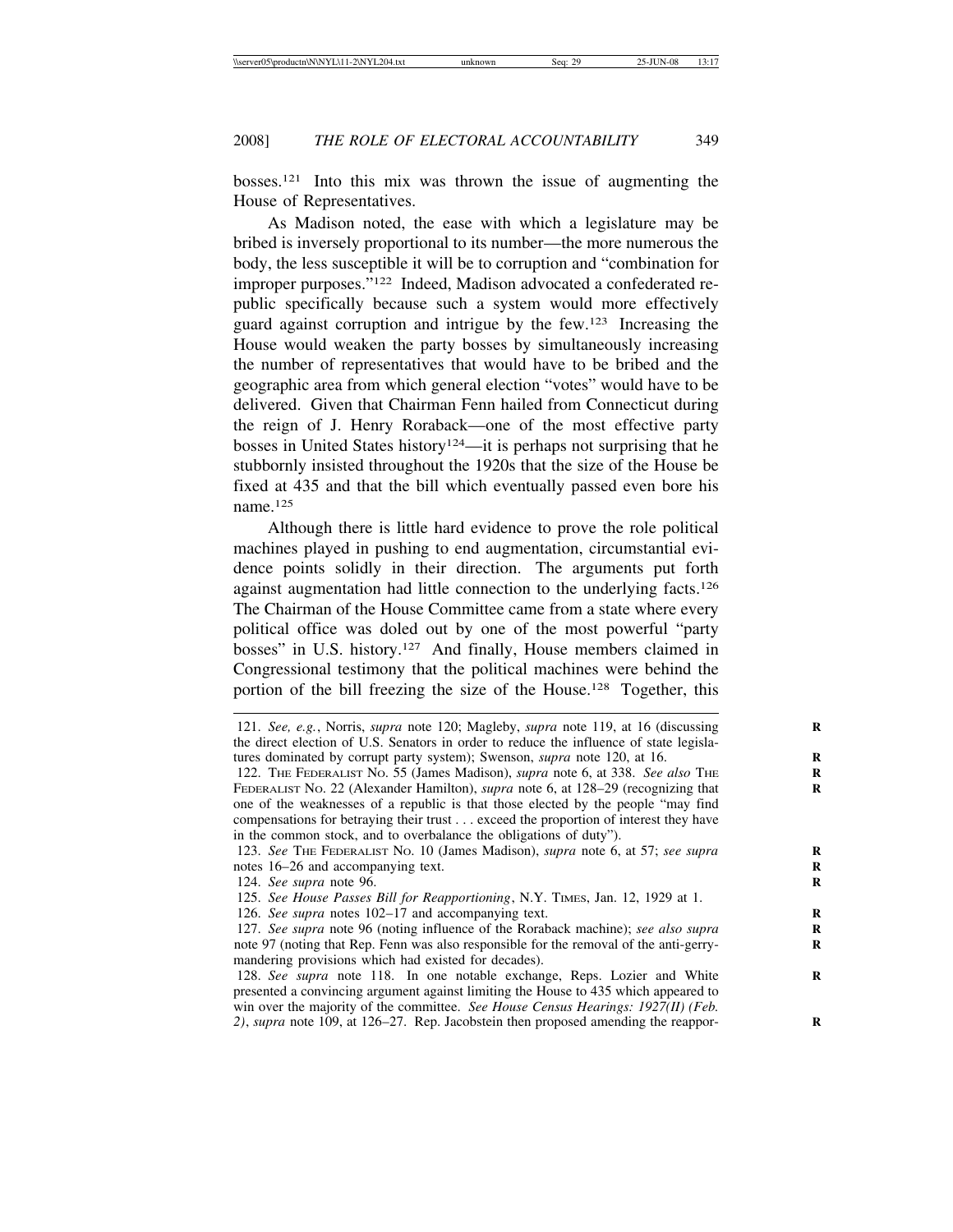bosses.[121] Into this mix was thrown the issue of augmenting the House of Representatives.

As Madison noted, the ease with which a legislature may be bribed is inversely proportional to its number—the more numerous the body, the less susceptible it will be to corruption and "combination for improper purposes."[122] Indeed, Madison advocated a confederated republic specifically because such a system would more effectively guard against corruption and intrigue by the few.[123] Increasing the House would weaken the party bosses by simultaneously increasing the number of representatives that would have to be bribed and the geographic area from which general election "votes" would have to be delivered. Given that Chairman Fenn hailed from Connecticut during the reign of J. Henry Roraback—one of the most effective party bosses in United States history[124]—it is perhaps not surprising that he stubbornly insisted throughout the 1920s that the size of the House be fixed at 435 and that the bill which eventually passed even bore his name.[125]

Although there is little hard evidence to prove the role political machines played in pushing to end augmentation, circumstantial evidence points solidly in their direction. The arguments put forth against augmentation had little connection to the underlying facts.[126] The Chairman of the House Committee came from a state where every political office was doled out by one of the most powerful "party bosses" in U.S. history.[127] And finally, House members claimed in Congressional testimony that the political machines were behind the portion of the bill freezing the size of the House.[128] Together, this

---

121. *See, e.g.*, Norris, *supra* note 120; Magleby, *supra* note 119, at 16 (discussing the direct election of U.S. Senators in order to reduce the influence of state legislatures dominated by corrupt party system); Swenson, *supra* note 120, at 16.

122. The Federalist No. 55 (James Madison), *supra* note 6, at 338. *See also* The Federalist No. 22 (Alexander Hamilton), *supra* note 6, at 128–29 (recognizing that one of the weaknesses of a republic is that those elected by the people "may find compensations for betraying their trust . . . exceed the proportion of interest they have in the common stock, and to overbalance the obligations of duty").

123. *See* The Federalist No. 10 (James Madison), *supra* note 6, at 57; *see supra* notes 16–26 and accompanying text.

124. *See supra* note 96.

125. *See House Passes Bill for Reapportioning*, N.Y. Times, Jan. 12, 1929 at 1.

126. *See supra* notes 102–17 and accompanying text.

127. *See supra* note 96 (noting influence of the Roraback machine); *see also supra* note 97 (noting that Rep. Fenn was also responsible for the removal of the anti-gerrymandering provisions which had existed for decades).

128. *See supra* note 118. In one notable exchange, Reps. Lozier and White presented a convincing argument against limiting the House to 435 which appeared to win over the majority of the committee. *See House Census Hearings: 1927(II) (Feb. 2)*, *supra* note 109, at 126–27. Rep. Jacobstein then proposed amending the reappor-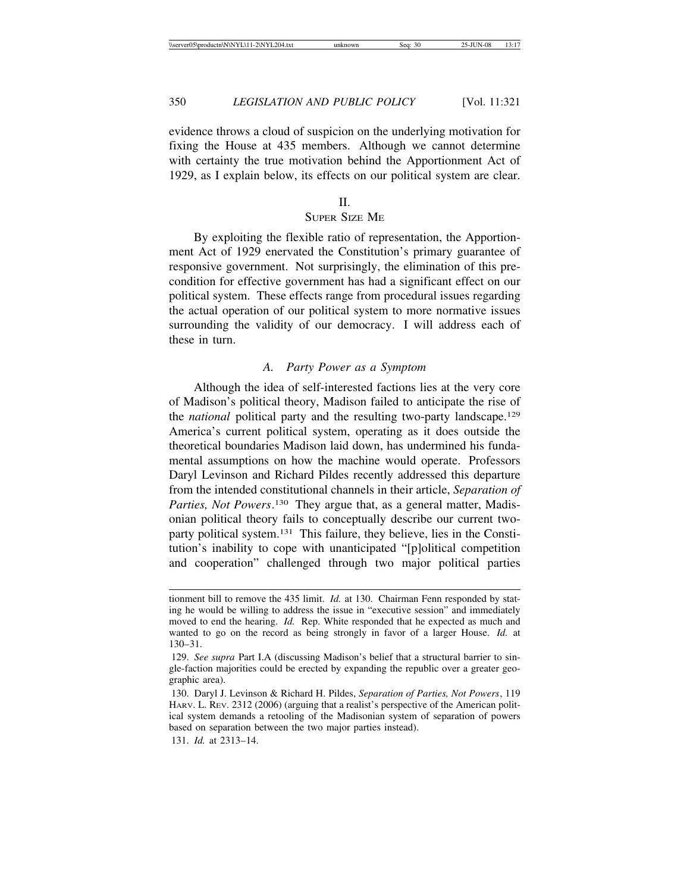evidence throws a cloud of suspicion on the underlying motivation for fixing the House at 435 members. Although we cannot determine with certainty the true motivation behind the Apportionment Act of 1929, as I explain below, its effects on our political system are clear.

## II.
## Super Size Me

By exploiting the flexible ratio of representation, the Apportionment Act of 1929 enervated the Constitution's primary guarantee of responsive government. Not surprisingly, the elimination of this precondition for effective government has had a significant effect on our political system. These effects range from procedural issues regarding the actual operation of our political system to more normative issues surrounding the validity of our democracy. I will address each of these in turn.

### *A. Party Power as a Symptom*

Although the idea of self-interested factions lies at the very core of Madison's political theory, Madison failed to anticipate the rise of the *national* political party and the resulting two-party landscape.[129] America's current political system, operating as it does outside the theoretical boundaries Madison laid down, has undermined his fundamental assumptions on how the machine would operate. Professors Daryl Levinson and Richard Pildes recently addressed this departure from the intended constitutional channels in their article, *Separation of Parties, Not Powers*.[130] They argue that, as a general matter, Madisonian political theory fails to conceptually describe our current two-party political system.[131] This failure, they believe, lies in the Constitution's inability to cope with unanticipated "[p]olitical competition and cooperation" challenged through two major political parties

---

tionment bill to remove the 435 limit. *Id.* at 130. Chairman Fenn responded by stating he would be willing to address the issue in "executive session" and immediately moved to end the hearing. *Id.* Rep. White responded that he expected as much and wanted to go on the record as being strongly in favor of a larger House. *Id.* at 130–31.

129. *See supra* Part I.A (discussing Madison's belief that a structural barrier to single-faction majorities could be erected by expanding the republic over a greater geographic area).

130. Daryl J. Levinson & Richard H. Pildes, *Separation of Parties, Not Powers*, 119 Harv. L. Rev. 2312 (2006) (arguing that a realist's perspective of the American political system demands a retooling of the Madisonian system of separation of powers based on separation between the two major parties instead).

131. *Id.* at 2313–14.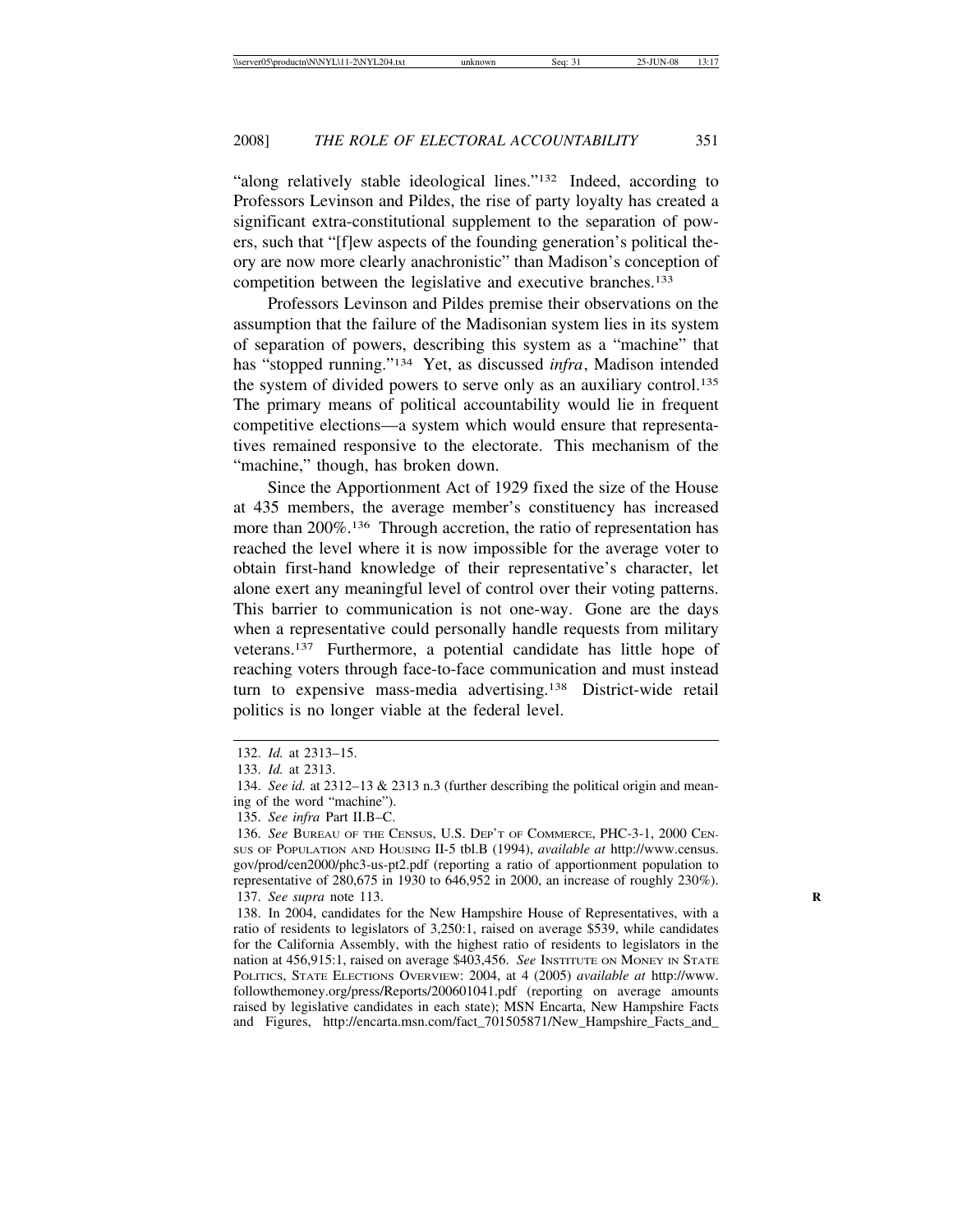"along relatively stable ideological lines."[132] Indeed, according to Professors Levinson and Pildes, the rise of party loyalty has created a significant extra-constitutional supplement to the separation of powers, such that "[f]ew aspects of the founding generation's political theory are now more clearly anachronistic" than Madison's conception of competition between the legislative and executive branches.[133]

Professors Levinson and Pildes premise their observations on the assumption that the failure of the Madisonian system lies in its system of separation of powers, describing this system as a "machine" that has "stopped running."[134] Yet, as discussed *infra*, Madison intended the system of divided powers to serve only as an auxiliary control.[135] The primary means of political accountability would lie in frequent competitive elections—a system which would ensure that representatives remained responsive to the electorate. This mechanism of the "machine," though, has broken down.

Since the Apportionment Act of 1929 fixed the size of the House at 435 members, the average member's constituency has increased more than 200%.[136] Through accretion, the ratio of representation has reached the level where it is now impossible for the average voter to obtain first-hand knowledge of their representative's character, let alone exert any meaningful level of control over their voting patterns. This barrier to communication is not one-way. Gone are the days when a representative could personally handle requests from military veterans.[137] Furthermore, a potential candidate has little hope of reaching voters through face-to-face communication and must instead turn to expensive mass-media advertising.[138] District-wide retail politics is no longer viable at the federal level.

---

132. *Id.* at 2313–15.

133. *Id.* at 2313.

134. *See id.* at 2312–13 & 2313 n.3 (further describing the political origin and meaning of the word "machine").

135. *See infra* Part II.B–C.

136. *See* BUREAU OF THE CENSUS, U.S. DEP'T OF COMMERCE, PHC-3-1, 2000 CENSUS OF POPULATION AND HOUSING II-5 tbl.B (1994), *available at* http://www.census.gov/prod/cen2000/phc3-us-pt2.pdf (reporting a ratio of apportionment population to representative of 280,675 in 1930 to 646,952 in 2000, an increase of roughly 230%).

137. *See supra* note 113.

138. In 2004, candidates for the New Hampshire House of Representatives, with a ratio of residents to legislators of 3,250:1, raised on average $539, while candidates for the California Assembly, with the highest ratio of residents to legislators in the nation at 456,915:1, raised on average $403,456. *See* INSTITUTE ON MONEY IN STATE POLITICS, STATE ELECTIONS OVERVIEW: 2004, at 4 (2005) *available at* http://www.followthemoney.org/press/Reports/200601041.pdf (reporting on average amounts raised by legislative candidates in each state); MSN Encarta, New Hampshire Facts and Figures, http://encarta.msn.com/fact_701505871/New_Hampshire_Facts_and_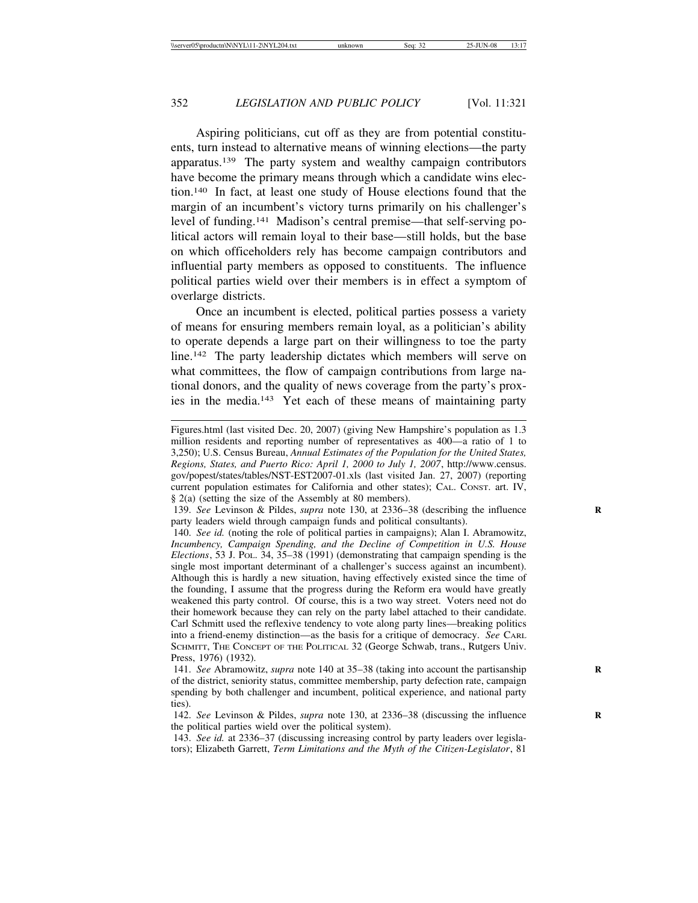Aspiring politicians, cut off as they are from potential constituents, turn instead to alternative means of winning elections—the party apparatus.[139] The party system and wealthy campaign contributors have become the primary means through which a candidate wins election.[140] In fact, at least one study of House elections found that the margin of an incumbent's victory turns primarily on his challenger's level of funding.[141] Madison's central premise—that self-serving political actors will remain loyal to their base—still holds, but the base on which officeholders rely has become campaign contributors and influential party members as opposed to constituents. The influence political parties wield over their members is in effect a symptom of overlarge districts.

Once an incumbent is elected, political parties possess a variety of means for ensuring members remain loyal, as a politician's ability to operate depends a large part on their willingness to toe the party line.[142] The party leadership dictates which members will serve on what committees, the flow of campaign contributions from large national donors, and the quality of news coverage from the party's proxies in the media.[143] Yet each of these means of maintaining party

---

Figures.html (last visited Dec. 20, 2007) (giving New Hampshire's population as 1.3 million residents and reporting number of representatives as 400—a ratio of 1 to 3,250); U.S. Census Bureau, *Annual Estimates of the Population for the United States, Regions, States, and Puerto Rico: April 1, 2000 to July 1, 2007*, http://www.census.gov/popest/states/tables/NST-EST2007-01.xls (last visited Jan. 27, 2007) (reporting current population estimates for California and other states); CAL. CONST. art. IV, § 2(a) (setting the size of the Assembly at 80 members).

139. *See* Levinson & Pildes, *supra* note 130, at 2336–38 (describing the influence party leaders wield through campaign funds and political consultants).

140. *See id.* (noting the role of political parties in campaigns); Alan I. Abramowitz, *Incumbency, Campaign Spending, and the Decline of Competition in U.S. House Elections*, 53 J. POL. 34, 35–38 (1991) (demonstrating that campaign spending is the single most important determinant of a challenger's success against an incumbent). Although this is hardly a new situation, having effectively existed since the time of the founding, I assume that the progress during the Reform era would have greatly weakened this party control. Of course, this is a two way street. Voters need not do their homework because they can rely on the party label attached to their candidate. Carl Schmitt used the reflexive tendency to vote along party lines—breaking politics into a friend-enemy distinction—as the basis for a critique of democracy. *See* CARL SCHMITT, THE CONCEPT OF THE POLITICAL 32 (George Schwab, trans., Rutgers Univ. Press, 1976) (1932).

141. *See* Abramowitz, *supra* note 140 at 35–38 (taking into account the partisanship of the district, seniority status, committee membership, party defection rate, campaign spending by both challenger and incumbent, political experience, and national party ties).

142. *See* Levinson & Pildes, *supra* note 130, at 2336–38 (discussing the influence the political parties wield over the political system).

143. *See id.* at 2336–37 (discussing increasing control by party leaders over legislators); Elizabeth Garrett, *Term Limitations and the Myth of the Citizen-Legislator*, 81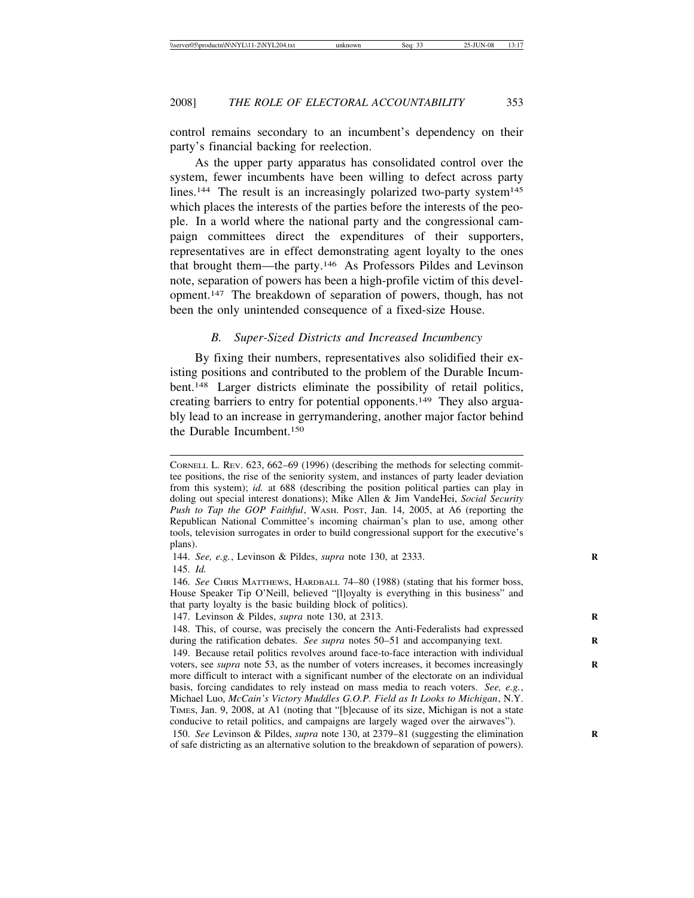control remains secondary to an incumbent's dependency on their party's financial backing for reelection.

As the upper party apparatus has consolidated control over the system, fewer incumbents have been willing to defect across party lines.[144] The result is an increasingly polarized two-party system[145] which places the interests of the parties before the interests of the people. In a world where the national party and the congressional campaign committees direct the expenditures of their supporters, representatives are in effect demonstrating agent loyalty to the ones that brought them—the party.[146] As Professors Pildes and Levinson note, separation of powers has been a high-profile victim of this development.[147] The breakdown of separation of powers, though, has not been the only unintended consequence of a fixed-size House.

### *B. Super-Sized Districts and Increased Incumbency*

By fixing their numbers, representatives also solidified their existing positions and contributed to the problem of the Durable Incumbent.[148] Larger districts eliminate the possibility of retail politics, creating barriers to entry for potential opponents.[149] They also arguably lead to an increase in gerrymandering, another major factor behind the Durable Incumbent.[150]

---

CORNELL L. REV. 623, 662–69 (1996) (describing the methods for selecting committee positions, the rise of the seniority system, and instances of party leader deviation from this system); *id.* at 688 (describing the position political parties can play in doling out special interest donations); Mike Allen & Jim VandeHei, *Social Security Push to Tap the GOP Faithful*, WASH. POST, Jan. 14, 2005, at A6 (reporting the Republican National Committee's incoming chairman's plan to use, among other tools, television surrogates in order to build congressional support for the executive's plans).

144. *See, e.g.*, Levinson & Pildes, *supra* note 130, at 2333.

145. *Id.*

146. *See* CHRIS MATTHEWS, HARDBALL 74–80 (1988) (stating that his former boss, House Speaker Tip O'Neill, believed "[l]oyalty is everything in this business" and that party loyalty is the basic building block of politics).

147. Levinson & Pildes, *supra* note 130, at 2313.

148. This, of course, was precisely the concern the Anti-Federalists had expressed during the ratification debates. *See supra* notes 50–51 and accompanying text.

149. Because retail politics revolves around face-to-face interaction with individual voters, see *supra* note 53, as the number of voters increases, it becomes increasingly more difficult to interact with a significant number of the electorate on an individual basis, forcing candidates to rely instead on mass media to reach voters. *See, e.g.*, Michael Luo, *McCain's Victory Muddles G.O.P. Field as It Looks to Michigan*, N.Y. TIMES, Jan. 9, 2008, at A1 (noting that "[b]ecause of its size, Michigan is not a state conducive to retail politics, and campaigns are largely waged over the airwaves").

150. *See* Levinson & Pildes, *supra* note 130, at 2379–81 (suggesting the elimination of safe districting as an alternative solution to the breakdown of separation of powers).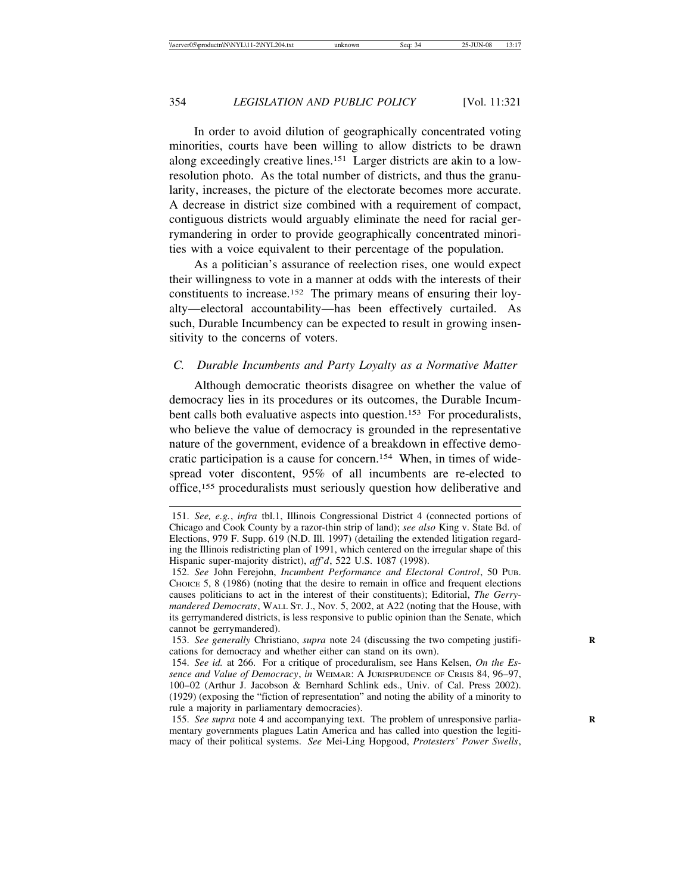In order to avoid dilution of geographically concentrated voting minorities, courts have been willing to allow districts to be drawn along exceedingly creative lines.[151] Larger districts are akin to a low-resolution photo. As the total number of districts, and thus the granularity, increases, the picture of the electorate becomes more accurate. A decrease in district size combined with a requirement of compact, contiguous districts would arguably eliminate the need for racial gerrymandering in order to provide geographically concentrated minorities with a voice equivalent to their percentage of the population.

As a politician's assurance of reelection rises, one would expect their willingness to vote in a manner at odds with the interests of their constituents to increase.[152] The primary means of ensuring their loyalty—electoral accountability—has been effectively curtailed. As such, Durable Incumbency can be expected to result in growing insensitivity to the concerns of voters.

### *C. Durable Incumbents and Party Loyalty as a Normative Matter*

Although democratic theorists disagree on whether the value of democracy lies in its procedures or its outcomes, the Durable Incumbent calls both evaluative aspects into question.[153] For proceduralists, who believe the value of democracy is grounded in the representative nature of the government, evidence of a breakdown in effective democratic participation is a cause for concern.[154] When, in times of widespread voter discontent, 95% of all incumbents are re-elected to office,[155] proceduralists must seriously question how deliberative and

---

151. *See, e.g.*, *infra* tbl.1, Illinois Congressional District 4 (connected portions of Chicago and Cook County by a razor-thin strip of land); *see also* King v. State Bd. of Elections, 979 F. Supp. 619 (N.D. Ill. 1997) (detailing the extended litigation regarding the Illinois redistricting plan of 1991, which centered on the irregular shape of this Hispanic super-majority district), *aff'd*, 522 U.S. 1087 (1998).

152. *See* John Ferejohn, *Incumbent Performance and Electoral Control*, 50 PUB. CHOICE 5, 8 (1986) (noting that the desire to remain in office and frequent elections causes politicians to act in the interest of their constituents); Editorial, *The Gerrymandered Democrats*, WALL ST. J., Nov. 5, 2002, at A22 (noting that the House, with its gerrymandered districts, is less responsive to public opinion than the Senate, which cannot be gerrymandered).

153. *See generally* Christiano, *supra* note 24 (discussing the two competing justifications for democracy and whether either can stand on its own).

154. *See id.* at 266. For a critique of proceduralism, see Hans Kelsen, *On the Essence and Value of Democracy*, *in* WEIMAR: A JURISPRUDENCE OF CRISIS 84, 96–97, 100–02 (Arthur J. Jacobson & Bernhard Schlink eds., Univ. of Cal. Press 2002). (1929) (exposing the "fiction of representation" and noting the ability of a minority to rule a majority in parliamentary democracies).

155. *See supra* note 4 and accompanying text. The problem of unresponsive parliamentary governments plagues Latin America and has called into question the legitimacy of their political systems. *See* Mei-Ling Hopgood, *Protesters' Power Swells*,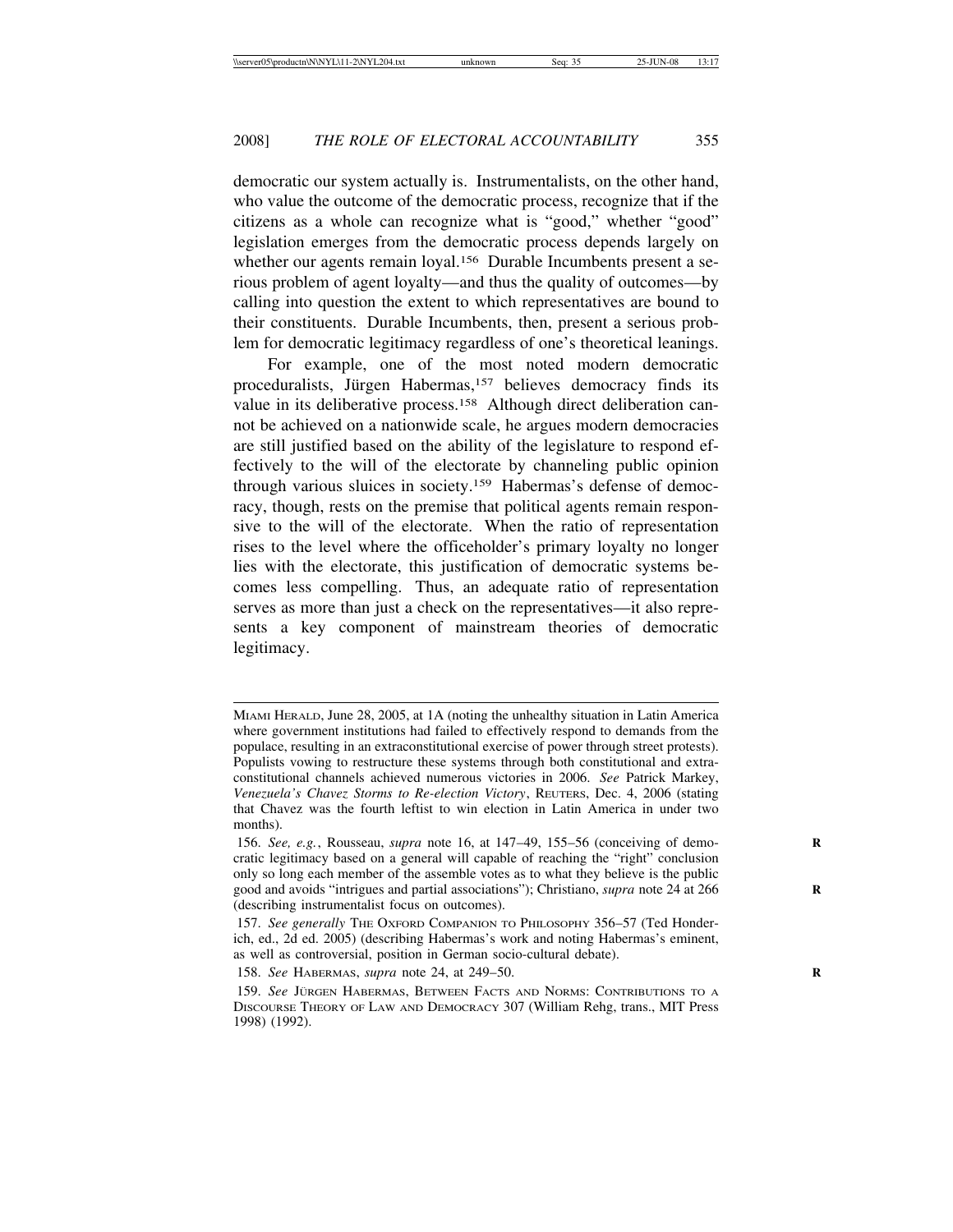democratic our system actually is. Instrumentalists, on the other hand, who value the outcome of the democratic process, recognize that if the citizens as a whole can recognize what is "good," whether "good" legislation emerges from the democratic process depends largely on whether our agents remain loyal.[156] Durable Incumbents present a serious problem of agent loyalty—and thus the quality of outcomes—by calling into question the extent to which representatives are bound to their constituents. Durable Incumbents, then, present a serious problem for democratic legitimacy regardless of one's theoretical leanings.

For example, one of the most noted modern democratic proceduralists, Jürgen Habermas,[157] believes democracy finds its value in its deliberative process.[158] Although direct deliberation cannot be achieved on a nationwide scale, he argues modern democracies are still justified based on the ability of the legislature to respond effectively to the will of the electorate by channeling public opinion through various sluices in society.[159] Habermas's defense of democracy, though, rests on the premise that political agents remain responsive to the will of the electorate. When the ratio of representation rises to the level where the officeholder's primary loyalty no longer lies with the electorate, this justification of democratic systems becomes less compelling. Thus, an adequate ratio of representation serves as more than just a check on the representatives—it also represents a key component of mainstream theories of democratic legitimacy.

---

MIAMI HERALD, June 28, 2005, at 1A (noting the unhealthy situation in Latin America where government institutions had failed to effectively respond to demands from the populace, resulting in an extraconstitutional exercise of power through street protests). Populists vowing to restructure these systems through both constitutional and extra-constitutional channels achieved numerous victories in 2006. *See* Patrick Markey, *Venezuela's Chavez Storms to Re-election Victory*, REUTERS, Dec. 4, 2006 (stating that Chavez was the fourth leftist to win election in Latin America in under two months).

156. *See, e.g.*, Rousseau, *supra* note 16, at 147–49, 155–56 (conceiving of democratic legitimacy based on a general will capable of reaching the "right" conclusion only so long each member of the assemble votes as to what they believe is the public good and avoids "intrigues and partial associations"); Christiano, *supra* note 24 at 266 (describing instrumentalist focus on outcomes).

157. *See generally* THE OXFORD COMPANION TO PHILOSOPHY 356–57 (Ted Honderich, ed., 2d ed. 2005) (describing Habermas's work and noting Habermas's eminent, as well as controversial, position in German socio-cultural debate).

158. *See* HABERMAS, *supra* note 24, at 249–50.

159. *See* JÜRGEN HABERMAS, BETWEEN FACTS AND NORMS: CONTRIBUTIONS TO A DISCOURSE THEORY OF LAW AND DEMOCRACY 307 (William Rehg, trans., MIT Press 1998) (1992).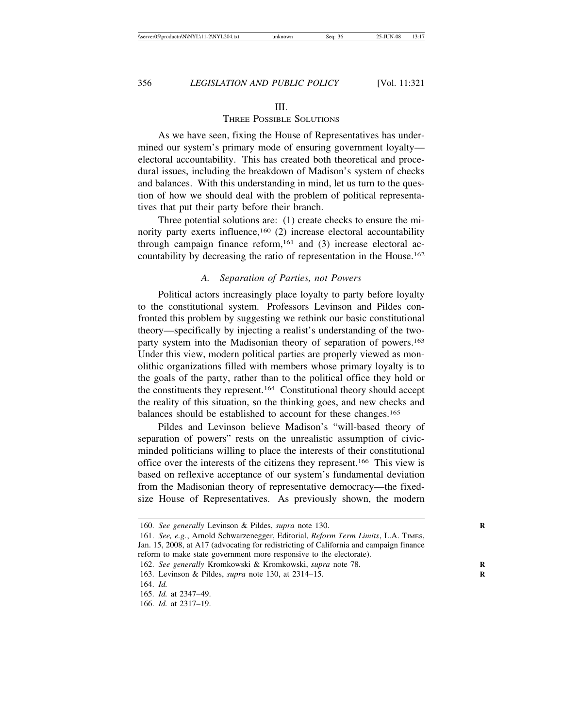## III. THREE POSSIBLE SOLUTIONS

As we have seen, fixing the House of Representatives has undermined our system's primary mode of ensuring government loyalty—electoral accountability. This has created both theoretical and procedural issues, including the breakdown of Madison's system of checks and balances. With this understanding in mind, let us turn to the question of how we should deal with the problem of political representatives that put their party before their branch.

Three potential solutions are: (1) create checks to ensure the minority party exerts influence,[160] (2) increase electoral accountability through campaign finance reform,[161] and (3) increase electoral accountability by decreasing the ratio of representation in the House.[162]

### A. *Separation of Parties, not Powers*

Political actors increasingly place loyalty to party before loyalty to the constitutional system. Professors Levinson and Pildes confronted this problem by suggesting we rethink our basic constitutional theory—specifically by injecting a realist's understanding of the two-party system into the Madisonian theory of separation of powers.[163] Under this view, modern political parties are properly viewed as monolithic organizations filled with members whose primary loyalty is to the goals of the party, rather than to the political office they hold or the constituents they represent.[164] Constitutional theory should accept the reality of this situation, so the thinking goes, and new checks and balances should be established to account for these changes.[165]

Pildes and Levinson believe Madison's "will-based theory of separation of powers" rests on the unrealistic assumption of civic-minded politicians willing to place the interests of their constitutional office over the interests of the citizens they represent.[166] This view is based on reflexive acceptance of our system's fundamental deviation from the Madisonian theory of representative democracy—the fixed-size House of Representatives. As previously shown, the modern

---

160. *See generally* Levinson & Pildes, *supra* note 130.

161. *See, e.g.*, Arnold Schwarzenegger, Editorial, *Reform Term Limits*, L.A. TIMES, Jan. 15, 2008, at A17 (advocating for redistricting of California and campaign finance reform to make state government more responsive to the electorate).

162. *See generally* Kromkowski & Kromkowski, *supra* note 78.

163. Levinson & Pildes, *supra* note 130, at 2314–15.

164. *Id.*

165. *Id.* at 2347–49.

166. *Id.* at 2317–19.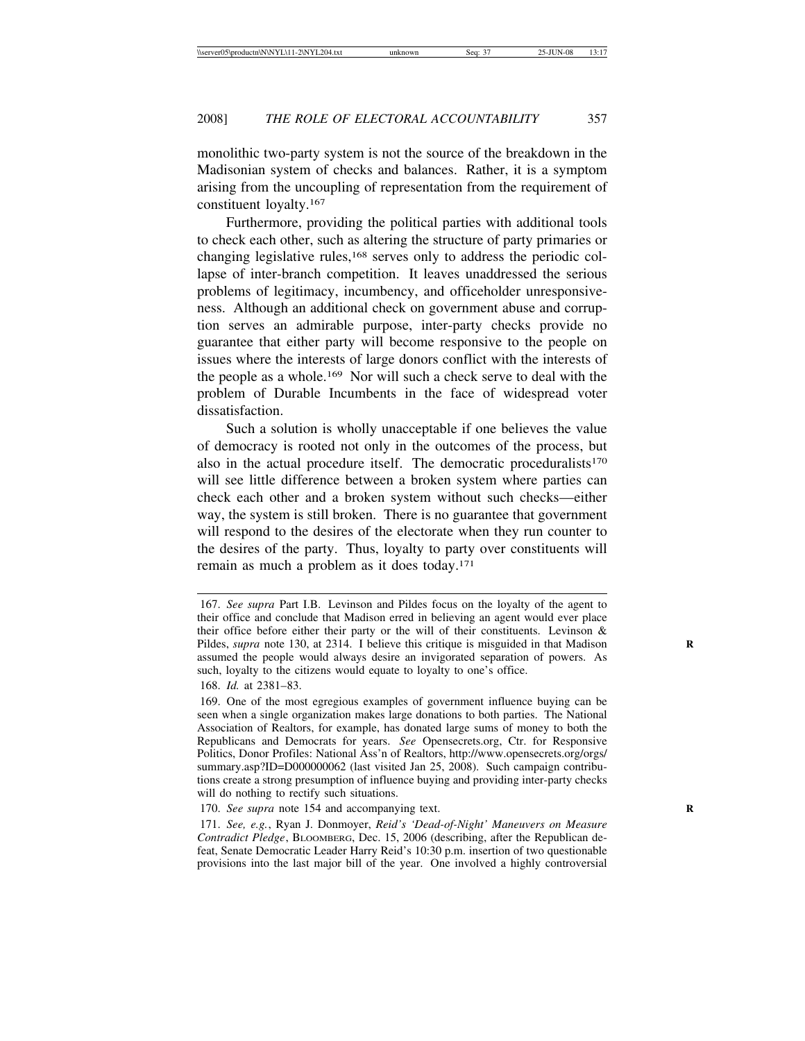monolithic two-party system is not the source of the breakdown in the Madisonian system of checks and balances. Rather, it is a symptom arising from the uncoupling of representation from the requirement of constituent loyalty.[167]

Furthermore, providing the political parties with additional tools to check each other, such as altering the structure of party primaries or changing legislative rules,[168] serves only to address the periodic collapse of inter-branch competition. It leaves unaddressed the serious problems of legitimacy, incumbency, and officeholder unresponsiveness. Although an additional check on government abuse and corruption serves an admirable purpose, inter-party checks provide no guarantee that either party will become responsive to the people on issues where the interests of large donors conflict with the interests of the people as a whole.[169] Nor will such a check serve to deal with the problem of Durable Incumbents in the face of widespread voter dissatisfaction.

Such a solution is wholly unacceptable if one believes the value of democracy is rooted not only in the outcomes of the process, but also in the actual procedure itself. The democratic proceduralists[170] will see little difference between a broken system where parties can check each other and a broken system without such checks—either way, the system is still broken. There is no guarantee that government will respond to the desires of the electorate when they run counter to the desires of the party. Thus, loyalty to party over constituents will remain as much a problem as it does today.[171]

---

167. *See supra* Part I.B. Levinson and Pildes focus on the loyalty of the agent to their office and conclude that Madison erred in believing an agent would ever place their office before either their party or the will of their constituents. Levinson & Pildes, *supra* note 130, at 2314. I believe this critique is misguided in that Madison assumed the people would always desire an invigorated separation of powers. As such, loyalty to the citizens would equate to loyalty to one's office.

168. *Id.* at 2381–83.

169. One of the most egregious examples of government influence buying can be seen when a single organization makes large donations to both parties. The National Association of Realtors, for example, has donated large sums of money to both the Republicans and Democrats for years. *See* Opensecrets.org, Ctr. for Responsive Politics, Donor Profiles: National Ass'n of Realtors, http://www.opensecrets.org/orgs/summary.asp?ID=D000000062 (last visited Jan 25, 2008). Such campaign contributions create a strong presumption of influence buying and providing inter-party checks will do nothing to rectify such situations.

170. *See supra* note 154 and accompanying text.

171. *See, e.g.*, Ryan J. Donmoyer, *Reid's 'Dead-of-Night' Maneuvers on Measure Contradict Pledge*, BLOOMBERG, Dec. 15, 2006 (describing, after the Republican defeat, Senate Democratic Leader Harry Reid's 10:30 p.m. insertion of two questionable provisions into the last major bill of the year. One involved a highly controversial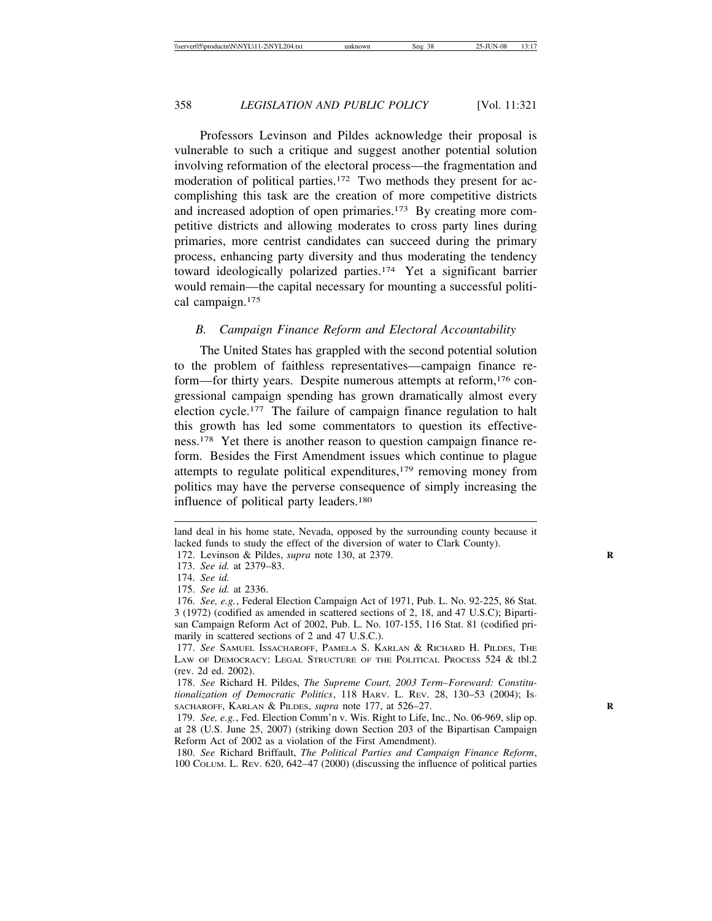Professors Levinson and Pildes acknowledge their proposal is vulnerable to such a critique and suggest another potential solution involving reformation of the electoral process—the fragmentation and moderation of political parties.[172] Two methods they present for accomplishing this task are the creation of more competitive districts and increased adoption of open primaries.[173] By creating more competitive districts and allowing moderates to cross party lines during primaries, more centrist candidates can succeed during the primary process, enhancing party diversity and thus moderating the tendency toward ideologically polarized parties.[174] Yet a significant barrier would remain—the capital necessary for mounting a successful political campaign.[175]

### *B. Campaign Finance Reform and Electoral Accountability*

The United States has grappled with the second potential solution to the problem of faithless representatives—campaign finance reform—for thirty years. Despite numerous attempts at reform,[176] congressional campaign spending has grown dramatically almost every election cycle.[177] The failure of campaign finance regulation to halt this growth has led some commentators to question its effectiveness.[178] Yet there is another reason to question campaign finance reform. Besides the First Amendment issues which continue to plague attempts to regulate political expenditures,[179] removing money from politics may have the perverse consequence of simply increasing the influence of political party leaders.[180]

---

land deal in his home state, Nevada, opposed by the surrounding county because it lacked funds to study the effect of the diversion of water to Clark County).

172. Levinson & Pildes, *supra* note 130, at 2379.

173. *See id.* at 2379–83.

174. *See id.*

175. *See id.* at 2336.

176. *See, e.g.*, Federal Election Campaign Act of 1971, Pub. L. No. 92-225, 86 Stat. 3 (1972) (codified as amended in scattered sections of 2, 18, and 47 U.S.C); Bipartisan Campaign Reform Act of 2002, Pub. L. No. 107-155, 116 Stat. 81 (codified primarily in scattered sections of 2 and 47 U.S.C.).

177. *See* Samuel Issacharoff, Pamela S. Karlan & Richard H. Pildes, The Law of Democracy: Legal Structure of the Political Process 524 & tbl.2 (rev. 2d ed. 2002).

178. *See* Richard H. Pildes, *The Supreme Court, 2003 Term–Foreward: Constitutionalization of Democratic Politics*, 118 Harv. L. Rev. 28, 130–53 (2004); Issacharoff, Karlan & Pildes, *supra* note 177, at 526–27.

179. *See, e.g.*, Fed. Election Comm'n v. Wis. Right to Life, Inc., No. 06-969, slip op. at 28 (U.S. June 25, 2007) (striking down Section 203 of the Bipartisan Campaign Reform Act of 2002 as a violation of the First Amendment).

180. *See* Richard Briffault, *The Political Parties and Campaign Finance Reform*, 100 Colum. L. Rev. 620, 642–47 (2000) (discussing the influence of political parties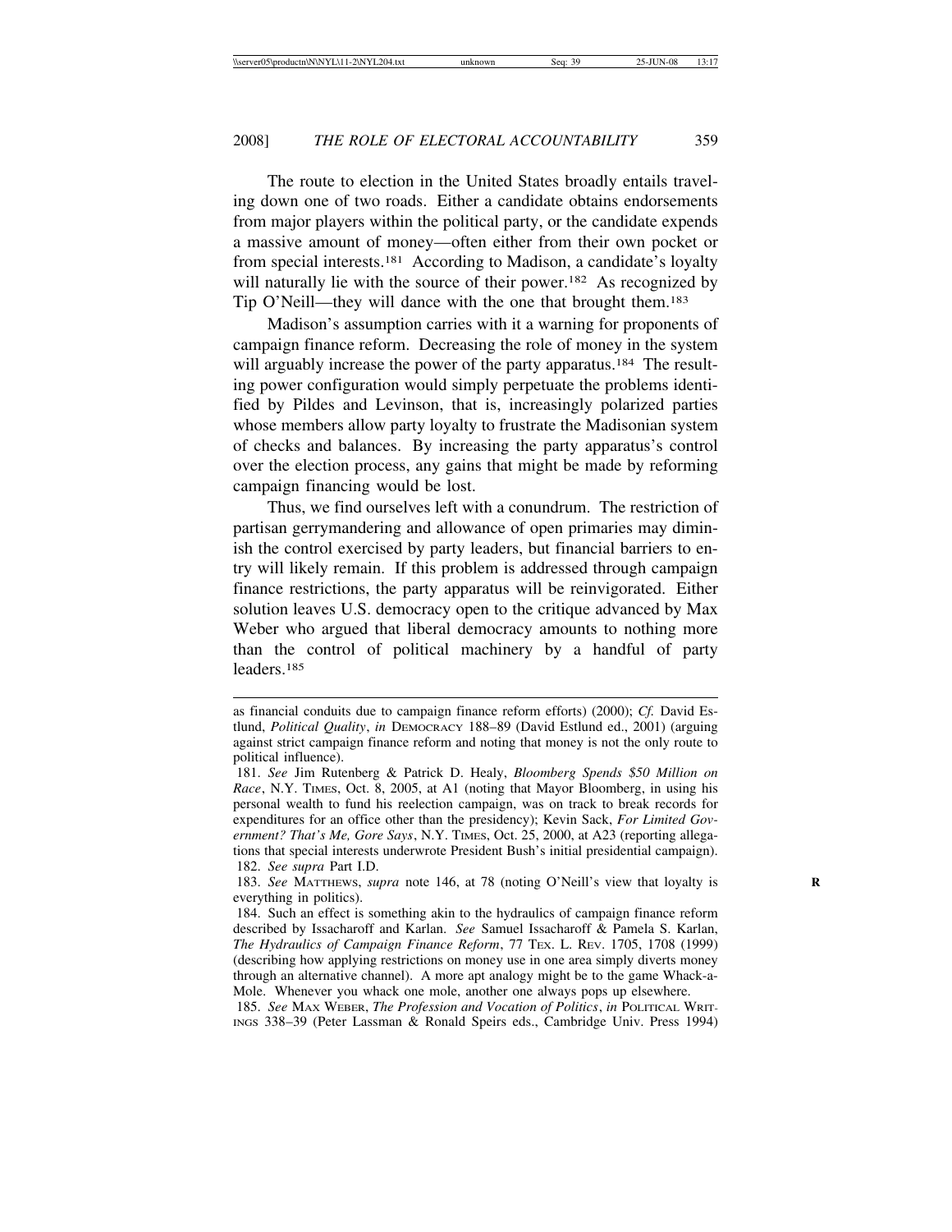The route to election in the United States broadly entails traveling down one of two roads. Either a candidate obtains endorsements from major players within the political party, or the candidate expends a massive amount of money—often either from their own pocket or from special interests.[181] According to Madison, a candidate's loyalty will naturally lie with the source of their power.[182] As recognized by Tip O'Neill—they will dance with the one that brought them.[183]

Madison's assumption carries with it a warning for proponents of campaign finance reform. Decreasing the role of money in the system will arguably increase the power of the party apparatus.[184] The resulting power configuration would simply perpetuate the problems identified by Pildes and Levinson, that is, increasingly polarized parties whose members allow party loyalty to frustrate the Madisonian system of checks and balances. By increasing the party apparatus's control over the election process, any gains that might be made by reforming campaign financing would be lost.

Thus, we find ourselves left with a conundrum. The restriction of partisan gerrymandering and allowance of open primaries may diminish the control exercised by party leaders, but financial barriers to entry will likely remain. If this problem is addressed through campaign finance restrictions, the party apparatus will be reinvigorated. Either solution leaves U.S. democracy open to the critique advanced by Max Weber who argued that liberal democracy amounts to nothing more than the control of political machinery by a handful of party leaders.[185]

---

as financial conduits due to campaign finance reform efforts) (2000); *Cf.* David Estlund, *Political Quality*, *in* DEMOCRACY 188–89 (David Estlund ed., 2001) (arguing against strict campaign finance reform and noting that money is not the only route to political influence).

181. *See* Jim Rutenberg & Patrick D. Healy, *Bloomberg Spends $50 Million on Race*, N.Y. TIMES, Oct. 8, 2005, at A1 (noting that Mayor Bloomberg, in using his personal wealth to fund his reelection campaign, was on track to break records for expenditures for an office other than the presidency); Kevin Sack, *For Limited Government? That's Me, Gore Says*, N.Y. TIMES, Oct. 25, 2000, at A23 (reporting allegations that special interests underwrote President Bush's initial presidential campaign).

182. *See supra* Part I.D.

183. *See* MATTHEWS, *supra* note 146, at 78 (noting O'Neill's view that loyalty is everything in politics).

184. Such an effect is something akin to the hydraulics of campaign finance reform described by Issacharoff and Karlan. *See* Samuel Issacharoff & Pamela S. Karlan, *The Hydraulics of Campaign Finance Reform*, 77 TEX. L. REV. 1705, 1708 (1999) (describing how applying restrictions on money use in one area simply diverts money through an alternative channel). A more apt analogy might be to the game Whack-a-Mole. Whenever you whack one mole, another one always pops up elsewhere.

185. *See* MAX WEBER, *The Profession and Vocation of Politics*, *in* POLITICAL WRITINGS 338–39 (Peter Lassman & Ronald Speirs eds., Cambridge Univ. Press 1994)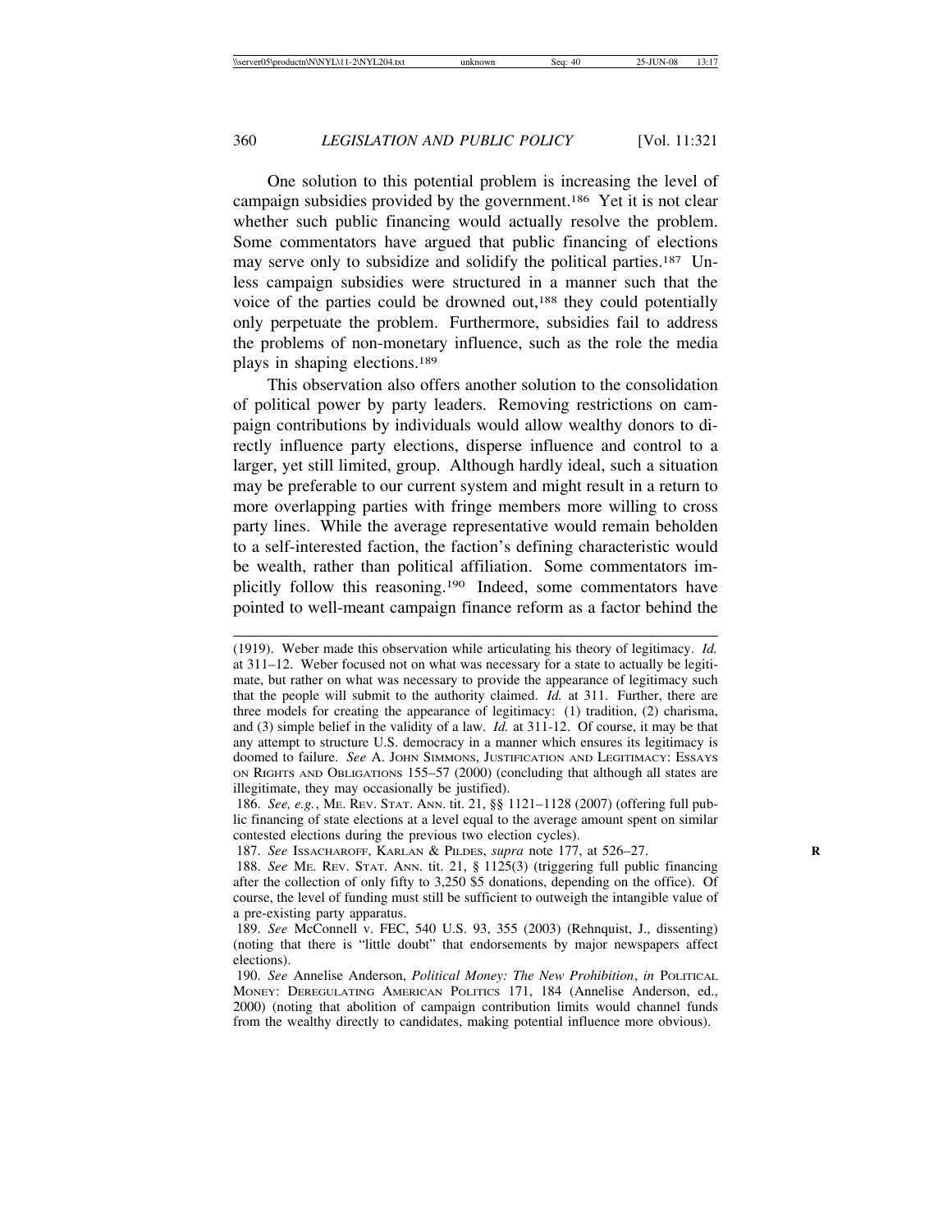One solution to this potential problem is increasing the level of campaign subsidies provided by the government.[186] Yet it is not clear whether such public financing would actually resolve the problem. Some commentators have argued that public financing of elections may serve only to subsidize and solidify the political parties.[187] Unless campaign subsidies were structured in a manner such that the voice of the parties could be drowned out,[188] they could potentially only perpetuate the problem. Furthermore, subsidies fail to address the problems of non-monetary influence, such as the role the media plays in shaping elections.[189]

This observation also offers another solution to the consolidation of political power by party leaders. Removing restrictions on campaign contributions by individuals would allow wealthy donors to directly influence party elections, disperse influence and control to a larger, yet still limited, group. Although hardly ideal, such a situation may be preferable to our current system and might result in a return to more overlapping parties with fringe members more willing to cross party lines. While the average representative would remain beholden to a self-interested faction, the faction's defining characteristic would be wealth, rather than political affiliation. Some commentators implicitly follow this reasoning.[190] Indeed, some commentators have pointed to well-meant campaign finance reform as a factor behind the

---

(1919). Weber made this observation while articulating his theory of legitimacy. *Id.* at 311–12. Weber focused not on what was necessary for a state to actually be legitimate, but rather on what was necessary to provide the appearance of legitimacy such that the people will submit to the authority claimed. *Id.* at 311. Further, there are three models for creating the appearance of legitimacy: (1) tradition, (2) charisma, and (3) simple belief in the validity of a law. *Id.* at 311-12. Of course, it may be that any attempt to structure U.S. democracy in a manner which ensures its legitimacy is doomed to failure. *See* A. JOHN SIMMONS, JUSTIFICATION AND LEGITIMACY: ESSAYS ON RIGHTS AND OBLIGATIONS 155–57 (2000) (concluding that although all states are illegitimate, they may occasionally be justified).

186. *See, e.g.*, ME. REV. STAT. ANN. tit. 21, §§ 1121–1128 (2007) (offering full public financing of state elections at a level equal to the average amount spent on similar contested elections during the previous two election cycles).

187. *See* ISSACHAROFF, KARLAN & PILDES, *supra* note 177, at 526–27.

188. *See* ME. REV. STAT. ANN. tit. 21, § 1125(3) (triggering full public financing after the collection of only fifty to 3,250 $5 donations, depending on the office). Of course, the level of funding must still be sufficient to outweigh the intangible value of a pre-existing party apparatus.

189. *See* McConnell v. FEC, 540 U.S. 93, 355 (2003) (Rehnquist, J., dissenting) (noting that there is "little doubt" that endorsements by major newspapers affect elections).

190. *See* Annelise Anderson, *Political Money: The New Prohibition*, *in* POLITICAL MONEY: DEREGULATING AMERICAN POLITICS 171, 184 (Annelise Anderson, ed., 2000) (noting that abolition of campaign contribution limits would channel funds from the wealthy directly to candidates, making potential influence more obvious).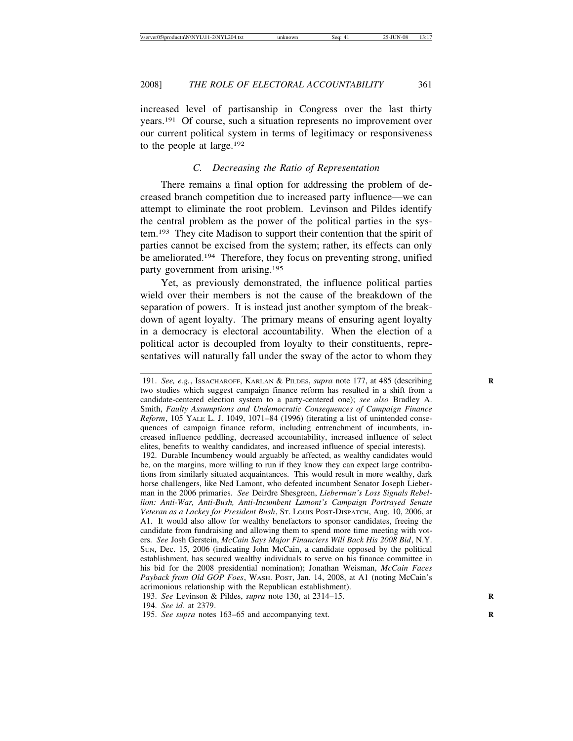increased level of partisanship in Congress over the last thirty years.[191] Of course, such a situation represents no improvement over our current political system in terms of legitimacy or responsiveness to the people at large.[192]

### *C. Decreasing the Ratio of Representation*

There remains a final option for addressing the problem of decreased branch competition due to increased party influence—we can attempt to eliminate the root problem. Levinson and Pildes identify the central problem as the power of the political parties in the system.[193] They cite Madison to support their contention that the spirit of parties cannot be excised from the system; rather, its effects can only be ameliorated.[194] Therefore, they focus on preventing strong, unified party government from arising.[195]

Yet, as previously demonstrated, the influence political parties wield over their members is not the cause of the breakdown of the separation of powers. It is instead just another symptom of the breakdown of agent loyalty. The primary means of ensuring agent loyalty in a democracy is electoral accountability. When the election of a political actor is decoupled from loyalty to their constituents, representatives will naturally fall under the sway of the actor to whom they

---

191. *See, e.g.*, ISSACHAROFF, KARLAN & PILDES, *supra* note 177, at 485 (describing two studies which suggest campaign finance reform has resulted in a shift from a candidate-centered election system to a party-centered one); *see also* Bradley A. Smith, *Faulty Assumptions and Undemocratic Consequences of Campaign Finance Reform*, 105 YALE L. J. 1049, 1071–84 (1996) (iterating a list of unintended consequences of campaign finance reform, including entrenchment of incumbents, increased influence peddling, decreased accountability, increased influence of select elites, benefits to wealthy candidates, and increased influence of special interests).

192. Durable Incumbency would arguably be affected, as wealthy candidates would be, on the margins, more willing to run if they know they can expect large contributions from similarly situated acquaintances. This would result in more wealthy, dark horse challengers, like Ned Lamont, who defeated incumbent Senator Joseph Lieberman in the 2006 primaries. *See* Deirdre Shesgreen, *Lieberman's Loss Signals Rebellion: Anti-War, Anti-Bush, Anti-Incumbent Lamont's Campaign Portrayed Senate Veteran as a Lackey for President Bush*, ST. LOUIS POST-DISPATCH, Aug. 10, 2006, at A1. It would also allow for wealthy benefactors to sponsor candidates, freeing the candidate from fundraising and allowing them to spend more time meeting with voters. *See* Josh Gerstein, *McCain Says Major Financiers Will Back His 2008 Bid*, N.Y. SUN, Dec. 15, 2006 (indicating John McCain, a candidate opposed by the political establishment, has secured wealthy individuals to serve on his finance committee in his bid for the 2008 presidential nomination); Jonathan Weisman, *McCain Faces Payback from Old GOP Foes*, WASH. POST, Jan. 14, 2008, at A1 (noting McCain's acrimonious relationship with the Republican establishment).

193. *See* Levinson & Pildes, *supra* note 130, at 2314–15.

194. *See id.* at 2379.

195. *See supra* notes 163–65 and accompanying text.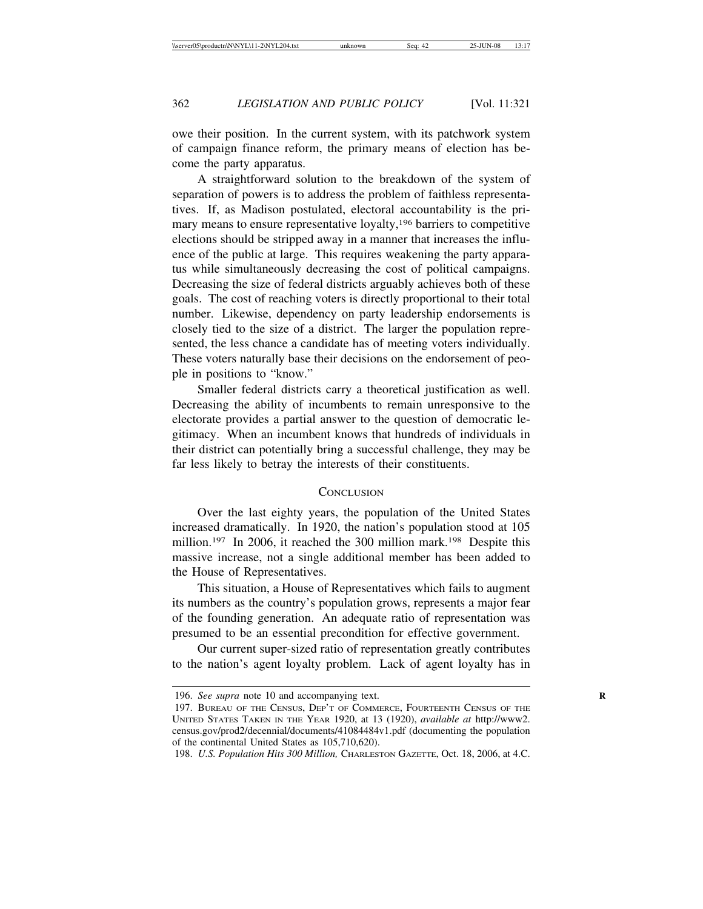owe their position. In the current system, with its patchwork system of campaign finance reform, the primary means of election has become the party apparatus.

A straightforward solution to the breakdown of the system of separation of powers is to address the problem of faithless representatives. If, as Madison postulated, electoral accountability is the primary means to ensure representative loyalty,[196] barriers to competitive elections should be stripped away in a manner that increases the influence of the public at large. This requires weakening the party apparatus while simultaneously decreasing the cost of political campaigns. Decreasing the size of federal districts arguably achieves both of these goals. The cost of reaching voters is directly proportional to their total number. Likewise, dependency on party leadership endorsements is closely tied to the size of a district. The larger the population represented, the less chance a candidate has of meeting voters individually. These voters naturally base their decisions on the endorsement of people in positions to "know."

Smaller federal districts carry a theoretical justification as well. Decreasing the ability of incumbents to remain unresponsive to the electorate provides a partial answer to the question of democratic legitimacy. When an incumbent knows that hundreds of individuals in their district can potentially bring a successful challenge, they may be far less likely to betray the interests of their constituents.

## CONCLUSION

Over the last eighty years, the population of the United States increased dramatically. In 1920, the nation's population stood at 105 million.[197] In 2006, it reached the 300 million mark.[198] Despite this massive increase, not a single additional member has been added to the House of Representatives.

This situation, a House of Representatives which fails to augment its numbers as the country's population grows, represents a major fear of the founding generation. An adequate ratio of representation was presumed to be an essential precondition for effective government.

Our current super-sized ratio of representation greatly contributes to the nation's agent loyalty problem. Lack of agent loyalty has in

---

196. *See supra* note 10 and accompanying text.

197. BUREAU OF THE CENSUS, DEP'T OF COMMERCE, FOURTEENTH CENSUS OF THE UNITED STATES TAKEN IN THE YEAR 1920, at 13 (1920), *available at* http://www2.census.gov/prod2/decennial/documents/41084484v1.pdf (documenting the population of the continental United States as 105,710,620).

198. *U.S. Population Hits 300 Million,* CHARLESTON GAZETTE, Oct. 18, 2006, at 4.C.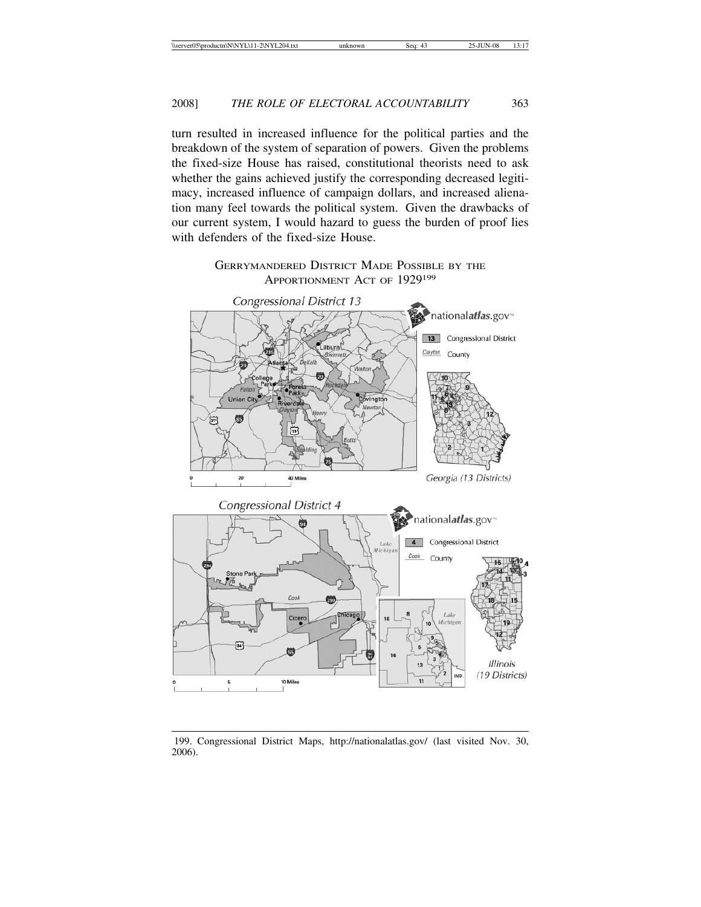turn resulted in increased influence for the political parties and the breakdown of the system of separation of powers. Given the problems the fixed-size House has raised, constitutional theorists need to ask whether the gains achieved justify the corresponding decreased legitimacy, increased influence of campaign dollars, and increased alienation many feel towards the political system. Given the drawbacks of our current system, I would hazard to guess the burden of proof lies with defenders of the fixed-size House.

GERRYMANDERED DISTRICT MADE POSSIBLE BY THE APPORTIONMENT ACT OF 1929[199]

199. Congressional District Maps, http://nationalatlas.gov/ (last visited Nov. 30, 2006).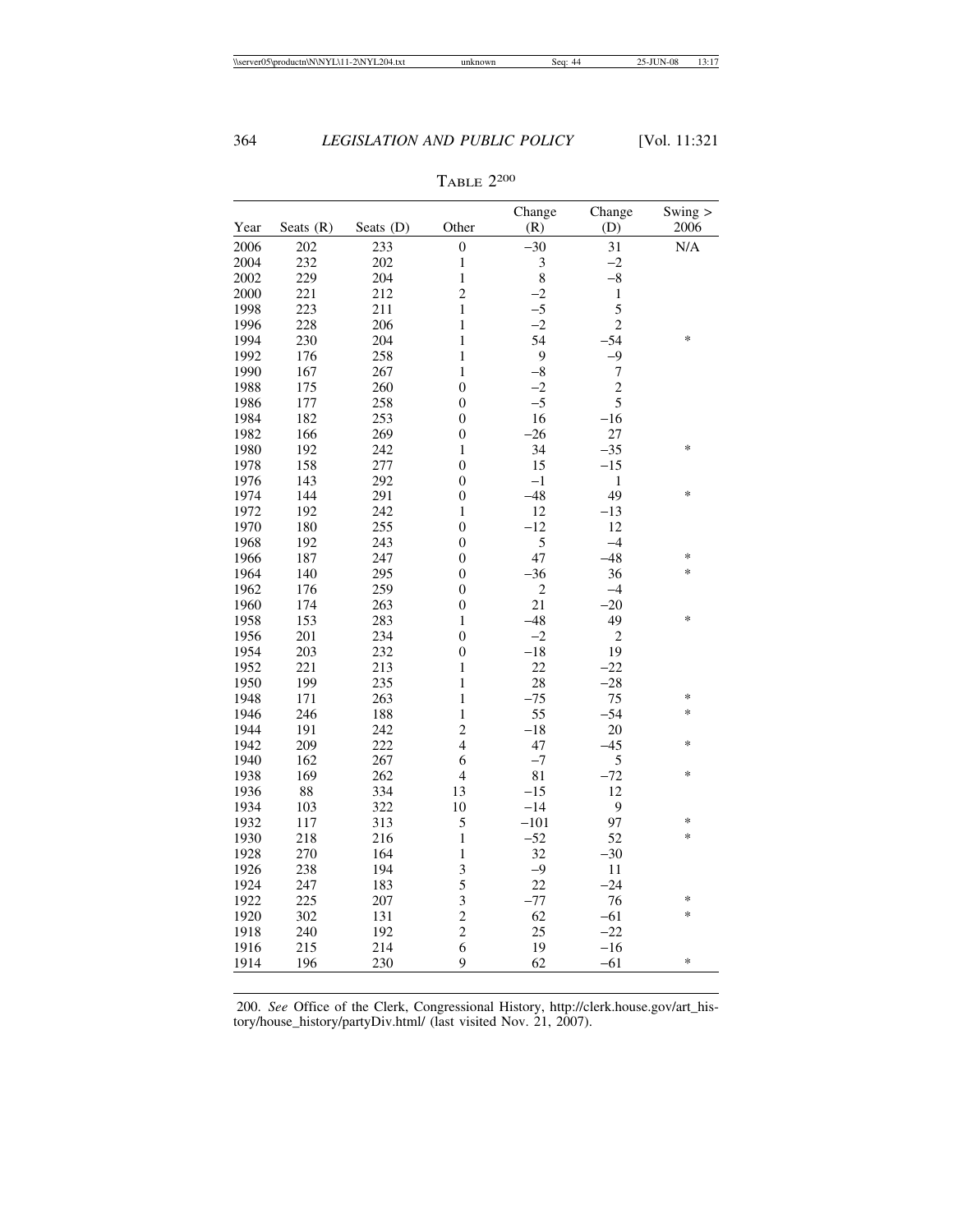TABLE 2[200]

| Year | Seats (R) | Seats (D) | Other | Change (R) | Change (D) | Swing > 2006 |
|---|---|---|---|---|---|---|
| 2006 | 202 | 233 | 0 | –30 | 31 | N/A |
| 2004 | 232 | 202 | 1 | 3 | –2 | |
| 2002 | 229 | 204 | 1 | 8 | –8 | |
| 2000 | 221 | 212 | 2 | –2 | 1 | |
| 1998 | 223 | 211 | 1 | –5 | 5 | |
| 1996 | 228 | 206 | 1 | –2 | 2 | |
| 1994 | 230 | 204 | 1 | 54 | –54 | * |
| 1992 | 176 | 258 | 1 | 9 | –9 | |
| 1990 | 167 | 267 | 1 | –8 | 7 | |
| 1988 | 175 | 260 | 0 | –2 | 2 | |
| 1986 | 177 | 258 | 0 | –5 | 5 | |
| 1984 | 182 | 253 | 0 | 16 | –16 | |
| 1982 | 166 | 269 | 0 | –26 | 27 | |
| 1980 | 192 | 242 | 1 | 34 | –35 | * |
| 1978 | 158 | 277 | 0 | 15 | –15 | |
| 1976 | 143 | 292 | 0 | –1 | 1 | |
| 1974 | 144 | 291 | 0 | –48 | 49 | * |
| 1972 | 192 | 242 | 1 | 12 | –13 | |
| 1970 | 180 | 255 | 0 | –12 | 12 | |
| 1968 | 192 | 243 | 0 | 5 | –4 | |
| 1966 | 187 | 247 | 0 | 47 | –48 | * |
| 1964 | 140 | 295 | 0 | –36 | 36 | * |
| 1962 | 176 | 259 | 0 | 2 | –4 | |
| 1960 | 174 | 263 | 0 | 21 | –20 | |
| 1958 | 153 | 283 | 1 | –48 | 49 | * |
| 1956 | 201 | 234 | 0 | –2 | 2 | |
| 1954 | 203 | 232 | 0 | –18 | 19 | |
| 1952 | 221 | 213 | 1 | 22 | –22 | |
| 1950 | 199 | 235 | 1 | 28 | –28 | |
| 1948 | 171 | 263 | 1 | –75 | 75 | * |
| 1946 | 246 | 188 | 1 | 55 | –54 | * |
| 1944 | 191 | 242 | 2 | –18 | 20 | |
| 1942 | 209 | 222 | 4 | 47 | –45 | * |
| 1940 | 162 | 267 | 6 | –7 | 5 | |
| 1938 | 169 | 262 | 4 | 81 | –72 | * |
| 1936 | 88 | 334 | 13 | –15 | 12 | |
| 1934 | 103 | 322 | 10 | –14 | 9 | |
| 1932 | 117 | 313 | 5 | –101 | 97 | * |
| 1930 | 218 | 216 | 1 | –52 | 52 | * |
| 1928 | 270 | 164 | 1 | 32 | –30 | |
| 1926 | 238 | 194 | 3 | –9 | 11 | |
| 1924 | 247 | 183 | 5 | 22 | –24 | |
| 1922 | 225 | 207 | 3 | –77 | 76 | * |
| 1920 | 302 | 131 | 2 | 62 | –61 | * |
| 1918 | 240 | 192 | 2 | 25 | –22 | |
| 1916 | 215 | 214 | 6 | 19 | –16 | |
| 1914 | 196 | 230 | 9 | 62 | –61 | * |

200. *See* Office of the Clerk, Congressional History, http://clerk.house.gov/art_history/house_history/partyDiv.html/ (last visited Nov. 21, 2007).